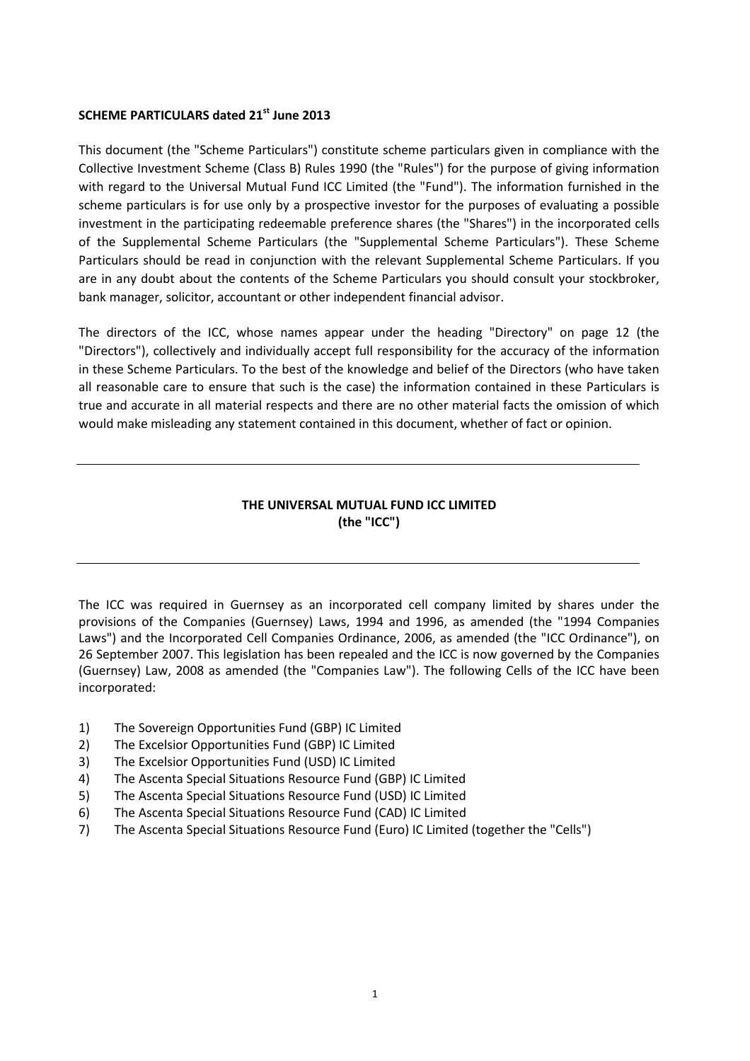**SCHEME PARTICULARS dated 21st June 2013**

This document (the "Scheme Particulars") constitute scheme particulars given in compliance with the Collective Investment Scheme (Class B) Rules 1990 (the "Rules") for the purpose of giving information with regard to the Universal Mutual Fund ICC Limited (the "Fund"). The information furnished in the scheme particulars is for use only by a prospective investor for the purposes of evaluating a possible investment in the participating redeemable preference shares (the "Shares") in the incorporated cells of the Supplemental Scheme Particulars (the "Supplemental Scheme Particulars"). These Scheme Particulars should be read in conjunction with the relevant Supplemental Scheme Particulars. If you are in any doubt about the contents of the Scheme Particulars you should consult your stockbroker, bank manager, solicitor, accountant or other independent financial advisor.

The directors of the ICC, whose names appear under the heading "Directory" on page 12 (the "Directors"), collectively and individually accept full responsibility for the accuracy of the information in these Scheme Particulars. To the best of the knowledge and belief of the Directors (who have taken all reasonable care to ensure that such is the case) the information contained in these Particulars is true and accurate in all material respects and there are no other material facts the omission of which would make misleading any statement contained in this document, whether of fact or opinion.

---

**THE UNIVERSAL MUTUAL FUND ICC LIMITED**
**(the "ICC")**

---

The ICC was required in Guernsey as an incorporated cell company limited by shares under the provisions of the Companies (Guernsey) Laws, 1994 and 1996, as amended (the "1994 Companies Laws") and the Incorporated Cell Companies Ordinance, 2006, as amended (the "ICC Ordinance"), on 26 September 2007. This legislation has been repealed and the ICC is now governed by the Companies (Guernsey) Law, 2008 as amended (the "Companies Law"). The following Cells of the ICC have been incorporated:

1) The Sovereign Opportunities Fund (GBP) IC Limited
2) The Excelsior Opportunities Fund (GBP) IC Limited
3) The Excelsior Opportunities Fund (USD) IC Limited
4) The Ascenta Special Situations Resource Fund (GBP) IC Limited
5) The Ascenta Special Situations Resource Fund (USD) IC Limited
6) The Ascenta Special Situations Resource Fund (CAD) IC Limited
7) The Ascenta Special Situations Resource Fund (Euro) IC Limited (together the "Cells")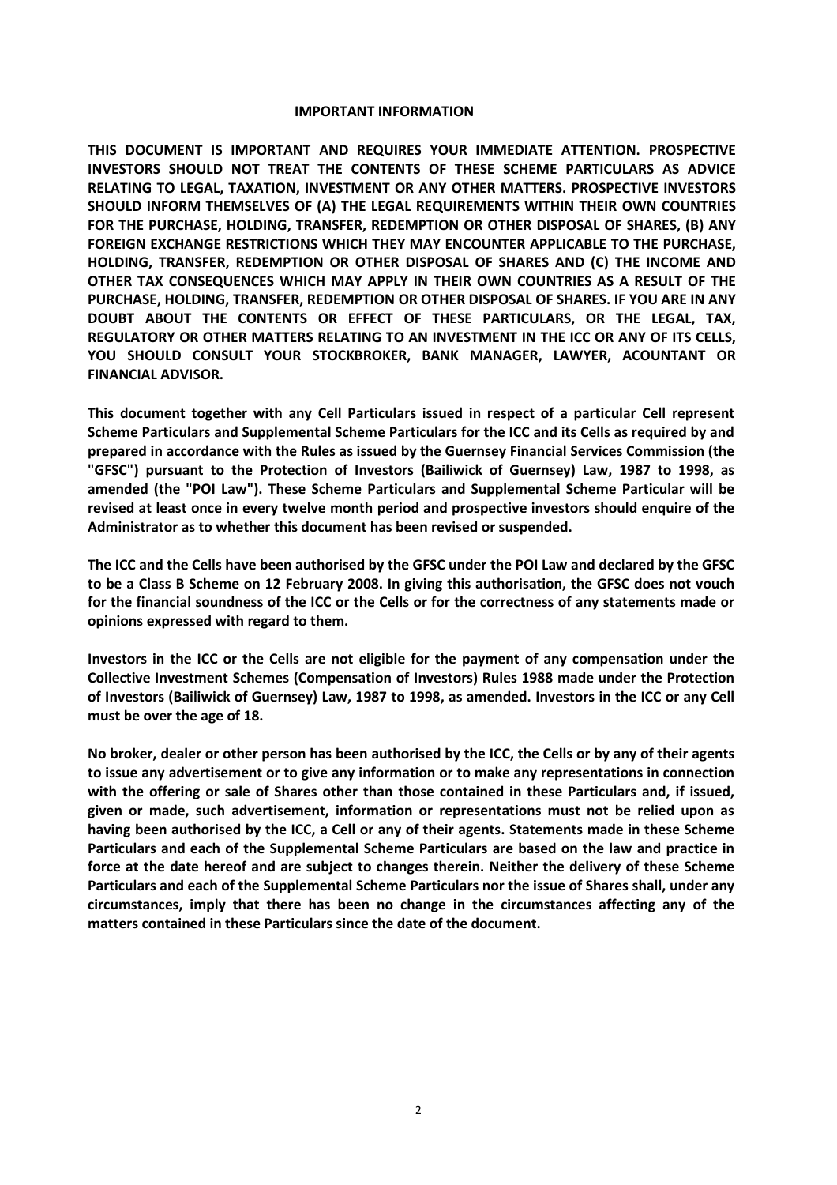## IMPORTANT INFORMATION

**THIS DOCUMENT IS IMPORTANT AND REQUIRES YOUR IMMEDIATE ATTENTION. PROSPECTIVE INVESTORS SHOULD NOT TREAT THE CONTENTS OF THESE SCHEME PARTICULARS AS ADVICE RELATING TO LEGAL, TAXATION, INVESTMENT OR ANY OTHER MATTERS. PROSPECTIVE INVESTORS SHOULD INFORM THEMSELVES OF (A) THE LEGAL REQUIREMENTS WITHIN THEIR OWN COUNTRIES FOR THE PURCHASE, HOLDING, TRANSFER, REDEMPTION OR OTHER DISPOSAL OF SHARES, (B) ANY FOREIGN EXCHANGE RESTRICTIONS WHICH THEY MAY ENCOUNTER APPLICABLE TO THE PURCHASE, HOLDING, TRANSFER, REDEMPTION OR OTHER DISPOSAL OF SHARES AND (C) THE INCOME AND OTHER TAX CONSEQUENCES WHICH MAY APPLY IN THEIR OWN COUNTRIES AS A RESULT OF THE PURCHASE, HOLDING, TRANSFER, REDEMPTION OR OTHER DISPOSAL OF SHARES. IF YOU ARE IN ANY DOUBT ABOUT THE CONTENTS OR EFFECT OF THESE PARTICULARS, OR THE LEGAL, TAX, REGULATORY OR OTHER MATTERS RELATING TO AN INVESTMENT IN THE ICC OR ANY OF ITS CELLS, YOU SHOULD CONSULT YOUR STOCKBROKER, BANK MANAGER, LAWYER, ACOUNTANT OR FINANCIAL ADVISOR.**

**This document together with any Cell Particulars issued in respect of a particular Cell represent Scheme Particulars and Supplemental Scheme Particulars for the ICC and its Cells as required by and prepared in accordance with the Rules as issued by the Guernsey Financial Services Commission (the "GFSC") pursuant to the Protection of Investors (Bailiwick of Guernsey) Law, 1987 to 1998, as amended (the "POI Law"). These Scheme Particulars and Supplemental Scheme Particular will be revised at least once in every twelve month period and prospective investors should enquire of the Administrator as to whether this document has been revised or suspended.**

**The ICC and the Cells have been authorised by the GFSC under the POI Law and declared by the GFSC to be a Class B Scheme on 12 February 2008. In giving this authorisation, the GFSC does not vouch for the financial soundness of the ICC or the Cells or for the correctness of any statements made or opinions expressed with regard to them.**

**Investors in the ICC or the Cells are not eligible for the payment of any compensation under the Collective Investment Schemes (Compensation of Investors) Rules 1988 made under the Protection of Investors (Bailiwick of Guernsey) Law, 1987 to 1998, as amended. Investors in the ICC or any Cell must be over the age of 18.**

**No broker, dealer or other person has been authorised by the ICC, the Cells or by any of their agents to issue any advertisement or to give any information or to make any representations in connection with the offering or sale of Shares other than those contained in these Particulars and, if issued, given or made, such advertisement, information or representations must not be relied upon as having been authorised by the ICC, a Cell or any of their agents. Statements made in these Scheme Particulars and each of the Supplemental Scheme Particulars are based on the law and practice in force at the date hereof and are subject to changes therein. Neither the delivery of these Scheme Particulars and each of the Supplemental Scheme Particulars nor the issue of Shares shall, under any circumstances, imply that there has been no change in the circumstances affecting any of the matters contained in these Particulars since the date of the document.**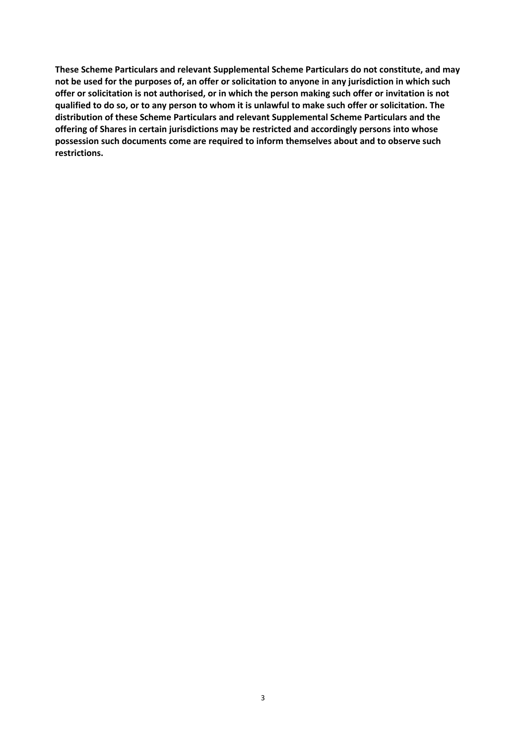**These Scheme Particulars and relevant Supplemental Scheme Particulars do not constitute, and may not be used for the purposes of, an offer or solicitation to anyone in any jurisdiction in which such offer or solicitation is not authorised, or in which the person making such offer or invitation is not qualified to do so, or to any person to whom it is unlawful to make such offer or solicitation. The distribution of these Scheme Particulars and relevant Supplemental Scheme Particulars and the offering of Shares in certain jurisdictions may be restricted and accordingly persons into whose possession such documents come are required to inform themselves about and to observe such restrictions.**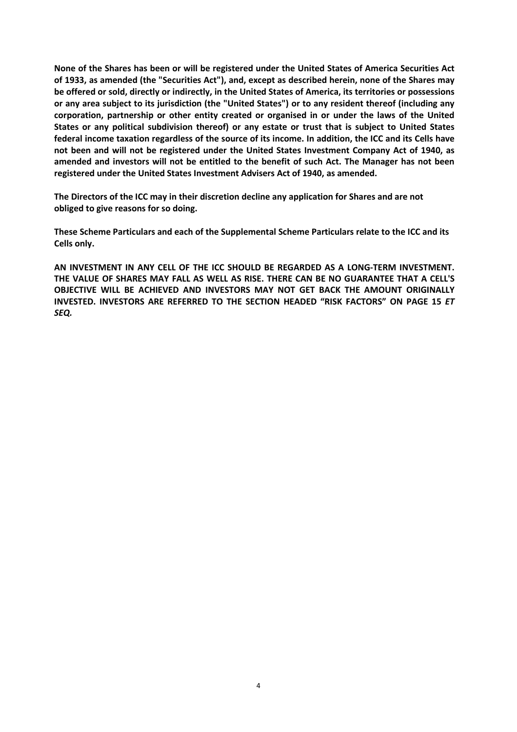**None of the Shares has been or will be registered under the United States of America Securities Act of 1933, as amended (the "Securities Act"), and, except as described herein, none of the Shares may be offered or sold, directly or indirectly, in the United States of America, its territories or possessions or any area subject to its jurisdiction (the "United States") or to any resident thereof (including any corporation, partnership or other entity created or organised in or under the laws of the United States or any political subdivision thereof) or any estate or trust that is subject to United States federal income taxation regardless of the source of its income. In addition, the ICC and its Cells have not been and will not be registered under the United States Investment Company Act of 1940, as amended and investors will not be entitled to the benefit of such Act. The Manager has not been registered under the United States Investment Advisers Act of 1940, as amended.**

**The Directors of the ICC may in their discretion decline any application for Shares and are not obliged to give reasons for so doing.**

**These Scheme Particulars and each of the Supplemental Scheme Particulars relate to the ICC and its Cells only.**

**AN INVESTMENT IN ANY CELL OF THE ICC SHOULD BE REGARDED AS A LONG-TERM INVESTMENT. THE VALUE OF SHARES MAY FALL AS WELL AS RISE. THERE CAN BE NO GUARANTEE THAT A CELL'S OBJECTIVE WILL BE ACHIEVED AND INVESTORS MAY NOT GET BACK THE AMOUNT ORIGINALLY INVESTED. INVESTORS ARE REFERRED TO THE SECTION HEADED "RISK FACTORS" ON PAGE 15 *ET SEQ.***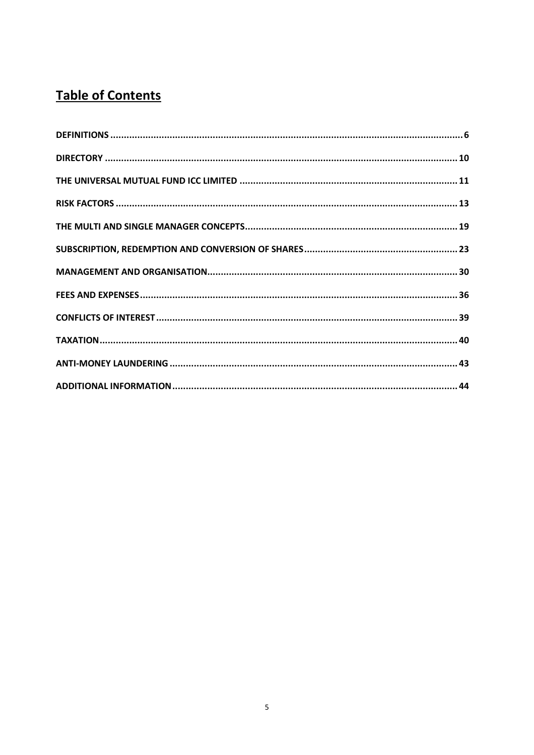# Table of Contents

| | |
|---|---|
| **DEFINITIONS** | **6** |
| **DIRECTORY** | **10** |
| **THE UNIVERSAL MUTUAL FUND ICC LIMITED** | **11** |
| **RISK FACTORS** | **13** |
| **THE MULTI AND SINGLE MANAGER CONCEPTS** | **19** |
| **SUBSCRIPTION, REDEMPTION AND CONVERSION OF SHARES** | **23** |
| **MANAGEMENT AND ORGANISATION** | **30** |
| **FEES AND EXPENSES** | **36** |
| **CONFLICTS OF INTEREST** | **39** |
| **TAXATION** | **40** |
| **ANTI-MONEY LAUNDERING** | **43** |
| **ADDITIONAL INFORMATION** | **44** |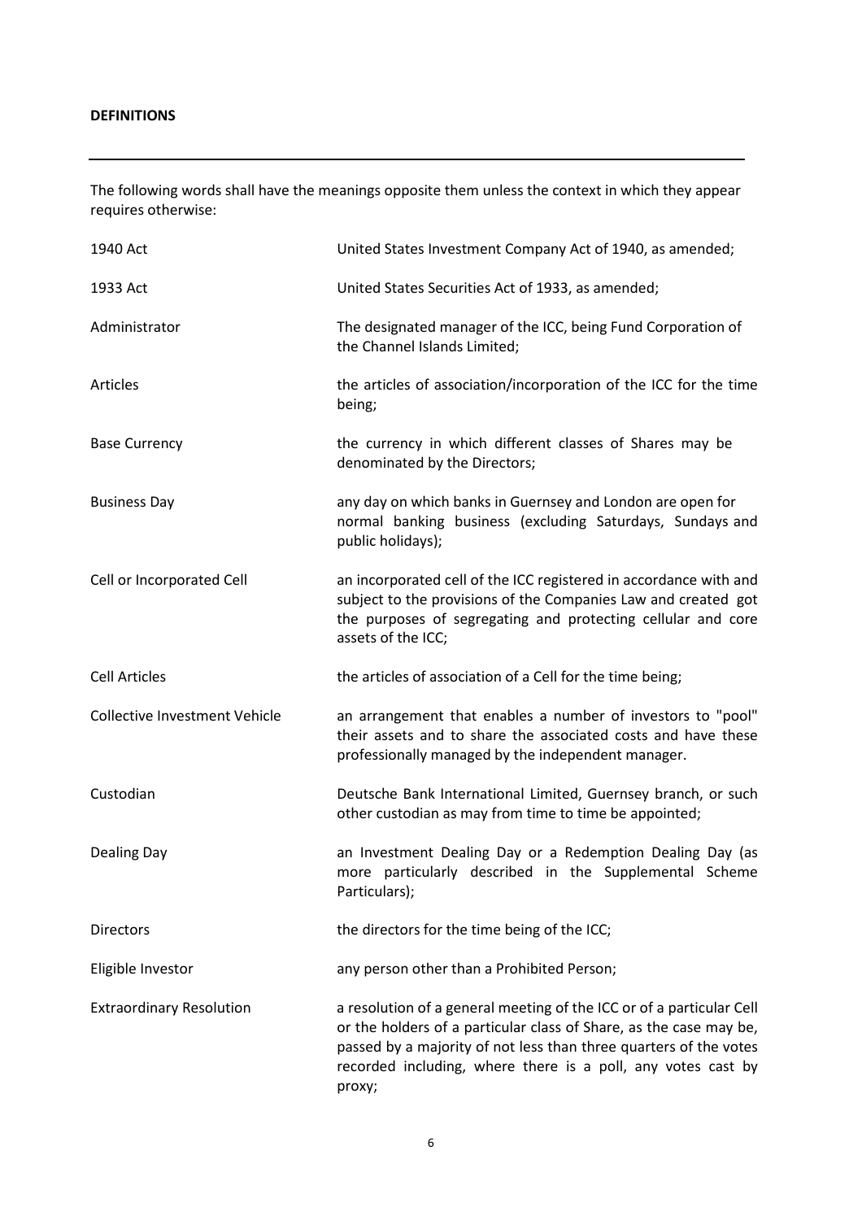**DEFINITIONS**

---

The following words shall have the meanings opposite them unless the context in which they appear requires otherwise:

| | |
|---|---|
| 1940 Act | United States Investment Company Act of 1940, as amended; |
| 1933 Act | United States Securities Act of 1933, as amended; |
| Administrator | The designated manager of the ICC, being Fund Corporation of the Channel Islands Limited; |
| Articles | the articles of association/incorporation of the ICC for the time being; |
| Base Currency | the currency in which different classes of Shares may be denominated by the Directors; |
| Business Day | any day on which banks in Guernsey and London are open for normal banking business (excluding Saturdays, Sundays and public holidays); |
| Cell or Incorporated Cell | an incorporated cell of the ICC registered in accordance with and subject to the provisions of the Companies Law and created got the purposes of segregating and protecting cellular and core assets of the ICC; |
| Cell Articles | the articles of association of a Cell for the time being; |
| Collective Investment Vehicle | an arrangement that enables a number of investors to "pool" their assets and to share the associated costs and have these professionally managed by the independent manager. |
| Custodian | Deutsche Bank International Limited, Guernsey branch, or such other custodian as may from time to time be appointed; |
| Dealing Day | an Investment Dealing Day or a Redemption Dealing Day (as more particularly described in the Supplemental Scheme Particulars); |
| Directors | the directors for the time being of the ICC; |
| Eligible Investor | any person other than a Prohibited Person; |
| Extraordinary Resolution | a resolution of a general meeting of the ICC or of a particular Cell or the holders of a particular class of Share, as the case may be, passed by a majority of not less than three quarters of the votes recorded including, where there is a poll, any votes cast by proxy; |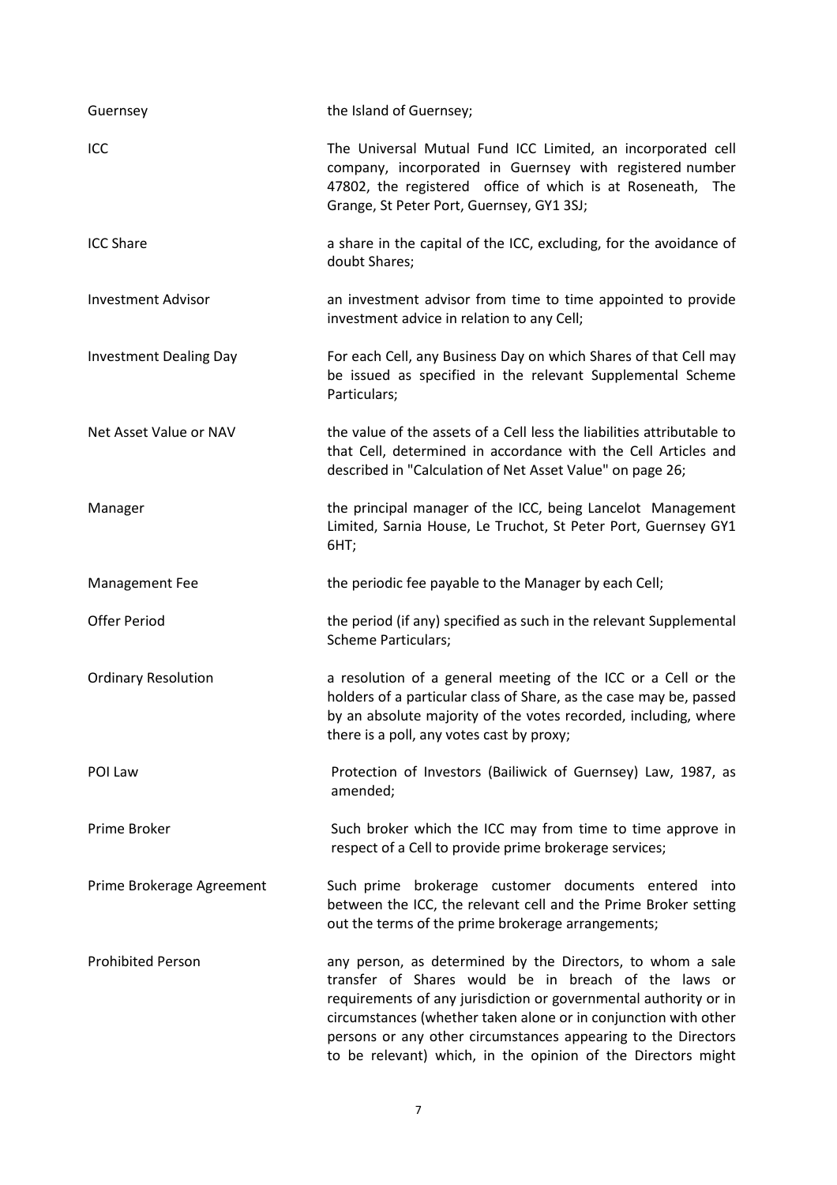| | |
|---|---|
| Guernsey | the Island of Guernsey; |
| ICC | The Universal Mutual Fund ICC Limited, an incorporated cell company, incorporated in Guernsey with registered number 47802, the registered office of which is at Roseneath, The Grange, St Peter Port, Guernsey, GY1 3SJ; |
| ICC Share | a share in the capital of the ICC, excluding, for the avoidance of doubt Shares; |
| Investment Advisor | an investment advisor from time to time appointed to provide investment advice in relation to any Cell; |
| Investment Dealing Day | For each Cell, any Business Day on which Shares of that Cell may be issued as specified in the relevant Supplemental Scheme Particulars; |
| Net Asset Value or NAV | the value of the assets of a Cell less the liabilities attributable to that Cell, determined in accordance with the Cell Articles and described in "Calculation of Net Asset Value" on page 26; |
| Manager | the principal manager of the ICC, being Lancelot Management Limited, Sarnia House, Le Truchot, St Peter Port, Guernsey GY1 6HT; |
| Management Fee | the periodic fee payable to the Manager by each Cell; |
| Offer Period | the period (if any) specified as such in the relevant Supplemental Scheme Particulars; |
| Ordinary Resolution | a resolution of a general meeting of the ICC or a Cell or the holders of a particular class of Share, as the case may be, passed by an absolute majority of the votes recorded, including, where there is a poll, any votes cast by proxy; |
| POI Law | Protection of Investors (Bailiwick of Guernsey) Law, 1987, as amended; |
| Prime Broker | Such broker which the ICC may from time to time approve in respect of a Cell to provide prime brokerage services; |
| Prime Brokerage Agreement | Such prime brokerage customer documents entered into between the ICC, the relevant cell and the Prime Broker setting out the terms of the prime brokerage arrangements; |
| Prohibited Person | any person, as determined by the Directors, to whom a sale transfer of Shares would be in breach of the laws or requirements of any jurisdiction or governmental authority or in circumstances (whether taken alone or in conjunction with other persons or any other circumstances appearing to the Directors to be relevant) which, in the opinion of the Directors might |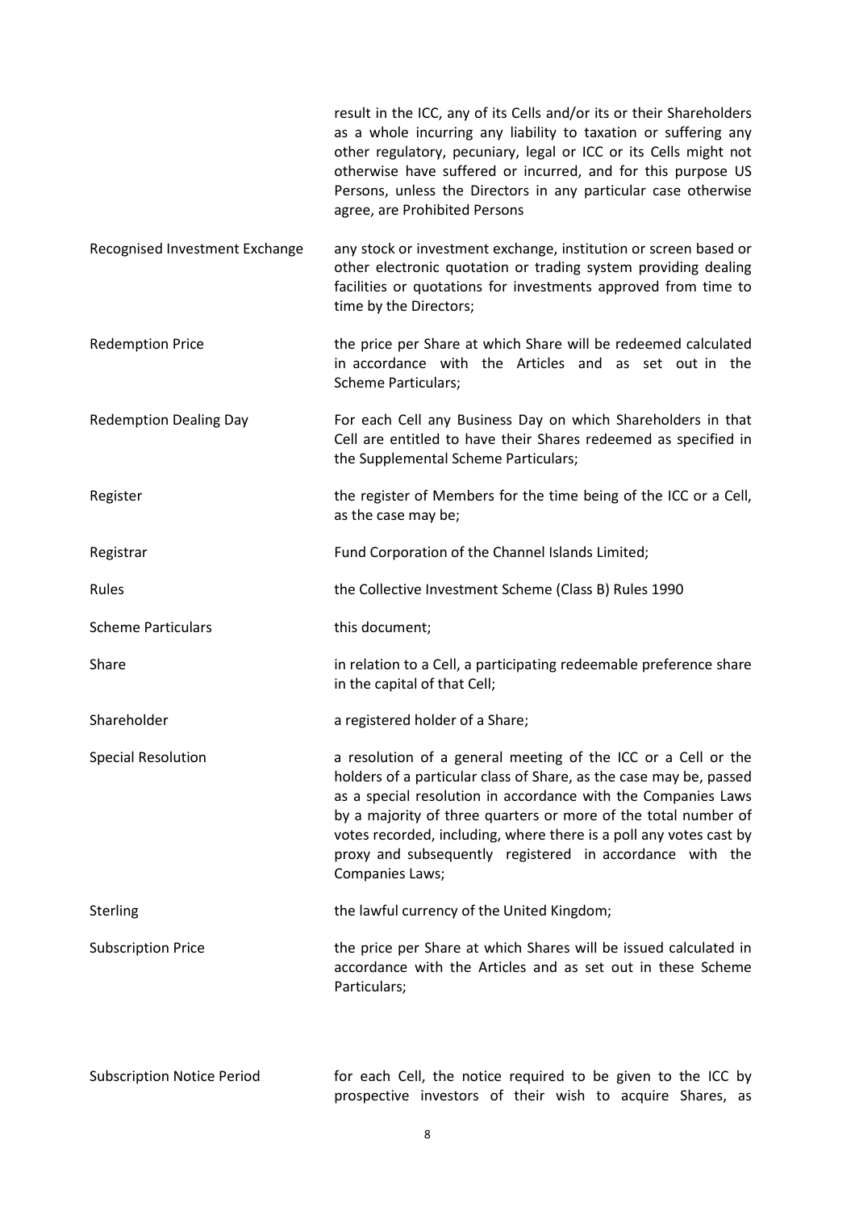| | |
|---|---|
| | result in the ICC, any of its Cells and/or its or their Shareholders as a whole incurring any liability to taxation or suffering any other regulatory, pecuniary, legal or ICC or its Cells might not otherwise have suffered or incurred, and for this purpose US Persons, unless the Directors in any particular case otherwise agree, are Prohibited Persons |
| Recognised Investment Exchange | any stock or investment exchange, institution or screen based or other electronic quotation or trading system providing dealing facilities or quotations for investments approved from time to time by the Directors; |
| Redemption Price | the price per Share at which Share will be redeemed calculated in accordance with the Articles and as set out in the Scheme Particulars; |
| Redemption Dealing Day | For each Cell any Business Day on which Shareholders in that Cell are entitled to have their Shares redeemed as specified in the Supplemental Scheme Particulars; |
| Register | the register of Members for the time being of the ICC or a Cell, as the case may be; |
| Registrar | Fund Corporation of the Channel Islands Limited; |
| Rules | the Collective Investment Scheme (Class B) Rules 1990 |
| Scheme Particulars | this document; |
| Share | in relation to a Cell, a participating redeemable preference share in the capital of that Cell; |
| Shareholder | a registered holder of a Share; |
| Special Resolution | a resolution of a general meeting of the ICC or a Cell or the holders of a particular class of Share, as the case may be, passed as a special resolution in accordance with the Companies Laws by a majority of three quarters or more of the total number of votes recorded, including, where there is a poll any votes cast by proxy and subsequently registered in accordance with the Companies Laws; |
| Sterling | the lawful currency of the United Kingdom; |
| Subscription Price | the price per Share at which Shares will be issued calculated in accordance with the Articles and as set out in these Scheme Particulars; |
| Subscription Notice Period | for each Cell, the notice required to be given to the ICC by prospective investors of their wish to acquire Shares, as |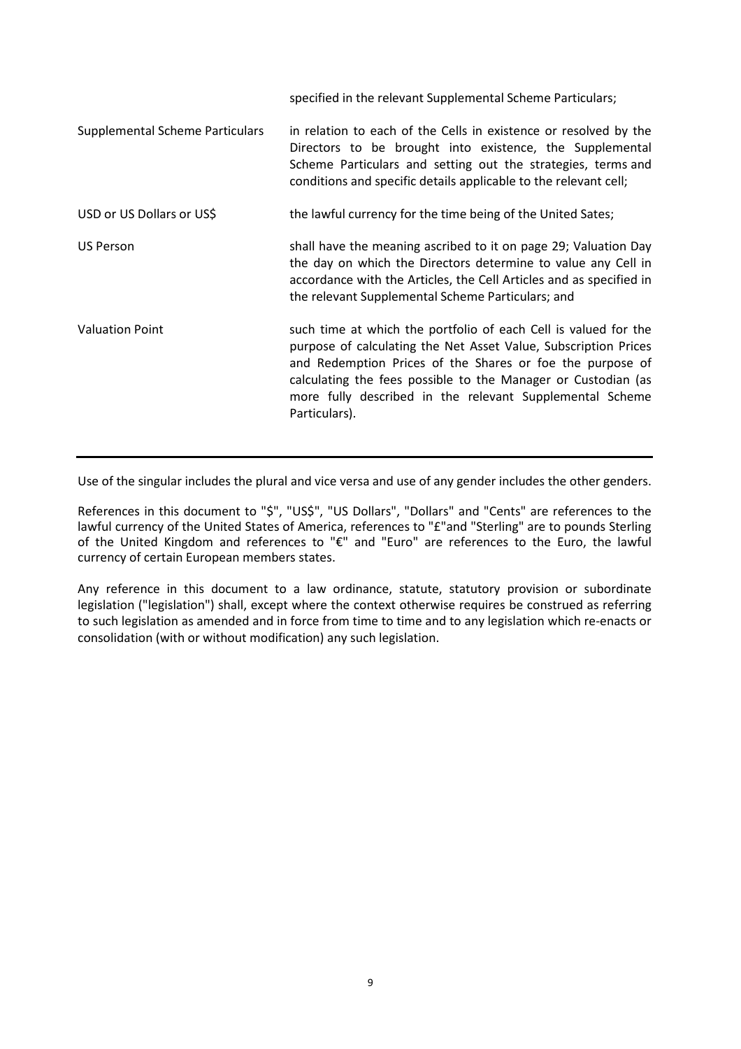| | |
|---|---|
| | specified in the relevant Supplemental Scheme Particulars; |
| Supplemental Scheme Particulars | in relation to each of the Cells in existence or resolved by the Directors to be brought into existence, the Supplemental Scheme Particulars and setting out the strategies, terms and conditions and specific details applicable to the relevant cell; |
| USD or US Dollars or US$ | the lawful currency for the time being of the United Sates; |
| US Person | shall have the meaning ascribed to it on page 29; Valuation Day the day on which the Directors determine to value any Cell in accordance with the Articles, the Cell Articles and as specified in the relevant Supplemental Scheme Particulars; and |
| Valuation Point | such time at which the portfolio of each Cell is valued for the purpose of calculating the Net Asset Value, Subscription Prices and Redemption Prices of the Shares or foe the purpose of calculating the fees possible to the Manager or Custodian (as more fully described in the relevant Supplemental Scheme Particulars). |

Use of the singular includes the plural and vice versa and use of any gender includes the other genders.

References in this document to "$", "US$", "US Dollars", "Dollars" and "Cents" are references to the lawful currency of the United States of America, references to "£"and "Sterling" are to pounds Sterling of the United Kingdom and references to "€" and "Euro" are references to the Euro, the lawful currency of certain European members states.

Any reference in this document to a law ordinance, statute, statutory provision or subordinate legislation ("legislation") shall, except where the context otherwise requires be construed as referring to such legislation as amended and in force from time to time and to any legislation which re-enacts or consolidation (with or without modification) any such legislation.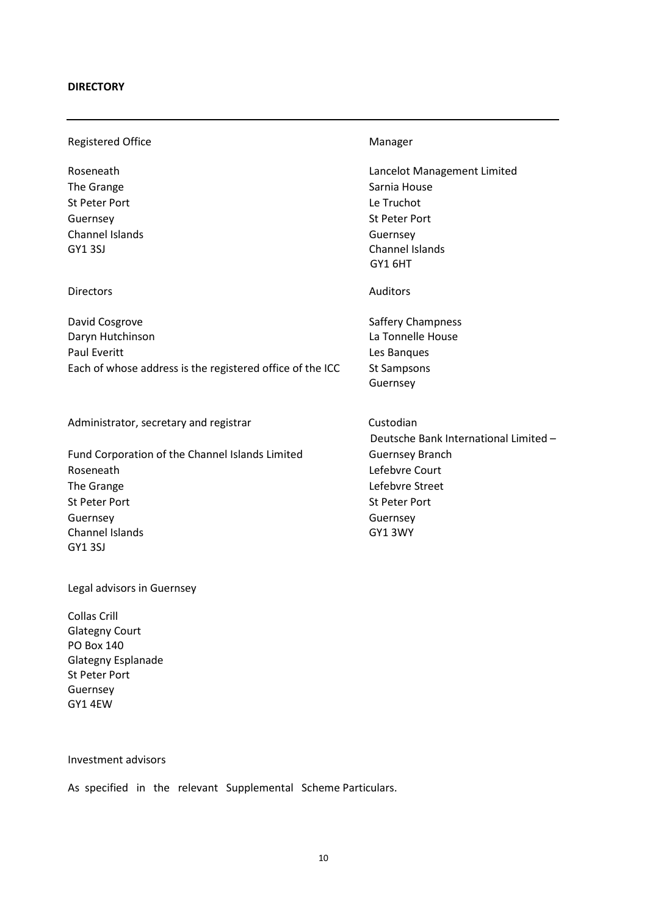**DIRECTORY**

---

Registered Office

Roseneath
The Grange
St Peter Port
Guernsey
Channel Islands
GY1 3SJ

Manager

Lancelot Management Limited
Sarnia House
Le Truchot
St Peter Port
Guernsey
Channel Islands
GY1 6HT

Directors

David Cosgrove
Daryn Hutchinson
Paul Everitt
Each of whose address is the registered office of the ICC

Auditors

Saffery Champness
La Tonnelle House
Les Banques
St Sampsons
Guernsey

Administrator, secretary and registrar

Fund Corporation of the Channel Islands Limited
Roseneath
The Grange
St Peter Port
Guernsey
Channel Islands
GY1 3SJ

Custodian

Deutsche Bank International Limited – Guernsey Branch
Lefebvre Court
Lefebvre Street
St Peter Port
Guernsey
GY1 3WY

Legal advisors in Guernsey

Collas Crill
Glategny Court
PO Box 140
Glategny Esplanade
St Peter Port
Guernsey
GY1 4EW

Investment advisors

As specified in the relevant Supplemental Scheme Particulars.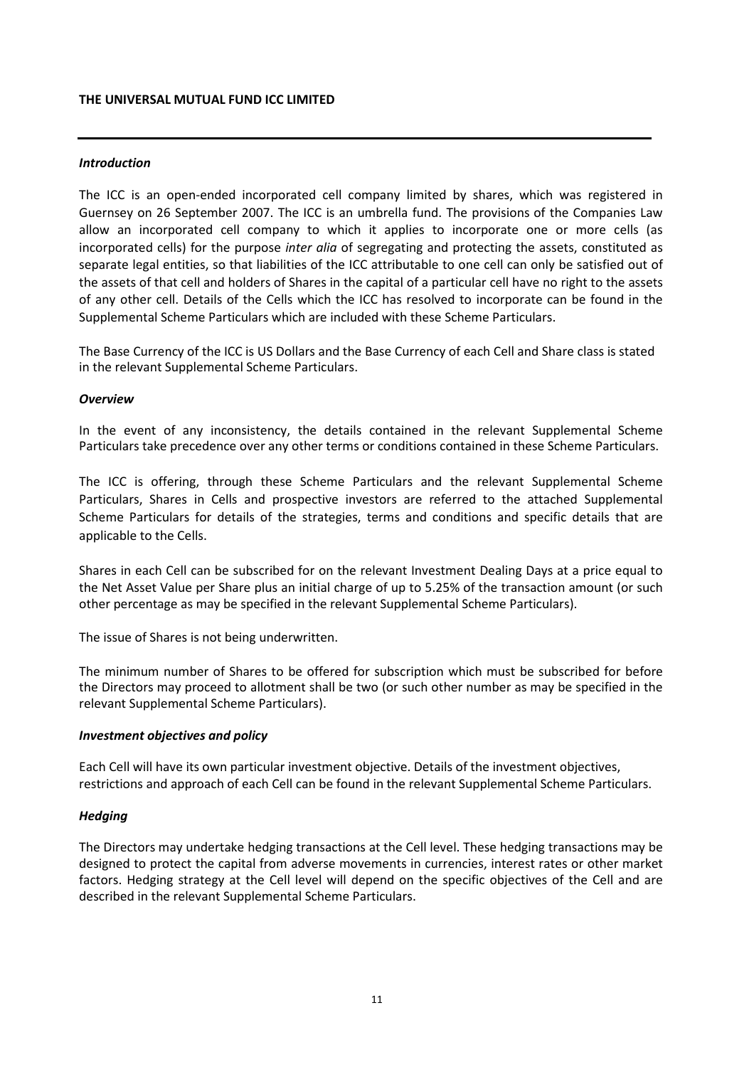**THE UNIVERSAL MUTUAL FUND ICC LIMITED**

---

***Introduction***

The ICC is an open-ended incorporated cell company limited by shares, which was registered in Guernsey on 26 September 2007. The ICC is an umbrella fund. The provisions of the Companies Law allow an incorporated cell company to which it applies to incorporate one or more cells (as incorporated cells) for the purpose *inter alia* of segregating and protecting the assets, constituted as separate legal entities, so that liabilities of the ICC attributable to one cell can only be satisfied out of the assets of that cell and holders of Shares in the capital of a particular cell have no right to the assets of any other cell. Details of the Cells which the ICC has resolved to incorporate can be found in the Supplemental Scheme Particulars which are included with these Scheme Particulars.

The Base Currency of the ICC is US Dollars and the Base Currency of each Cell and Share class is stated in the relevant Supplemental Scheme Particulars.

***Overview***

In the event of any inconsistency, the details contained in the relevant Supplemental Scheme Particulars take precedence over any other terms or conditions contained in these Scheme Particulars.

The ICC is offering, through these Scheme Particulars and the relevant Supplemental Scheme Particulars, Shares in Cells and prospective investors are referred to the attached Supplemental Scheme Particulars for details of the strategies, terms and conditions and specific details that are applicable to the Cells.

Shares in each Cell can be subscribed for on the relevant Investment Dealing Days at a price equal to the Net Asset Value per Share plus an initial charge of up to 5.25% of the transaction amount (or such other percentage as may be specified in the relevant Supplemental Scheme Particulars).

The issue of Shares is not being underwritten.

The minimum number of Shares to be offered for subscription which must be subscribed for before the Directors may proceed to allotment shall be two (or such other number as may be specified in the relevant Supplemental Scheme Particulars).

***Investment objectives and policy***

Each Cell will have its own particular investment objective. Details of the investment objectives, restrictions and approach of each Cell can be found in the relevant Supplemental Scheme Particulars.

***Hedging***

The Directors may undertake hedging transactions at the Cell level. These hedging transactions may be designed to protect the capital from adverse movements in currencies, interest rates or other market factors. Hedging strategy at the Cell level will depend on the specific objectives of the Cell and are described in the relevant Supplemental Scheme Particulars.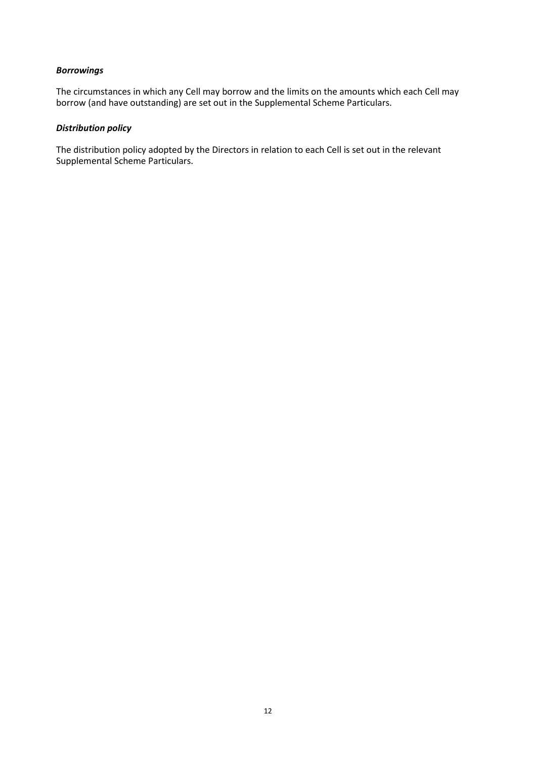***Borrowings***

The circumstances in which any Cell may borrow and the limits on the amounts which each Cell may borrow (and have outstanding) are set out in the Supplemental Scheme Particulars.

***Distribution policy***

The distribution policy adopted by the Directors in relation to each Cell is set out in the relevant Supplemental Scheme Particulars.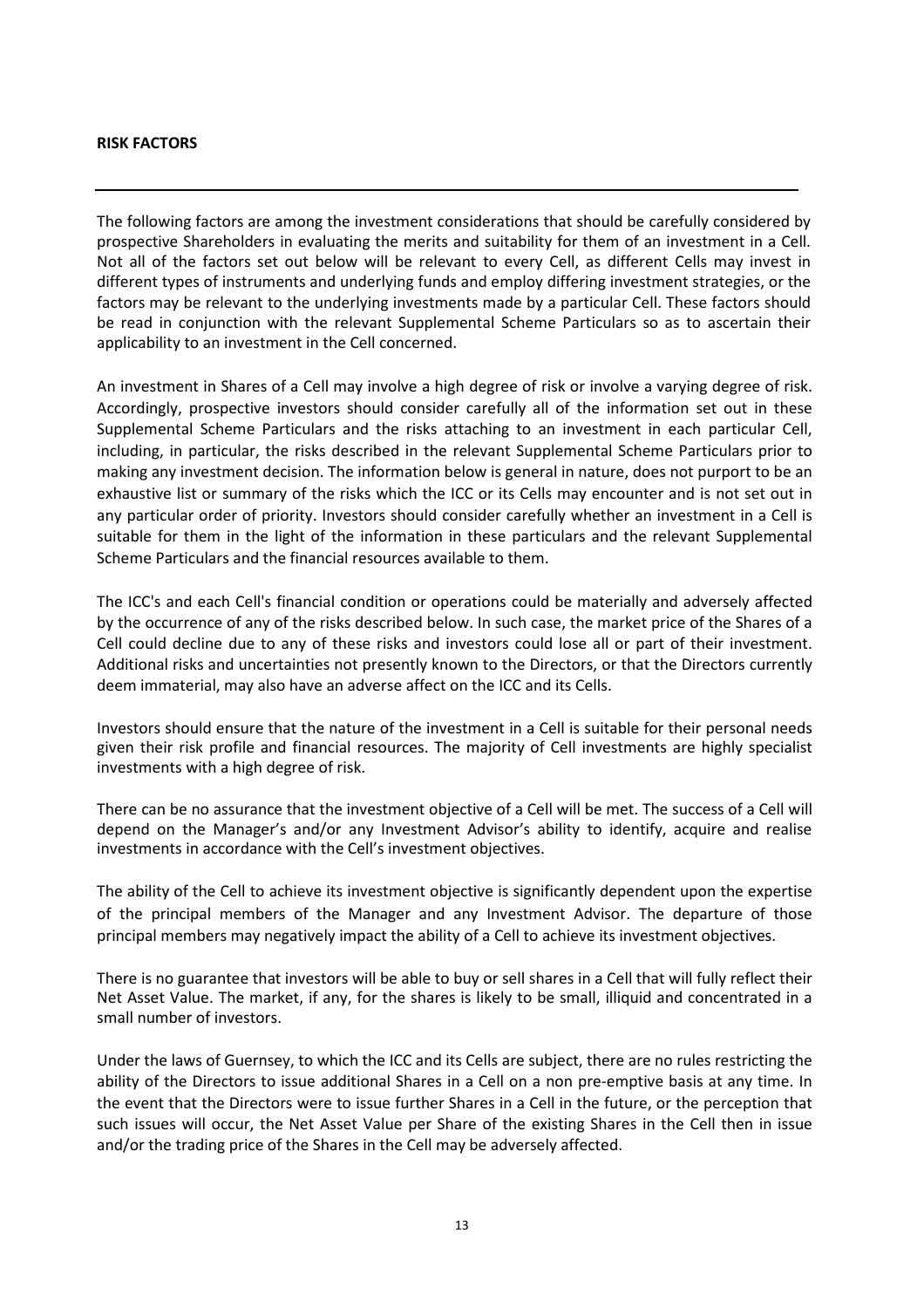**RISK FACTORS**

---

The following factors are among the investment considerations that should be carefully considered by prospective Shareholders in evaluating the merits and suitability for them of an investment in a Cell. Not all of the factors set out below will be relevant to every Cell, as different Cells may invest in different types of instruments and underlying funds and employ differing investment strategies, or the factors may be relevant to the underlying investments made by a particular Cell. These factors should be read in conjunction with the relevant Supplemental Scheme Particulars so as to ascertain their applicability to an investment in the Cell concerned.

An investment in Shares of a Cell may involve a high degree of risk or involve a varying degree of risk. Accordingly, prospective investors should consider carefully all of the information set out in these Supplemental Scheme Particulars and the risks attaching to an investment in each particular Cell, including, in particular, the risks described in the relevant Supplemental Scheme Particulars prior to making any investment decision. The information below is general in nature, does not purport to be an exhaustive list or summary of the risks which the ICC or its Cells may encounter and is not set out in any particular order of priority. Investors should consider carefully whether an investment in a Cell is suitable for them in the light of the information in these particulars and the relevant Supplemental Scheme Particulars and the financial resources available to them.

The ICC's and each Cell's financial condition or operations could be materially and adversely affected by the occurrence of any of the risks described below. In such case, the market price of the Shares of a Cell could decline due to any of these risks and investors could lose all or part of their investment. Additional risks and uncertainties not presently known to the Directors, or that the Directors currently deem immaterial, may also have an adverse affect on the ICC and its Cells.

Investors should ensure that the nature of the investment in a Cell is suitable for their personal needs given their risk profile and financial resources. The majority of Cell investments are highly specialist investments with a high degree of risk.

There can be no assurance that the investment objective of a Cell will be met. The success of a Cell will depend on the Manager's and/or any Investment Advisor's ability to identify, acquire and realise investments in accordance with the Cell's investment objectives.

The ability of the Cell to achieve its investment objective is significantly dependent upon the expertise of the principal members of the Manager and any Investment Advisor. The departure of those principal members may negatively impact the ability of a Cell to achieve its investment objectives.

There is no guarantee that investors will be able to buy or sell shares in a Cell that will fully reflect their Net Asset Value. The market, if any, for the shares is likely to be small, illiquid and concentrated in a small number of investors.

Under the laws of Guernsey, to which the ICC and its Cells are subject, there are no rules restricting the ability of the Directors to issue additional Shares in a Cell on a non pre-emptive basis at any time. In the event that the Directors were to issue further Shares in a Cell in the future, or the perception that such issues will occur, the Net Asset Value per Share of the existing Shares in the Cell then in issue and/or the trading price of the Shares in the Cell may be adversely affected.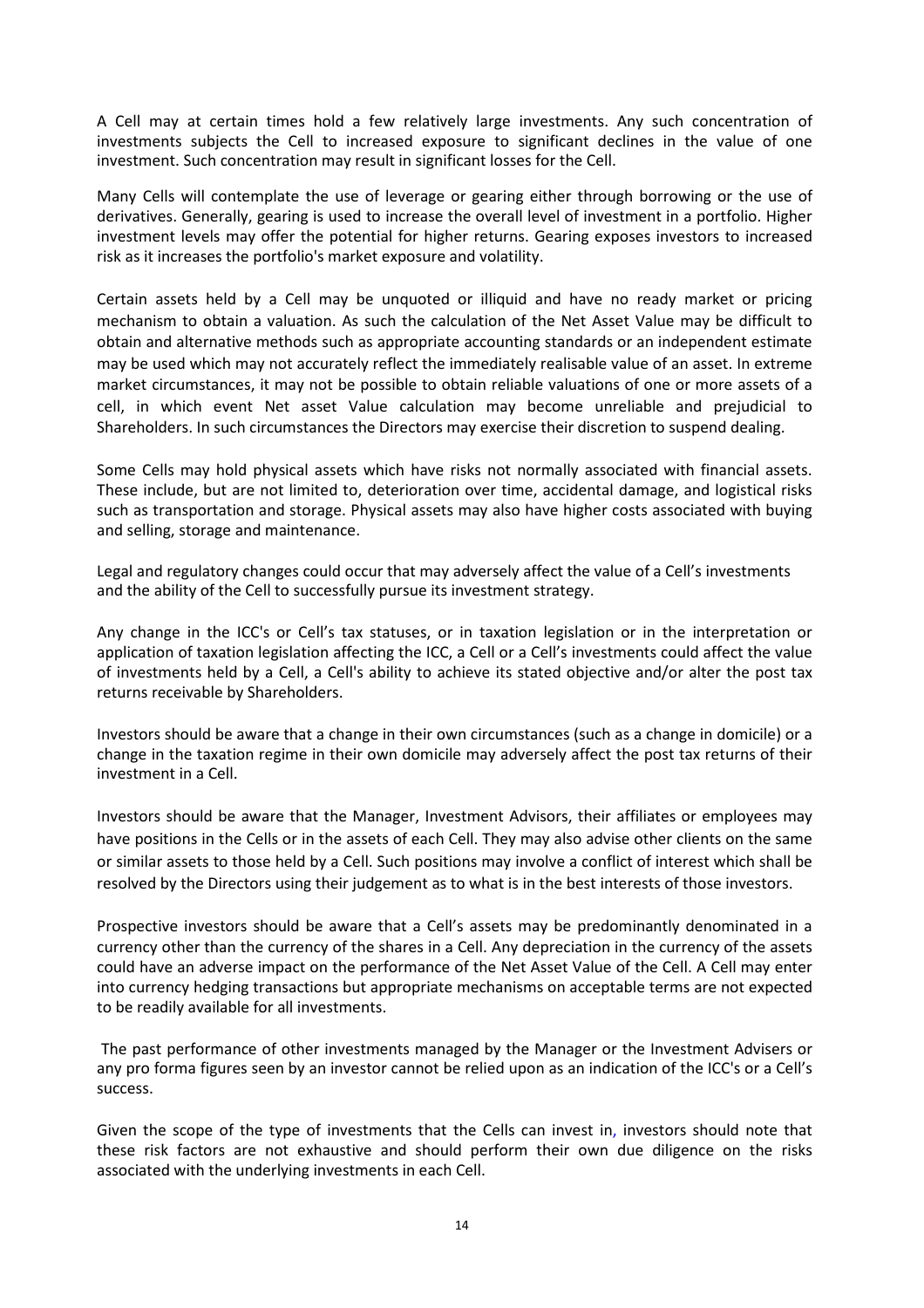A Cell may at certain times hold a few relatively large investments. Any such concentration of investments subjects the Cell to increased exposure to significant declines in the value of one investment. Such concentration may result in significant losses for the Cell.

Many Cells will contemplate the use of leverage or gearing either through borrowing or the use of derivatives. Generally, gearing is used to increase the overall level of investment in a portfolio. Higher investment levels may offer the potential for higher returns. Gearing exposes investors to increased risk as it increases the portfolio's market exposure and volatility.

Certain assets held by a Cell may be unquoted or illiquid and have no ready market or pricing mechanism to obtain a valuation. As such the calculation of the Net Asset Value may be difficult to obtain and alternative methods such as appropriate accounting standards or an independent estimate may be used which may not accurately reflect the immediately realisable value of an asset. In extreme market circumstances, it may not be possible to obtain reliable valuations of one or more assets of a cell, in which event Net asset Value calculation may become unreliable and prejudicial to Shareholders. In such circumstances the Directors may exercise their discretion to suspend dealing.

Some Cells may hold physical assets which have risks not normally associated with financial assets. These include, but are not limited to, deterioration over time, accidental damage, and logistical risks such as transportation and storage. Physical assets may also have higher costs associated with buying and selling, storage and maintenance.

Legal and regulatory changes could occur that may adversely affect the value of a Cell's investments and the ability of the Cell to successfully pursue its investment strategy.

Any change in the ICC's or Cell's tax statuses, or in taxation legislation or in the interpretation or application of taxation legislation affecting the ICC, a Cell or a Cell's investments could affect the value of investments held by a Cell, a Cell's ability to achieve its stated objective and/or alter the post tax returns receivable by Shareholders.

Investors should be aware that a change in their own circumstances (such as a change in domicile) or a change in the taxation regime in their own domicile may adversely affect the post tax returns of their investment in a Cell.

Investors should be aware that the Manager, Investment Advisors, their affiliates or employees may have positions in the Cells or in the assets of each Cell. They may also advise other clients on the same or similar assets to those held by a Cell. Such positions may involve a conflict of interest which shall be resolved by the Directors using their judgement as to what is in the best interests of those investors.

Prospective investors should be aware that a Cell's assets may be predominantly denominated in a currency other than the currency of the shares in a Cell. Any depreciation in the currency of the assets could have an adverse impact on the performance of the Net Asset Value of the Cell. A Cell may enter into currency hedging transactions but appropriate mechanisms on acceptable terms are not expected to be readily available for all investments.

The past performance of other investments managed by the Manager or the Investment Advisers or any pro forma figures seen by an investor cannot be relied upon as an indication of the ICC's or a Cell's success.

Given the scope of the type of investments that the Cells can invest in, investors should note that these risk factors are not exhaustive and should perform their own due diligence on the risks associated with the underlying investments in each Cell.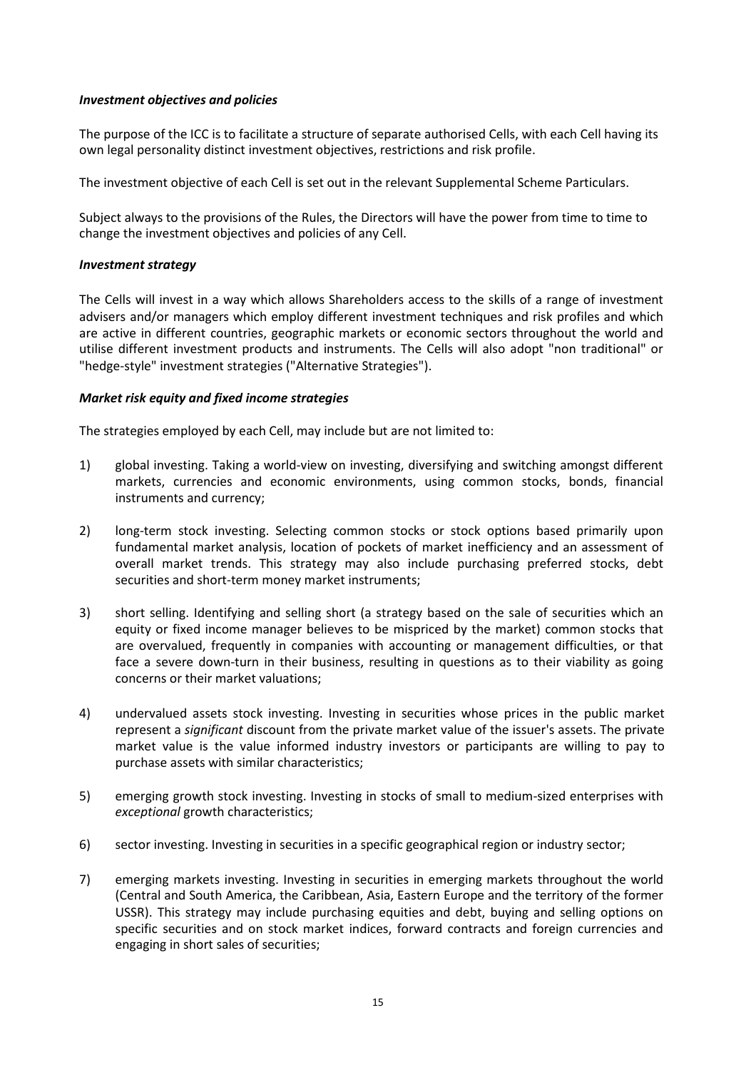***Investment objectives and policies***

The purpose of the ICC is to facilitate a structure of separate authorised Cells, with each Cell having its own legal personality distinct investment objectives, restrictions and risk profile.

The investment objective of each Cell is set out in the relevant Supplemental Scheme Particulars.

Subject always to the provisions of the Rules, the Directors will have the power from time to time to change the investment objectives and policies of any Cell.

***Investment strategy***

The Cells will invest in a way which allows Shareholders access to the skills of a range of investment advisers and/or managers which employ different investment techniques and risk profiles and which are active in different countries, geographic markets or economic sectors throughout the world and utilise different investment products and instruments. The Cells will also adopt "non traditional" or "hedge-style" investment strategies ("Alternative Strategies").

***Market risk equity and fixed income strategies***

The strategies employed by each Cell, may include but are not limited to:

1) global investing. Taking a world-view on investing, diversifying and switching amongst different markets, currencies and economic environments, using common stocks, bonds, financial instruments and currency;

2) long-term stock investing. Selecting common stocks or stock options based primarily upon fundamental market analysis, location of pockets of market inefficiency and an assessment of overall market trends. This strategy may also include purchasing preferred stocks, debt securities and short-term money market instruments;

3) short selling. Identifying and selling short (a strategy based on the sale of securities which an equity or fixed income manager believes to be mispriced by the market) common stocks that are overvalued, frequently in companies with accounting or management difficulties, or that face a severe down-turn in their business, resulting in questions as to their viability as going concerns or their market valuations;

4) undervalued assets stock investing. Investing in securities whose prices in the public market represent a *significant* discount from the private market value of the issuer's assets. The private market value is the value informed industry investors or participants are willing to pay to purchase assets with similar characteristics;

5) emerging growth stock investing. Investing in stocks of small to medium-sized enterprises with *exceptional* growth characteristics;

6) sector investing. Investing in securities in a specific geographical region or industry sector;

7) emerging markets investing. Investing in securities in emerging markets throughout the world (Central and South America, the Caribbean, Asia, Eastern Europe and the territory of the former USSR). This strategy may include purchasing equities and debt, buying and selling options on specific securities and on stock market indices, forward contracts and foreign currencies and engaging in short sales of securities;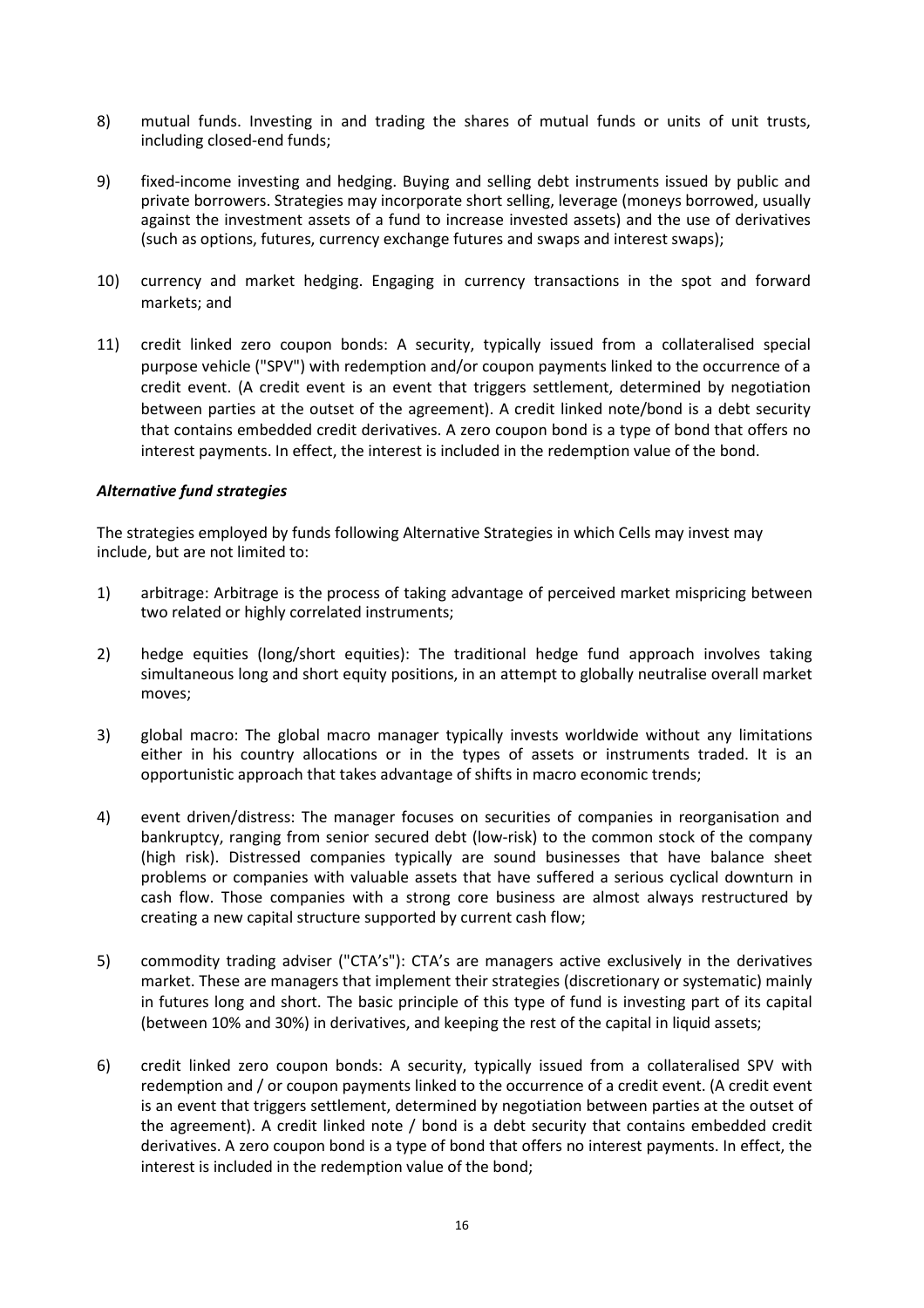8) mutual funds. Investing in and trading the shares of mutual funds or units of unit trusts, including closed-end funds;

9) fixed-income investing and hedging. Buying and selling debt instruments issued by public and private borrowers. Strategies may incorporate short selling, leverage (moneys borrowed, usually against the investment assets of a fund to increase invested assets) and the use of derivatives (such as options, futures, currency exchange futures and swaps and interest swaps);

10) currency and market hedging. Engaging in currency transactions in the spot and forward markets; and

11) credit linked zero coupon bonds: A security, typically issued from a collateralised special purpose vehicle ("SPV") with redemption and/or coupon payments linked to the occurrence of a credit event. (A credit event is an event that triggers settlement, determined by negotiation between parties at the outset of the agreement). A credit linked note/bond is a debt security that contains embedded credit derivatives. A zero coupon bond is a type of bond that offers no interest payments. In effect, the interest is included in the redemption value of the bond.

***Alternative fund strategies***

The strategies employed by funds following Alternative Strategies in which Cells may invest may include, but are not limited to:

1) arbitrage: Arbitrage is the process of taking advantage of perceived market mispricing between two related or highly correlated instruments;

2) hedge equities (long/short equities): The traditional hedge fund approach involves taking simultaneous long and short equity positions, in an attempt to globally neutralise overall market moves;

3) global macro: The global macro manager typically invests worldwide without any limitations either in his country allocations or in the types of assets or instruments traded. It is an opportunistic approach that takes advantage of shifts in macro economic trends;

4) event driven/distress: The manager focuses on securities of companies in reorganisation and bankruptcy, ranging from senior secured debt (low-risk) to the common stock of the company (high risk). Distressed companies typically are sound businesses that have balance sheet problems or companies with valuable assets that have suffered a serious cyclical downturn in cash flow. Those companies with a strong core business are almost always restructured by creating a new capital structure supported by current cash flow;

5) commodity trading adviser ("CTA's"): CTA's are managers active exclusively in the derivatives market. These are managers that implement their strategies (discretionary or systematic) mainly in futures long and short. The basic principle of this type of fund is investing part of its capital (between 10% and 30%) in derivatives, and keeping the rest of the capital in liquid assets;

6) credit linked zero coupon bonds: A security, typically issued from a collateralised SPV with redemption and / or coupon payments linked to the occurrence of a credit event. (A credit event is an event that triggers settlement, determined by negotiation between parties at the outset of the agreement). A credit linked note / bond is a debt security that contains embedded credit derivatives. A zero coupon bond is a type of bond that offers no interest payments. In effect, the interest is included in the redemption value of the bond;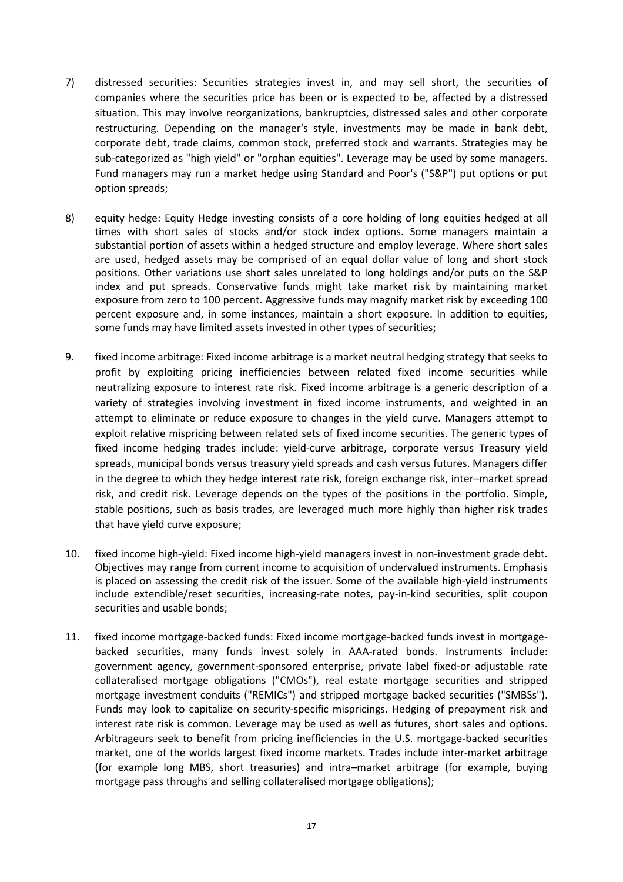7) distressed securities: Securities strategies invest in, and may sell short, the securities of companies where the securities price has been or is expected to be, affected by a distressed situation. This may involve reorganizations, bankruptcies, distressed sales and other corporate restructuring. Depending on the manager's style, investments may be made in bank debt, corporate debt, trade claims, common stock, preferred stock and warrants. Strategies may be sub-categorized as "high yield" or "orphan equities". Leverage may be used by some managers. Fund managers may run a market hedge using Standard and Poor's ("S&P") put options or put option spreads;

8) equity hedge: Equity Hedge investing consists of a core holding of long equities hedged at all times with short sales of stocks and/or stock index options. Some managers maintain a substantial portion of assets within a hedged structure and employ leverage. Where short sales are used, hedged assets may be comprised of an equal dollar value of long and short stock positions. Other variations use short sales unrelated to long holdings and/or puts on the S&P index and put spreads. Conservative funds might take market risk by maintaining market exposure from zero to 100 percent. Aggressive funds may magnify market risk by exceeding 100 percent exposure and, in some instances, maintain a short exposure. In addition to equities, some funds may have limited assets invested in other types of securities;

9. fixed income arbitrage: Fixed income arbitrage is a market neutral hedging strategy that seeks to profit by exploiting pricing inefficiencies between related fixed income securities while neutralizing exposure to interest rate risk. Fixed income arbitrage is a generic description of a variety of strategies involving investment in fixed income instruments, and weighted in an attempt to eliminate or reduce exposure to changes in the yield curve. Managers attempt to exploit relative mispricing between related sets of fixed income securities. The generic types of fixed income hedging trades include: yield-curve arbitrage, corporate versus Treasury yield spreads, municipal bonds versus treasury yield spreads and cash versus futures. Managers differ in the degree to which they hedge interest rate risk, foreign exchange risk, inter–market spread risk, and credit risk. Leverage depends on the types of the positions in the portfolio. Simple, stable positions, such as basis trades, are leveraged much more highly than higher risk trades that have yield curve exposure;

10. fixed income high-yield: Fixed income high-yield managers invest in non-investment grade debt. Objectives may range from current income to acquisition of undervalued instruments. Emphasis is placed on assessing the credit risk of the issuer. Some of the available high-yield instruments include extendible/reset securities, increasing-rate notes, pay-in-kind securities, split coupon securities and usable bonds;

11. fixed income mortgage-backed funds: Fixed income mortgage-backed funds invest in mortgage-backed securities, many funds invest solely in AAA-rated bonds. Instruments include: government agency, government-sponsored enterprise, private label fixed-or adjustable rate collateralised mortgage obligations ("CMOs"), real estate mortgage securities and stripped mortgage investment conduits ("REMICs") and stripped mortgage backed securities ("SMBSs"). Funds may look to capitalize on security-specific mispricings. Hedging of prepayment risk and interest rate risk is common. Leverage may be used as well as futures, short sales and options. Arbitrageurs seek to benefit from pricing inefficiencies in the U.S. mortgage-backed securities market, one of the worlds largest fixed income markets. Trades include inter-market arbitrage (for example long MBS, short treasuries) and intra–market arbitrage (for example, buying mortgage pass throughs and selling collateralised mortgage obligations);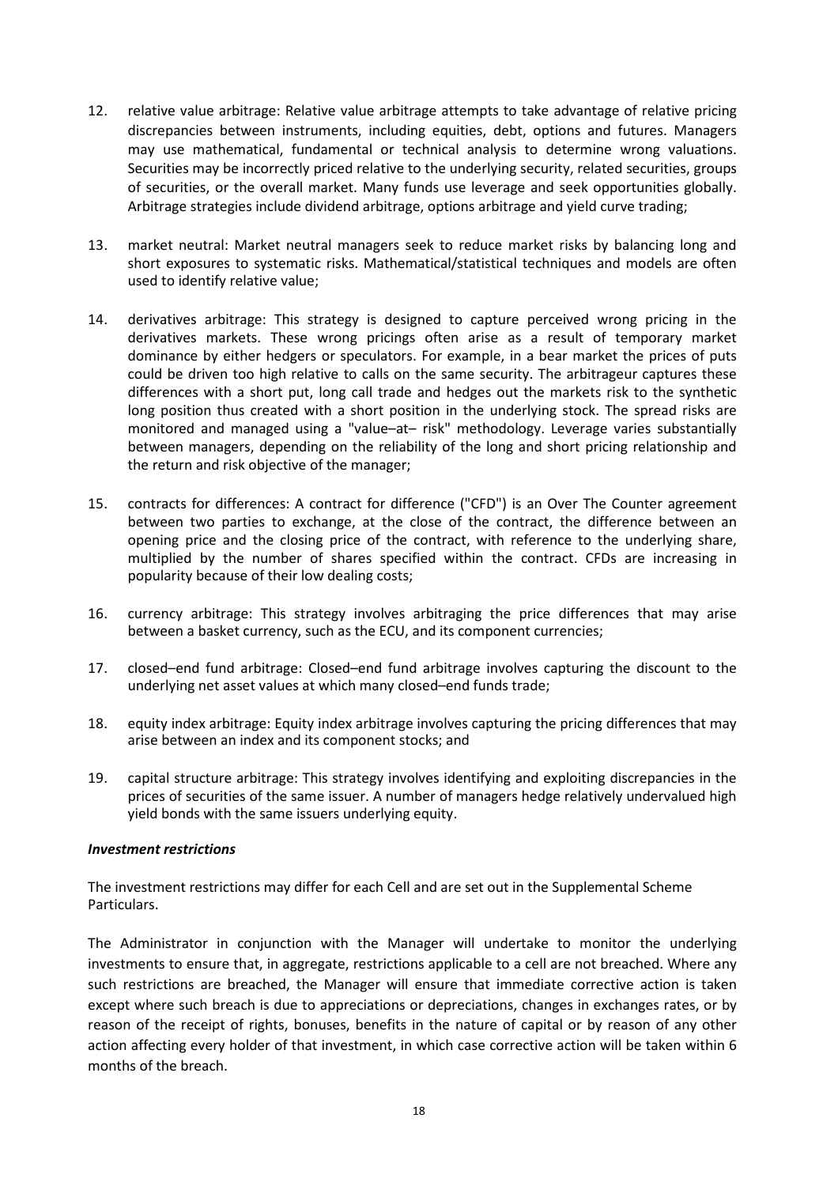12. relative value arbitrage: Relative value arbitrage attempts to take advantage of relative pricing discrepancies between instruments, including equities, debt, options and futures. Managers may use mathematical, fundamental or technical analysis to determine wrong valuations. Securities may be incorrectly priced relative to the underlying security, related securities, groups of securities, or the overall market. Many funds use leverage and seek opportunities globally. Arbitrage strategies include dividend arbitrage, options arbitrage and yield curve trading;

13. market neutral: Market neutral managers seek to reduce market risks by balancing long and short exposures to systematic risks. Mathematical/statistical techniques and models are often used to identify relative value;

14. derivatives arbitrage: This strategy is designed to capture perceived wrong pricing in the derivatives markets. These wrong pricings often arise as a result of temporary market dominance by either hedgers or speculators. For example, in a bear market the prices of puts could be driven too high relative to calls on the same security. The arbitrageur captures these differences with a short put, long call trade and hedges out the markets risk to the synthetic long position thus created with a short position in the underlying stock. The spread risks are monitored and managed using a "value–at– risk" methodology. Leverage varies substantially between managers, depending on the reliability of the long and short pricing relationship and the return and risk objective of the manager;

15. contracts for differences: A contract for difference ("CFD") is an Over The Counter agreement between two parties to exchange, at the close of the contract, the difference between an opening price and the closing price of the contract, with reference to the underlying share, multiplied by the number of shares specified within the contract. CFDs are increasing in popularity because of their low dealing costs;

16. currency arbitrage: This strategy involves arbitraging the price differences that may arise between a basket currency, such as the ECU, and its component currencies;

17. closed–end fund arbitrage: Closed–end fund arbitrage involves capturing the discount to the underlying net asset values at which many closed–end funds trade;

18. equity index arbitrage: Equity index arbitrage involves capturing the pricing differences that may arise between an index and its component stocks; and

19. capital structure arbitrage: This strategy involves identifying and exploiting discrepancies in the prices of securities of the same issuer. A number of managers hedge relatively undervalued high yield bonds with the same issuers underlying equity.

***Investment restrictions***

The investment restrictions may differ for each Cell and are set out in the Supplemental Scheme Particulars.

The Administrator in conjunction with the Manager will undertake to monitor the underlying investments to ensure that, in aggregate, restrictions applicable to a cell are not breached. Where any such restrictions are breached, the Manager will ensure that immediate corrective action is taken except where such breach is due to appreciations or depreciations, changes in exchanges rates, or by reason of the receipt of rights, bonuses, benefits in the nature of capital or by reason of any other action affecting every holder of that investment, in which case corrective action will be taken within 6 months of the breach.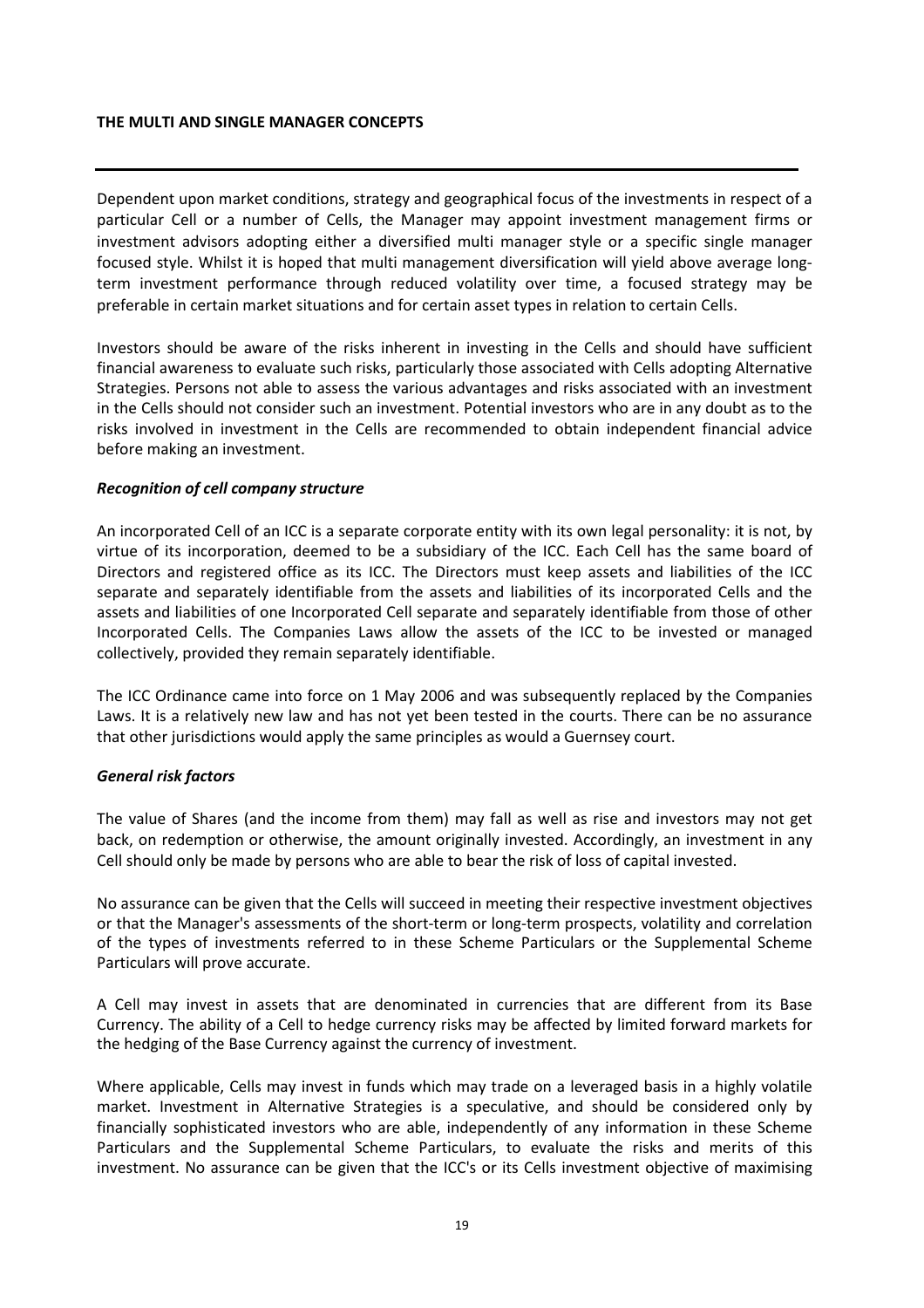**THE MULTI AND SINGLE MANAGER CONCEPTS**

---

Dependent upon market conditions, strategy and geographical focus of the investments in respect of a particular Cell or a number of Cells, the Manager may appoint investment management firms or investment advisors adopting either a diversified multi manager style or a specific single manager focused style. Whilst it is hoped that multi management diversification will yield above average long-term investment performance through reduced volatility over time, a focused strategy may be preferable in certain market situations and for certain asset types in relation to certain Cells.

Investors should be aware of the risks inherent in investing in the Cells and should have sufficient financial awareness to evaluate such risks, particularly those associated with Cells adopting Alternative Strategies. Persons not able to assess the various advantages and risks associated with an investment in the Cells should not consider such an investment. Potential investors who are in any doubt as to the risks involved in investment in the Cells are recommended to obtain independent financial advice before making an investment.

***Recognition of cell company structure***

An incorporated Cell of an ICC is a separate corporate entity with its own legal personality: it is not, by virtue of its incorporation, deemed to be a subsidiary of the ICC. Each Cell has the same board of Directors and registered office as its ICC. The Directors must keep assets and liabilities of the ICC separate and separately identifiable from the assets and liabilities of its incorporated Cells and the assets and liabilities of one Incorporated Cell separate and separately identifiable from those of other Incorporated Cells. The Companies Laws allow the assets of the ICC to be invested or managed collectively, provided they remain separately identifiable.

The ICC Ordinance came into force on 1 May 2006 and was subsequently replaced by the Companies Laws. It is a relatively new law and has not yet been tested in the courts. There can be no assurance that other jurisdictions would apply the same principles as would a Guernsey court.

***General risk factors***

The value of Shares (and the income from them) may fall as well as rise and investors may not get back, on redemption or otherwise, the amount originally invested. Accordingly, an investment in any Cell should only be made by persons who are able to bear the risk of loss of capital invested.

No assurance can be given that the Cells will succeed in meeting their respective investment objectives or that the Manager's assessments of the short-term or long-term prospects, volatility and correlation of the types of investments referred to in these Scheme Particulars or the Supplemental Scheme Particulars will prove accurate.

A Cell may invest in assets that are denominated in currencies that are different from its Base Currency. The ability of a Cell to hedge currency risks may be affected by limited forward markets for the hedging of the Base Currency against the currency of investment.

Where applicable, Cells may invest in funds which may trade on a leveraged basis in a highly volatile market. Investment in Alternative Strategies is a speculative, and should be considered only by financially sophisticated investors who are able, independently of any information in these Scheme Particulars and the Supplemental Scheme Particulars, to evaluate the risks and merits of this investment. No assurance can be given that the ICC's or its Cells investment objective of maximising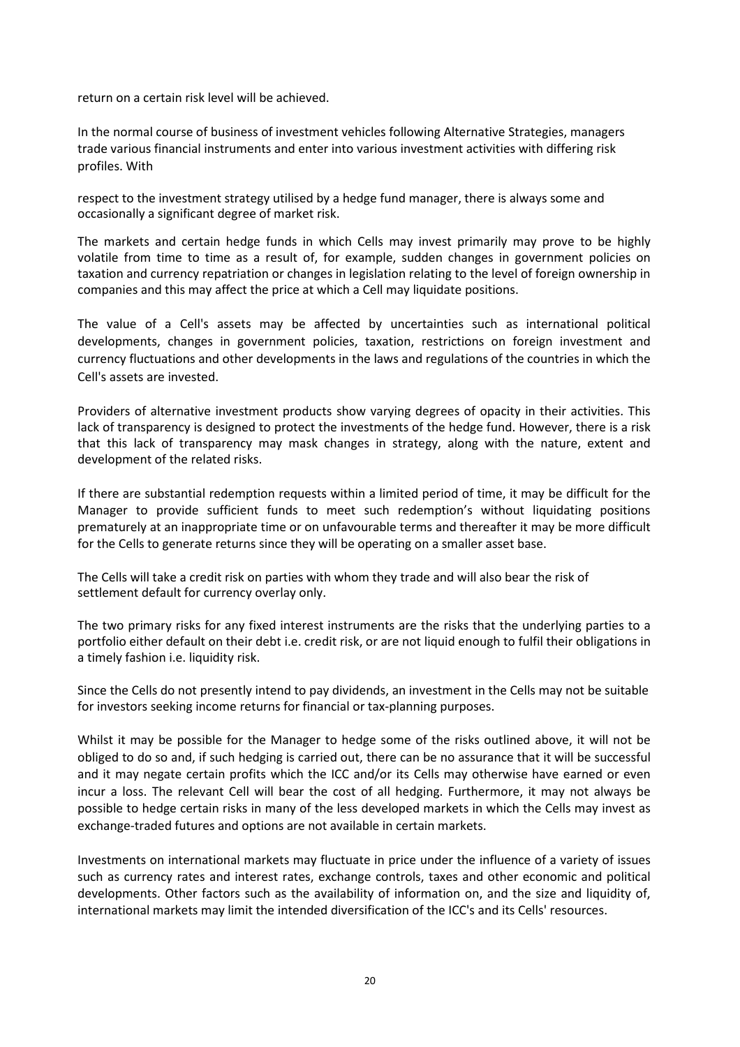return on a certain risk level will be achieved.

In the normal course of business of investment vehicles following Alternative Strategies, managers trade various financial instruments and enter into various investment activities with differing risk profiles. With

respect to the investment strategy utilised by a hedge fund manager, there is always some and occasionally a significant degree of market risk.

The markets and certain hedge funds in which Cells may invest primarily may prove to be highly volatile from time to time as a result of, for example, sudden changes in government policies on taxation and currency repatriation or changes in legislation relating to the level of foreign ownership in companies and this may affect the price at which a Cell may liquidate positions.

The value of a Cell's assets may be affected by uncertainties such as international political developments, changes in government policies, taxation, restrictions on foreign investment and currency fluctuations and other developments in the laws and regulations of the countries in which the Cell's assets are invested.

Providers of alternative investment products show varying degrees of opacity in their activities. This lack of transparency is designed to protect the investments of the hedge fund. However, there is a risk that this lack of transparency may mask changes in strategy, along with the nature, extent and development of the related risks.

If there are substantial redemption requests within a limited period of time, it may be difficult for the Manager to provide sufficient funds to meet such redemption's without liquidating positions prematurely at an inappropriate time or on unfavourable terms and thereafter it may be more difficult for the Cells to generate returns since they will be operating on a smaller asset base.

The Cells will take a credit risk on parties with whom they trade and will also bear the risk of settlement default for currency overlay only.

The two primary risks for any fixed interest instruments are the risks that the underlying parties to a portfolio either default on their debt i.e. credit risk, or are not liquid enough to fulfil their obligations in a timely fashion i.e. liquidity risk.

Since the Cells do not presently intend to pay dividends, an investment in the Cells may not be suitable for investors seeking income returns for financial or tax-planning purposes.

Whilst it may be possible for the Manager to hedge some of the risks outlined above, it will not be obliged to do so and, if such hedging is carried out, there can be no assurance that it will be successful and it may negate certain profits which the ICC and/or its Cells may otherwise have earned or even incur a loss. The relevant Cell will bear the cost of all hedging. Furthermore, it may not always be possible to hedge certain risks in many of the less developed markets in which the Cells may invest as exchange-traded futures and options are not available in certain markets.

Investments on international markets may fluctuate in price under the influence of a variety of issues such as currency rates and interest rates, exchange controls, taxes and other economic and political developments. Other factors such as the availability of information on, and the size and liquidity of, international markets may limit the intended diversification of the ICC's and its Cells' resources.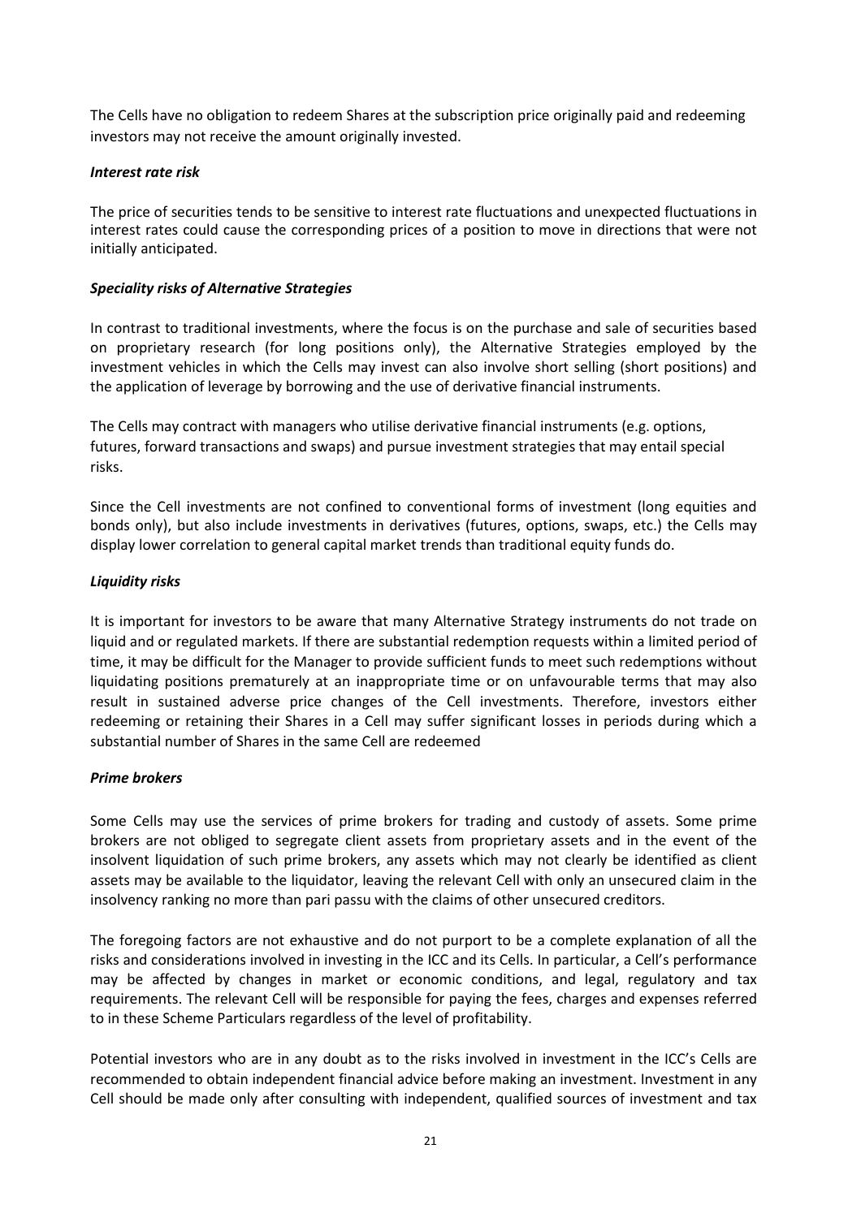The Cells have no obligation to redeem Shares at the subscription price originally paid and redeeming investors may not receive the amount originally invested.

***Interest rate risk***

The price of securities tends to be sensitive to interest rate fluctuations and unexpected fluctuations in interest rates could cause the corresponding prices of a position to move in directions that were not initially anticipated.

***Speciality risks of Alternative Strategies***

In contrast to traditional investments, where the focus is on the purchase and sale of securities based on proprietary research (for long positions only), the Alternative Strategies employed by the investment vehicles in which the Cells may invest can also involve short selling (short positions) and the application of leverage by borrowing and the use of derivative financial instruments.

The Cells may contract with managers who utilise derivative financial instruments (e.g. options, futures, forward transactions and swaps) and pursue investment strategies that may entail special risks.

Since the Cell investments are not confined to conventional forms of investment (long equities and bonds only), but also include investments in derivatives (futures, options, swaps, etc.) the Cells may display lower correlation to general capital market trends than traditional equity funds do.

***Liquidity risks***

It is important for investors to be aware that many Alternative Strategy instruments do not trade on liquid and or regulated markets. If there are substantial redemption requests within a limited period of time, it may be difficult for the Manager to provide sufficient funds to meet such redemptions without liquidating positions prematurely at an inappropriate time or on unfavourable terms that may also result in sustained adverse price changes of the Cell investments. Therefore, investors either redeeming or retaining their Shares in a Cell may suffer significant losses in periods during which a substantial number of Shares in the same Cell are redeemed

***Prime brokers***

Some Cells may use the services of prime brokers for trading and custody of assets. Some prime brokers are not obliged to segregate client assets from proprietary assets and in the event of the insolvent liquidation of such prime brokers, any assets which may not clearly be identified as client assets may be available to the liquidator, leaving the relevant Cell with only an unsecured claim in the insolvency ranking no more than pari passu with the claims of other unsecured creditors.

The foregoing factors are not exhaustive and do not purport to be a complete explanation of all the risks and considerations involved in investing in the ICC and its Cells. In particular, a Cell's performance may be affected by changes in market or economic conditions, and legal, regulatory and tax requirements. The relevant Cell will be responsible for paying the fees, charges and expenses referred to in these Scheme Particulars regardless of the level of profitability.

Potential investors who are in any doubt as to the risks involved in investment in the ICC's Cells are recommended to obtain independent financial advice before making an investment. Investment in any Cell should be made only after consulting with independent, qualified sources of investment and tax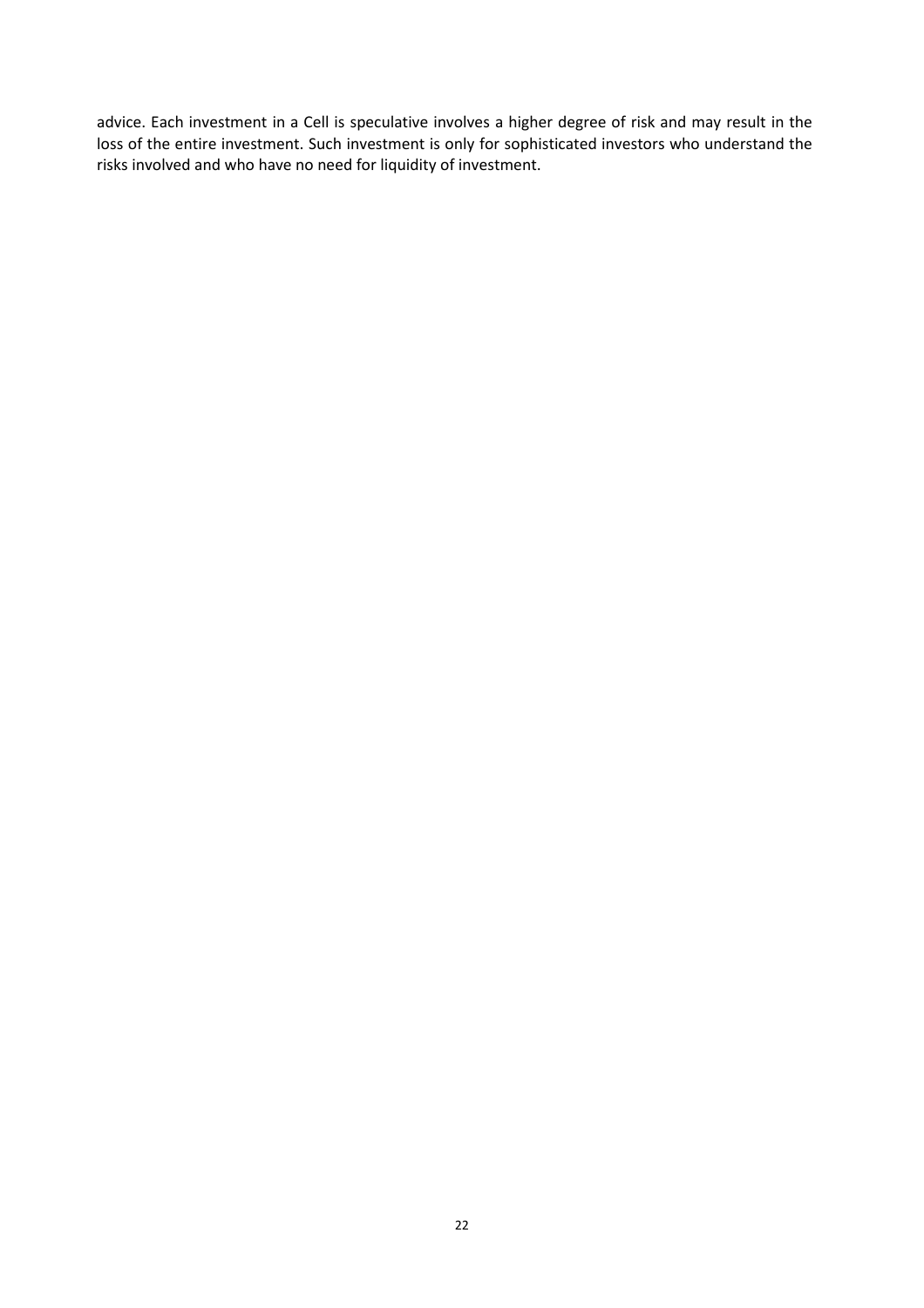advice. Each investment in a Cell is speculative involves a higher degree of risk and may result in the loss of the entire investment. Such investment is only for sophisticated investors who understand the risks involved and who have no need for liquidity of investment.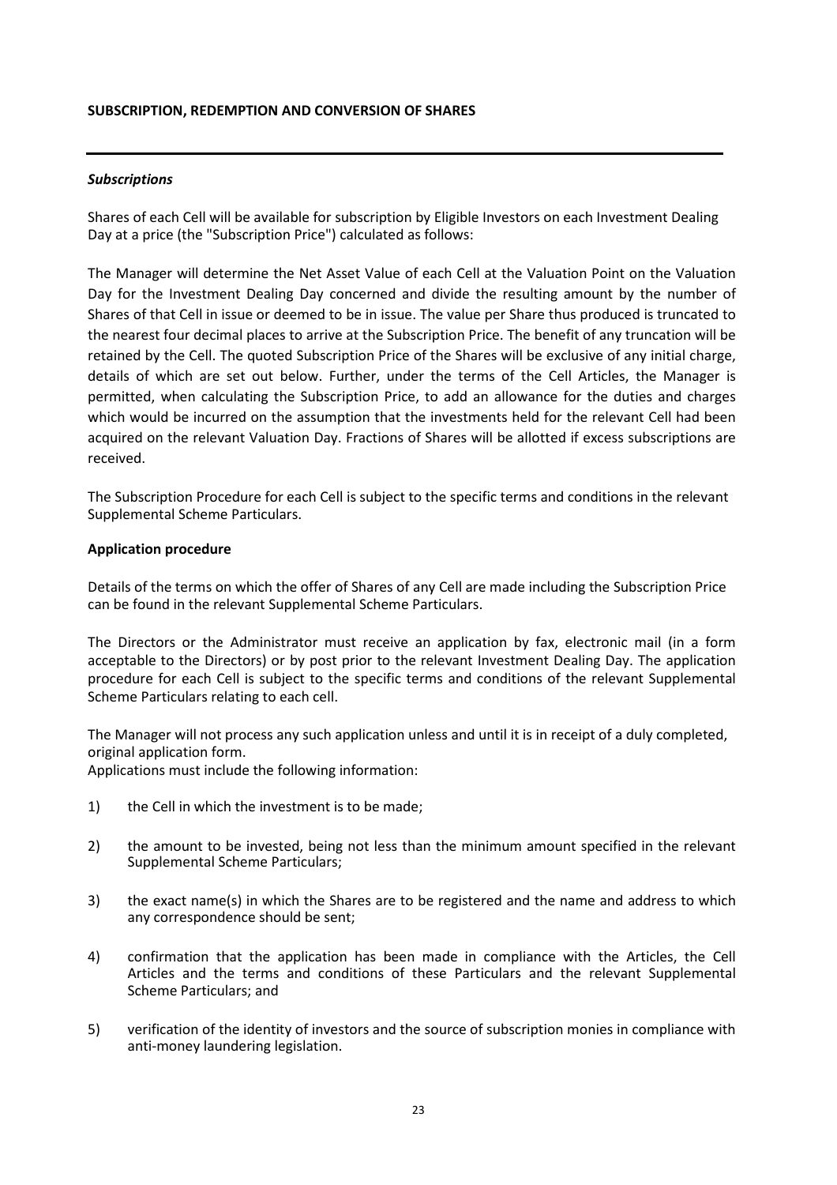## SUBSCRIPTION, REDEMPTION AND CONVERSION OF SHARES

---

***Subscriptions***

Shares of each Cell will be available for subscription by Eligible Investors on each Investment Dealing Day at a price (the "Subscription Price") calculated as follows:

The Manager will determine the Net Asset Value of each Cell at the Valuation Point on the Valuation Day for the Investment Dealing Day concerned and divide the resulting amount by the number of Shares of that Cell in issue or deemed to be in issue. The value per Share thus produced is truncated to the nearest four decimal places to arrive at the Subscription Price. The benefit of any truncation will be retained by the Cell. The quoted Subscription Price of the Shares will be exclusive of any initial charge, details of which are set out below. Further, under the terms of the Cell Articles, the Manager is permitted, when calculating the Subscription Price, to add an allowance for the duties and charges which would be incurred on the assumption that the investments held for the relevant Cell had been acquired on the relevant Valuation Day. Fractions of Shares will be allotted if excess subscriptions are received.

The Subscription Procedure for each Cell is subject to the specific terms and conditions in the relevant Supplemental Scheme Particulars.

**Application procedure**

Details of the terms on which the offer of Shares of any Cell are made including the Subscription Price can be found in the relevant Supplemental Scheme Particulars.

The Directors or the Administrator must receive an application by fax, electronic mail (in a form acceptable to the Directors) or by post prior to the relevant Investment Dealing Day. The application procedure for each Cell is subject to the specific terms and conditions of the relevant Supplemental Scheme Particulars relating to each cell.

The Manager will not process any such application unless and until it is in receipt of a duly completed, original application form.
Applications must include the following information:

1) the Cell in which the investment is to be made;

2) the amount to be invested, being not less than the minimum amount specified in the relevant Supplemental Scheme Particulars;

3) the exact name(s) in which the Shares are to be registered and the name and address to which any correspondence should be sent;

4) confirmation that the application has been made in compliance with the Articles, the Cell Articles and the terms and conditions of these Particulars and the relevant Supplemental Scheme Particulars; and

5) verification of the identity of investors and the source of subscription monies in compliance with anti-money laundering legislation.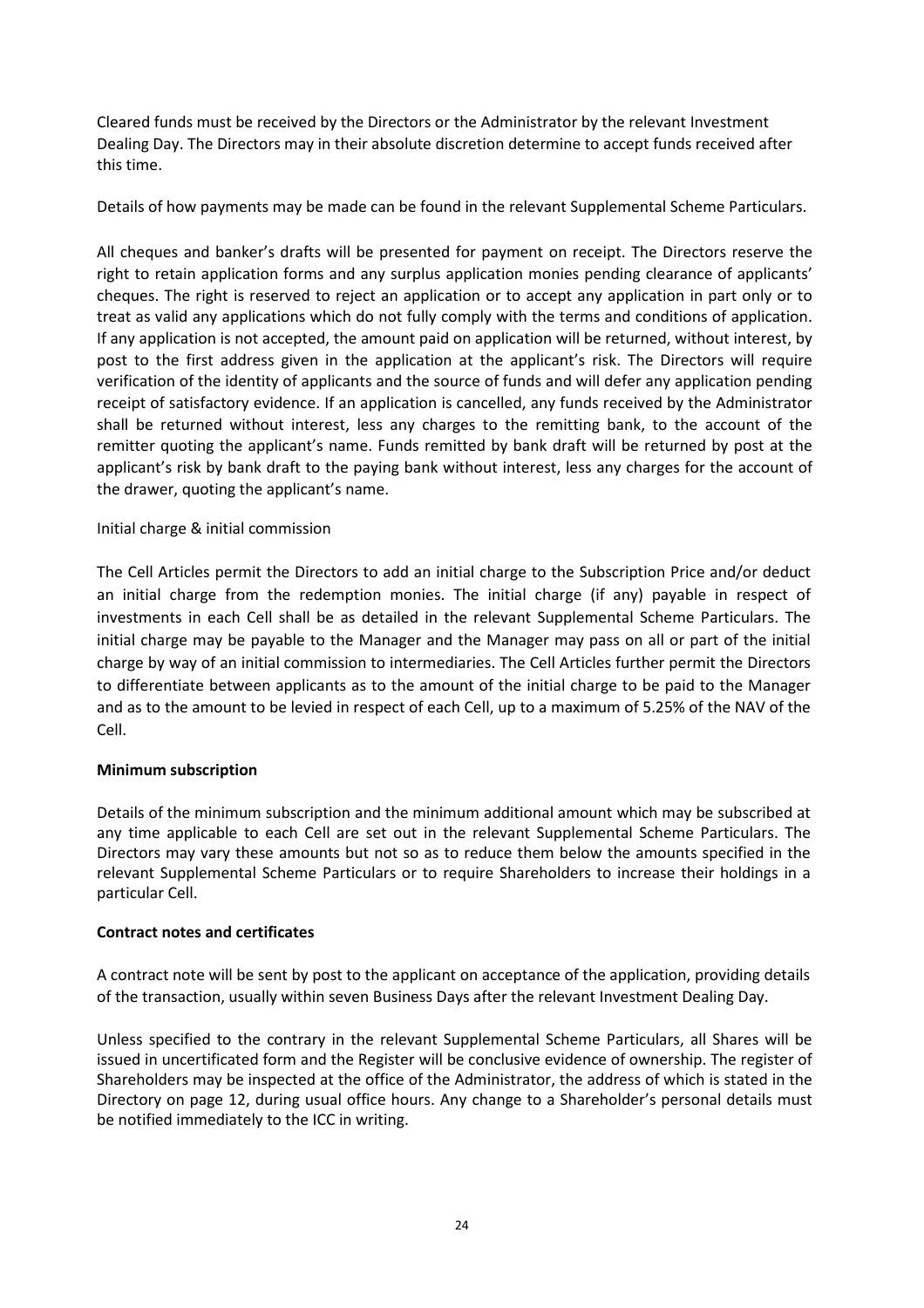Cleared funds must be received by the Directors or the Administrator by the relevant Investment Dealing Day. The Directors may in their absolute discretion determine to accept funds received after this time.

Details of how payments may be made can be found in the relevant Supplemental Scheme Particulars.

All cheques and banker's drafts will be presented for payment on receipt. The Directors reserve the right to retain application forms and any surplus application monies pending clearance of applicants' cheques. The right is reserved to reject an application or to accept any application in part only or to treat as valid any applications which do not fully comply with the terms and conditions of application. If any application is not accepted, the amount paid on application will be returned, without interest, by post to the first address given in the application at the applicant's risk. The Directors will require verification of the identity of applicants and the source of funds and will defer any application pending receipt of satisfactory evidence. If an application is cancelled, any funds received by the Administrator shall be returned without interest, less any charges to the remitting bank, to the account of the remitter quoting the applicant's name. Funds remitted by bank draft will be returned by post at the applicant's risk by bank draft to the paying bank without interest, less any charges for the account of the drawer, quoting the applicant's name.

Initial charge & initial commission

The Cell Articles permit the Directors to add an initial charge to the Subscription Price and/or deduct an initial charge from the redemption monies. The initial charge (if any) payable in respect of investments in each Cell shall be as detailed in the relevant Supplemental Scheme Particulars. The initial charge may be payable to the Manager and the Manager may pass on all or part of the initial charge by way of an initial commission to intermediaries. The Cell Articles further permit the Directors to differentiate between applicants as to the amount of the initial charge to be paid to the Manager and as to the amount to be levied in respect of each Cell, up to a maximum of 5.25% of the NAV of the Cell.

**Minimum subscription**

Details of the minimum subscription and the minimum additional amount which may be subscribed at any time applicable to each Cell are set out in the relevant Supplemental Scheme Particulars. The Directors may vary these amounts but not so as to reduce them below the amounts specified in the relevant Supplemental Scheme Particulars or to require Shareholders to increase their holdings in a particular Cell.

**Contract notes and certificates**

A contract note will be sent by post to the applicant on acceptance of the application, providing details of the transaction, usually within seven Business Days after the relevant Investment Dealing Day.

Unless specified to the contrary in the relevant Supplemental Scheme Particulars, all Shares will be issued in uncertificated form and the Register will be conclusive evidence of ownership. The register of Shareholders may be inspected at the office of the Administrator, the address of which is stated in the Directory on page 12, during usual office hours. Any change to a Shareholder's personal details must be notified immediately to the ICC in writing.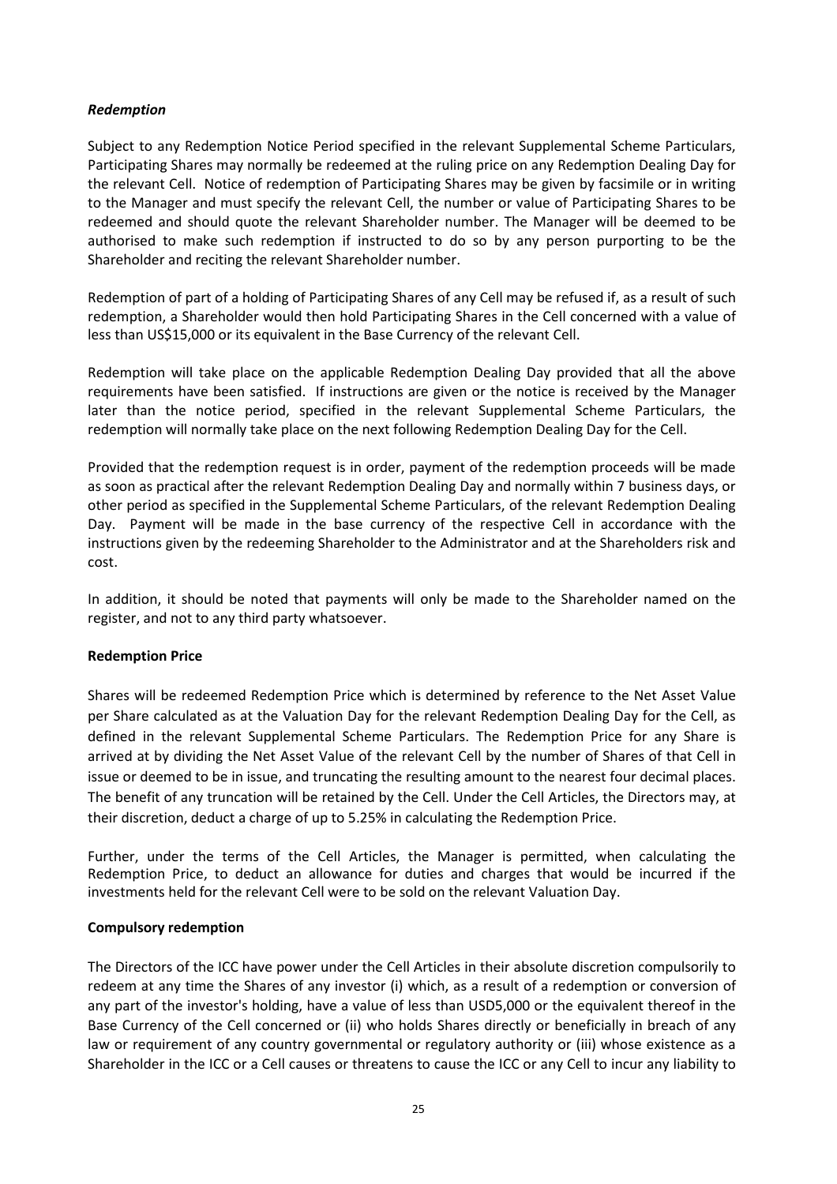***Redemption***

Subject to any Redemption Notice Period specified in the relevant Supplemental Scheme Particulars, Participating Shares may normally be redeemed at the ruling price on any Redemption Dealing Day for the relevant Cell. Notice of redemption of Participating Shares may be given by facsimile or in writing to the Manager and must specify the relevant Cell, the number or value of Participating Shares to be redeemed and should quote the relevant Shareholder number. The Manager will be deemed to be authorised to make such redemption if instructed to do so by any person purporting to be the Shareholder and reciting the relevant Shareholder number.

Redemption of part of a holding of Participating Shares of any Cell may be refused if, as a result of such redemption, a Shareholder would then hold Participating Shares in the Cell concerned with a value of less than US$15,000 or its equivalent in the Base Currency of the relevant Cell.

Redemption will take place on the applicable Redemption Dealing Day provided that all the above requirements have been satisfied. If instructions are given or the notice is received by the Manager later than the notice period, specified in the relevant Supplemental Scheme Particulars, the redemption will normally take place on the next following Redemption Dealing Day for the Cell.

Provided that the redemption request is in order, payment of the redemption proceeds will be made as soon as practical after the relevant Redemption Dealing Day and normally within 7 business days, or other period as specified in the Supplemental Scheme Particulars, of the relevant Redemption Dealing Day. Payment will be made in the base currency of the respective Cell in accordance with the instructions given by the redeeming Shareholder to the Administrator and at the Shareholders risk and cost.

In addition, it should be noted that payments will only be made to the Shareholder named on the register, and not to any third party whatsoever.

**Redemption Price**

Shares will be redeemed Redemption Price which is determined by reference to the Net Asset Value per Share calculated as at the Valuation Day for the relevant Redemption Dealing Day for the Cell, as defined in the relevant Supplemental Scheme Particulars. The Redemption Price for any Share is arrived at by dividing the Net Asset Value of the relevant Cell by the number of Shares of that Cell in issue or deemed to be in issue, and truncating the resulting amount to the nearest four decimal places. The benefit of any truncation will be retained by the Cell. Under the Cell Articles, the Directors may, at their discretion, deduct a charge of up to 5.25% in calculating the Redemption Price.

Further, under the terms of the Cell Articles, the Manager is permitted, when calculating the Redemption Price, to deduct an allowance for duties and charges that would be incurred if the investments held for the relevant Cell were to be sold on the relevant Valuation Day.

**Compulsory redemption**

The Directors of the ICC have power under the Cell Articles in their absolute discretion compulsorily to redeem at any time the Shares of any investor (i) which, as a result of a redemption or conversion of any part of the investor's holding, have a value of less than USD5,000 or the equivalent thereof in the Base Currency of the Cell concerned or (ii) who holds Shares directly or beneficially in breach of any law or requirement of any country governmental or regulatory authority or (iii) whose existence as a Shareholder in the ICC or a Cell causes or threatens to cause the ICC or any Cell to incur any liability to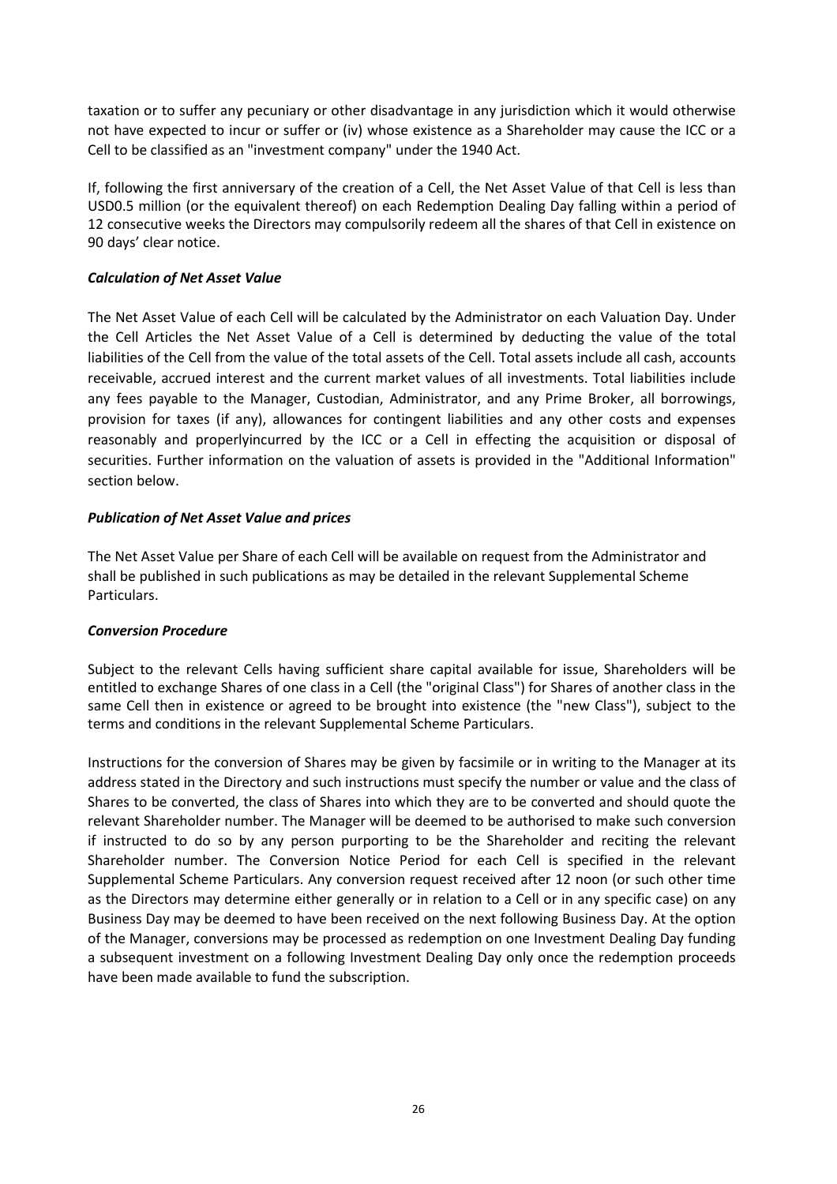taxation or to suffer any pecuniary or other disadvantage in any jurisdiction which it would otherwise not have expected to incur or suffer or (iv) whose existence as a Shareholder may cause the ICC or a Cell to be classified as an "investment company" under the 1940 Act.

If, following the first anniversary of the creation of a Cell, the Net Asset Value of that Cell is less than USD0.5 million (or the equivalent thereof) on each Redemption Dealing Day falling within a period of 12 consecutive weeks the Directors may compulsorily redeem all the shares of that Cell in existence on 90 days' clear notice.

***Calculation of Net Asset Value***

The Net Asset Value of each Cell will be calculated by the Administrator on each Valuation Day. Under the Cell Articles the Net Asset Value of a Cell is determined by deducting the value of the total liabilities of the Cell from the value of the total assets of the Cell. Total assets include all cash, accounts receivable, accrued interest and the current market values of all investments. Total liabilities include any fees payable to the Manager, Custodian, Administrator, and any Prime Broker, all borrowings, provision for taxes (if any), allowances for contingent liabilities and any other costs and expenses reasonably and properlyincurred by the ICC or a Cell in effecting the acquisition or disposal of securities. Further information on the valuation of assets is provided in the "Additional Information" section below.

***Publication of Net Asset Value and prices***

The Net Asset Value per Share of each Cell will be available on request from the Administrator and shall be published in such publications as may be detailed in the relevant Supplemental Scheme Particulars.

***Conversion Procedure***

Subject to the relevant Cells having sufficient share capital available for issue, Shareholders will be entitled to exchange Shares of one class in a Cell (the "original Class") for Shares of another class in the same Cell then in existence or agreed to be brought into existence (the "new Class"), subject to the terms and conditions in the relevant Supplemental Scheme Particulars.

Instructions for the conversion of Shares may be given by facsimile or in writing to the Manager at its address stated in the Directory and such instructions must specify the number or value and the class of Shares to be converted, the class of Shares into which they are to be converted and should quote the relevant Shareholder number. The Manager will be deemed to be authorised to make such conversion if instructed to do so by any person purporting to be the Shareholder and reciting the relevant Shareholder number. The Conversion Notice Period for each Cell is specified in the relevant Supplemental Scheme Particulars. Any conversion request received after 12 noon (or such other time as the Directors may determine either generally or in relation to a Cell or in any specific case) on any Business Day may be deemed to have been received on the next following Business Day. At the option of the Manager, conversions may be processed as redemption on one Investment Dealing Day funding a subsequent investment on a following Investment Dealing Day only once the redemption proceeds have been made available to fund the subscription.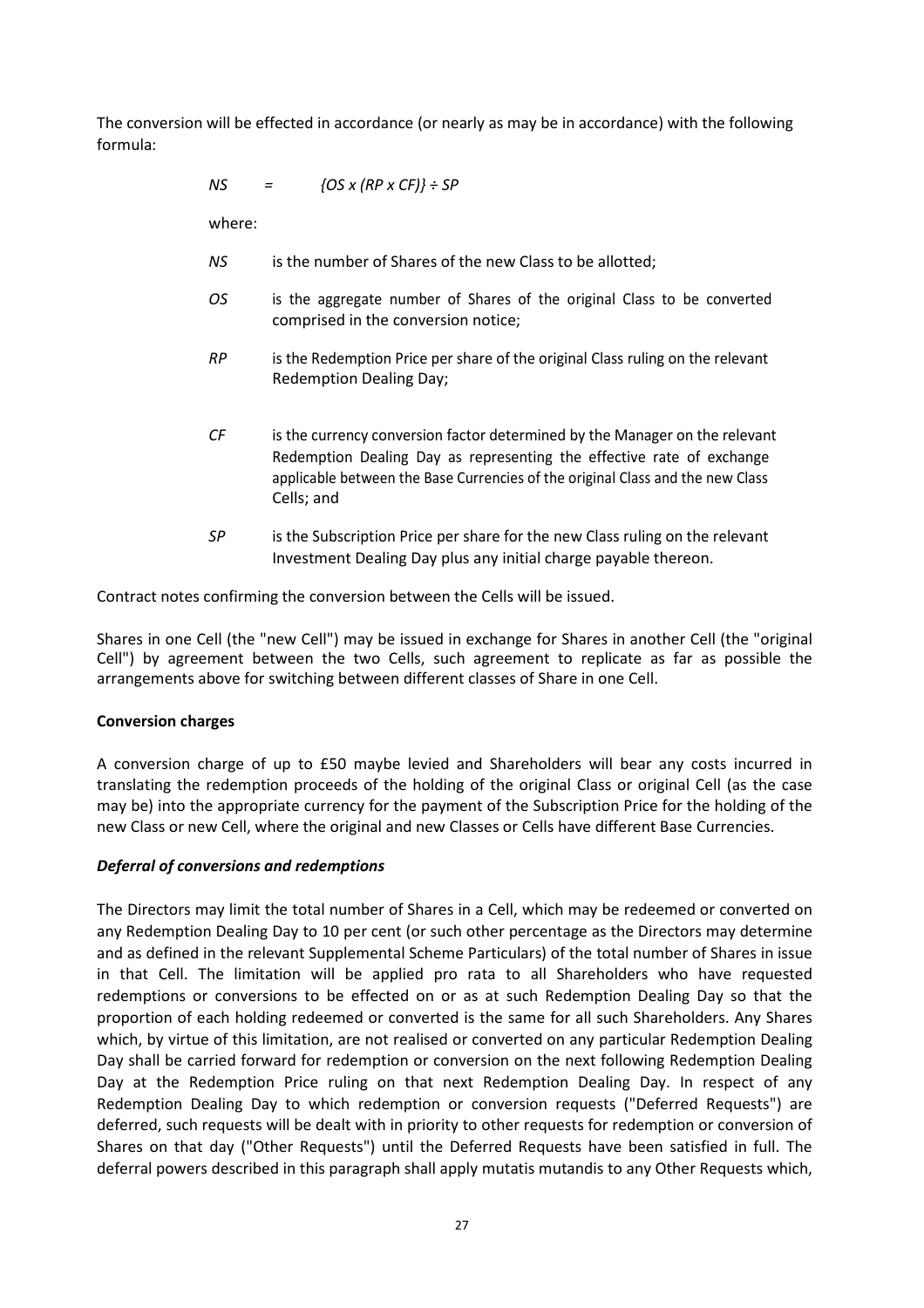The conversion will be effected in accordance (or nearly as may be in accordance) with the following formula:

$$NS = \{OS \times (RP \times CF)\} \div SP$$

where:

- *NS* is the number of Shares of the new Class to be allotted;
- *OS* is the aggregate number of Shares of the original Class to be converted comprised in the conversion notice;
- *RP* is the Redemption Price per share of the original Class ruling on the relevant Redemption Dealing Day;
- *CF* is the currency conversion factor determined by the Manager on the relevant Redemption Dealing Day as representing the effective rate of exchange applicable between the Base Currencies of the original Class and the new Class Cells; and
- *SP* is the Subscription Price per share for the new Class ruling on the relevant Investment Dealing Day plus any initial charge payable thereon.

Contract notes confirming the conversion between the Cells will be issued.

Shares in one Cell (the "new Cell") may be issued in exchange for Shares in another Cell (the "original Cell") by agreement between the two Cells, such agreement to replicate as far as possible the arrangements above for switching between different classes of Share in one Cell.

**Conversion charges**

A conversion charge of up to £50 maybe levied and Shareholders will bear any costs incurred in translating the redemption proceeds of the holding of the original Class or original Cell (as the case may be) into the appropriate currency for the payment of the Subscription Price for the holding of the new Class or new Cell, where the original and new Classes or Cells have different Base Currencies.

***Deferral of conversions and redemptions***

The Directors may limit the total number of Shares in a Cell, which may be redeemed or converted on any Redemption Dealing Day to 10 per cent (or such other percentage as the Directors may determine and as defined in the relevant Supplemental Scheme Particulars) of the total number of Shares in issue in that Cell. The limitation will be applied pro rata to all Shareholders who have requested redemptions or conversions to be effected on or as at such Redemption Dealing Day so that the proportion of each holding redeemed or converted is the same for all such Shareholders. Any Shares which, by virtue of this limitation, are not realised or converted on any particular Redemption Dealing Day shall be carried forward for redemption or conversion on the next following Redemption Dealing Day at the Redemption Price ruling on that next Redemption Dealing Day. In respect of any Redemption Dealing Day to which redemption or conversion requests ("Deferred Requests") are deferred, such requests will be dealt with in priority to other requests for redemption or conversion of Shares on that day ("Other Requests") until the Deferred Requests have been satisfied in full. The deferral powers described in this paragraph shall apply mutatis mutandis to any Other Requests which,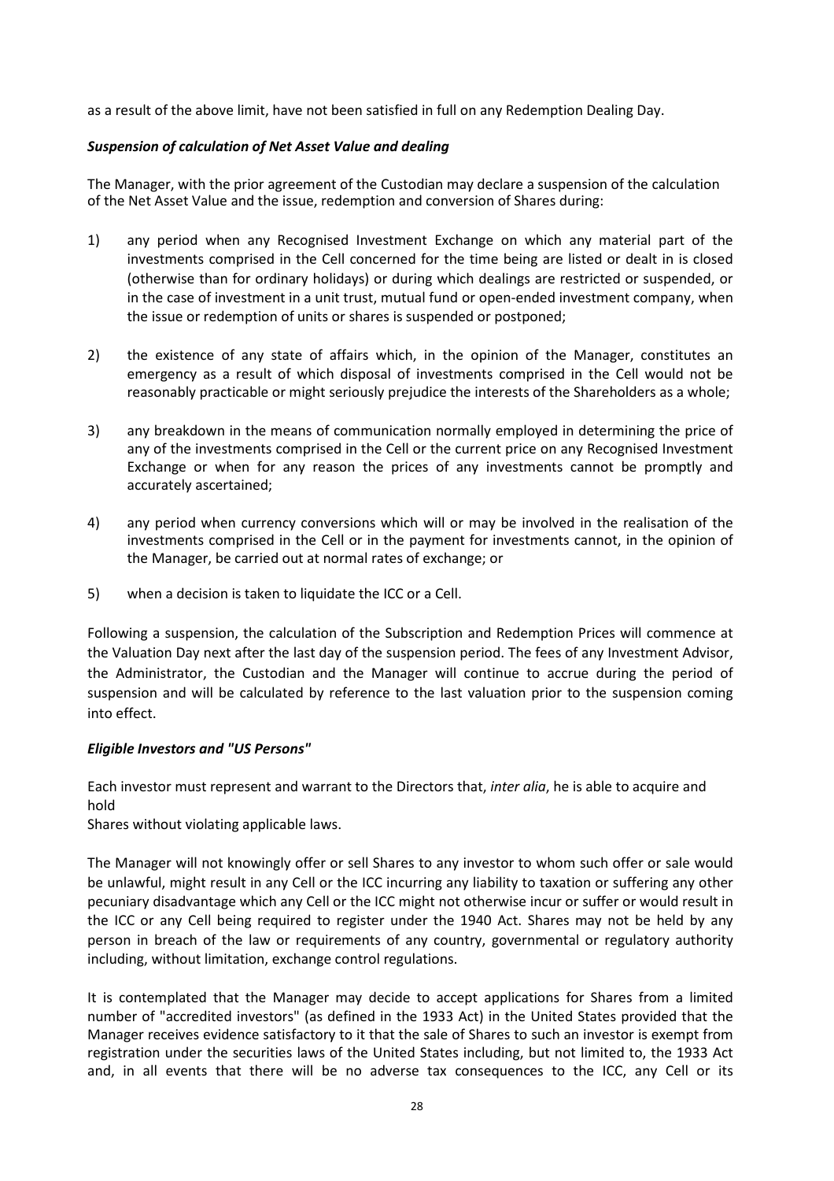as a result of the above limit, have not been satisfied in full on any Redemption Dealing Day.

***Suspension of calculation of Net Asset Value and dealing***

The Manager, with the prior agreement of the Custodian may declare a suspension of the calculation of the Net Asset Value and the issue, redemption and conversion of Shares during:

1) any period when any Recognised Investment Exchange on which any material part of the investments comprised in the Cell concerned for the time being are listed or dealt in is closed (otherwise than for ordinary holidays) or during which dealings are restricted or suspended, or in the case of investment in a unit trust, mutual fund or open-ended investment company, when the issue or redemption of units or shares is suspended or postponed;

2) the existence of any state of affairs which, in the opinion of the Manager, constitutes an emergency as a result of which disposal of investments comprised in the Cell would not be reasonably practicable or might seriously prejudice the interests of the Shareholders as a whole;

3) any breakdown in the means of communication normally employed in determining the price of any of the investments comprised in the Cell or the current price on any Recognised Investment Exchange or when for any reason the prices of any investments cannot be promptly and accurately ascertained;

4) any period when currency conversions which will or may be involved in the realisation of the investments comprised in the Cell or in the payment for investments cannot, in the opinion of the Manager, be carried out at normal rates of exchange; or

5) when a decision is taken to liquidate the ICC or a Cell.

Following a suspension, the calculation of the Subscription and Redemption Prices will commence at the Valuation Day next after the last day of the suspension period. The fees of any Investment Advisor, the Administrator, the Custodian and the Manager will continue to accrue during the period of suspension and will be calculated by reference to the last valuation prior to the suspension coming into effect.

***Eligible Investors and "US Persons"***

Each investor must represent and warrant to the Directors that, *inter alia*, he is able to acquire and hold
Shares without violating applicable laws.

The Manager will not knowingly offer or sell Shares to any investor to whom such offer or sale would be unlawful, might result in any Cell or the ICC incurring any liability to taxation or suffering any other pecuniary disadvantage which any Cell or the ICC might not otherwise incur or suffer or would result in the ICC or any Cell being required to register under the 1940 Act. Shares may not be held by any person in breach of the law or requirements of any country, governmental or regulatory authority including, without limitation, exchange control regulations.

It is contemplated that the Manager may decide to accept applications for Shares from a limited number of "accredited investors" (as defined in the 1933 Act) in the United States provided that the Manager receives evidence satisfactory to it that the sale of Shares to such an investor is exempt from registration under the securities laws of the United States including, but not limited to, the 1933 Act and, in all events that there will be no adverse tax consequences to the ICC, any Cell or its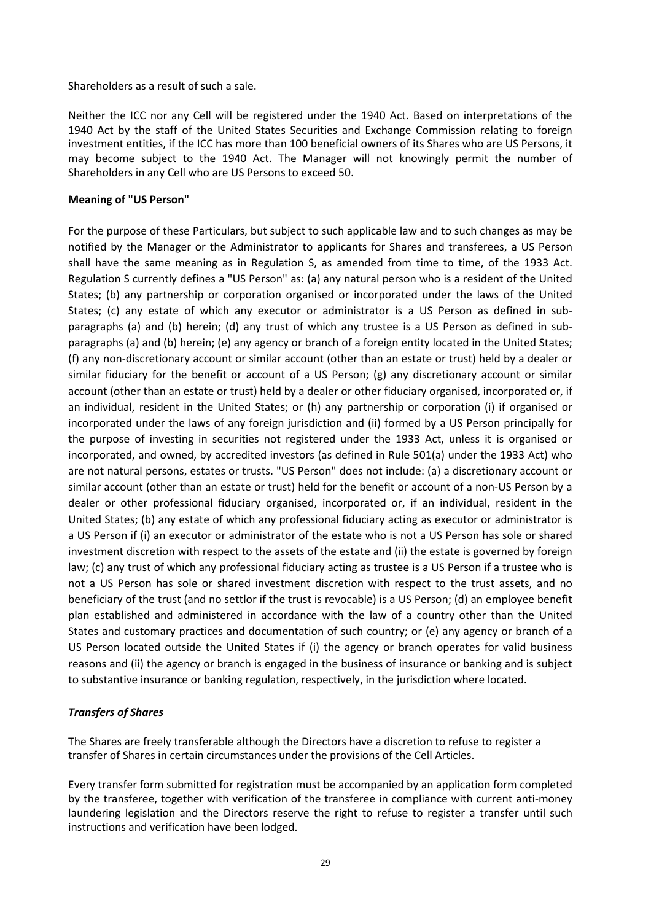Shareholders as a result of such a sale.

Neither the ICC nor any Cell will be registered under the 1940 Act. Based on interpretations of the 1940 Act by the staff of the United States Securities and Exchange Commission relating to foreign investment entities, if the ICC has more than 100 beneficial owners of its Shares who are US Persons, it may become subject to the 1940 Act. The Manager will not knowingly permit the number of Shareholders in any Cell who are US Persons to exceed 50.

**Meaning of "US Person"**

For the purpose of these Particulars, but subject to such applicable law and to such changes as may be notified by the Manager or the Administrator to applicants for Shares and transferees, a US Person shall have the same meaning as in Regulation S, as amended from time to time, of the 1933 Act. Regulation S currently defines a "US Person" as: (a) any natural person who is a resident of the United States; (b) any partnership or corporation organised or incorporated under the laws of the United States; (c) any estate of which any executor or administrator is a US Person as defined in sub-paragraphs (a) and (b) herein; (d) any trust of which any trustee is a US Person as defined in sub-paragraphs (a) and (b) herein; (e) any agency or branch of a foreign entity located in the United States; (f) any non-discretionary account or similar account (other than an estate or trust) held by a dealer or similar fiduciary for the benefit or account of a US Person; (g) any discretionary account or similar account (other than an estate or trust) held by a dealer or other fiduciary organised, incorporated or, if an individual, resident in the United States; or (h) any partnership or corporation (i) if organised or incorporated under the laws of any foreign jurisdiction and (ii) formed by a US Person principally for the purpose of investing in securities not registered under the 1933 Act, unless it is organised or incorporated, and owned, by accredited investors (as defined in Rule 501(a) under the 1933 Act) who are not natural persons, estates or trusts. "US Person" does not include: (a) a discretionary account or similar account (other than an estate or trust) held for the benefit or account of a non-US Person by a dealer or other professional fiduciary organised, incorporated or, if an individual, resident in the United States; (b) any estate of which any professional fiduciary acting as executor or administrator is a US Person if (i) an executor or administrator of the estate who is not a US Person has sole or shared investment discretion with respect to the assets of the estate and (ii) the estate is governed by foreign law; (c) any trust of which any professional fiduciary acting as trustee is a US Person if a trustee who is not a US Person has sole or shared investment discretion with respect to the trust assets, and no beneficiary of the trust (and no settlor if the trust is revocable) is a US Person; (d) an employee benefit plan established and administered in accordance with the law of a country other than the United States and customary practices and documentation of such country; or (e) any agency or branch of a US Person located outside the United States if (i) the agency or branch operates for valid business reasons and (ii) the agency or branch is engaged in the business of insurance or banking and is subject to substantive insurance or banking regulation, respectively, in the jurisdiction where located.

***Transfers of Shares***

The Shares are freely transferable although the Directors have a discretion to refuse to register a transfer of Shares in certain circumstances under the provisions of the Cell Articles.

Every transfer form submitted for registration must be accompanied by an application form completed by the transferee, together with verification of the transferee in compliance with current anti-money laundering legislation and the Directors reserve the right to refuse to register a transfer until such instructions and verification have been lodged.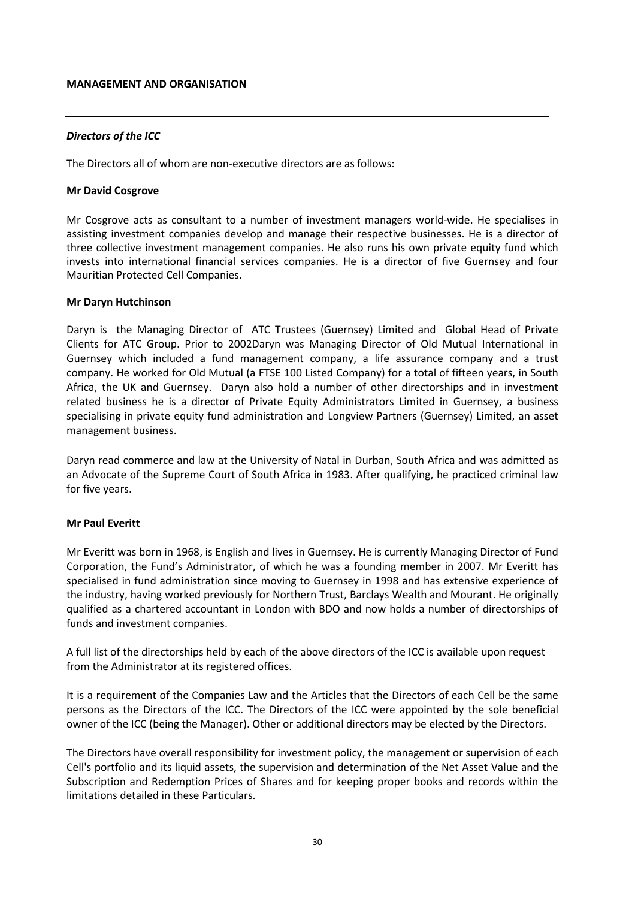## MANAGEMENT AND ORGANISATION

---

### *Directors of the ICC*

The Directors all of whom are non-executive directors are as follows:

**Mr David Cosgrove**

Mr Cosgrove acts as consultant to a number of investment managers world-wide. He specialises in assisting investment companies develop and manage their respective businesses. He is a director of three collective investment management companies. He also runs his own private equity fund which invests into international financial services companies. He is a director of five Guernsey and four Mauritian Protected Cell Companies.

**Mr Daryn Hutchinson**

Daryn is the Managing Director of ATC Trustees (Guernsey) Limited and Global Head of Private Clients for ATC Group. Prior to 2002Daryn was Managing Director of Old Mutual International in Guernsey which included a fund management company, a life assurance company and a trust company. He worked for Old Mutual (a FTSE 100 Listed Company) for a total of fifteen years, in South Africa, the UK and Guernsey. Daryn also hold a number of other directorships and in investment related business he is a director of Private Equity Administrators Limited in Guernsey, a business specialising in private equity fund administration and Longview Partners (Guernsey) Limited, an asset management business.

Daryn read commerce and law at the University of Natal in Durban, South Africa and was admitted as an Advocate of the Supreme Court of South Africa in 1983. After qualifying, he practiced criminal law for five years.

**Mr Paul Everitt**

Mr Everitt was born in 1968, is English and lives in Guernsey. He is currently Managing Director of Fund Corporation, the Fund's Administrator, of which he was a founding member in 2007. Mr Everitt has specialised in fund administration since moving to Guernsey in 1998 and has extensive experience of the industry, having worked previously for Northern Trust, Barclays Wealth and Mourant. He originally qualified as a chartered accountant in London with BDO and now holds a number of directorships of funds and investment companies.

A full list of the directorships held by each of the above directors of the ICC is available upon request from the Administrator at its registered offices.

It is a requirement of the Companies Law and the Articles that the Directors of each Cell be the same persons as the Directors of the ICC. The Directors of the ICC were appointed by the sole beneficial owner of the ICC (being the Manager). Other or additional directors may be elected by the Directors.

The Directors have overall responsibility for investment policy, the management or supervision of each Cell's portfolio and its liquid assets, the supervision and determination of the Net Asset Value and the Subscription and Redemption Prices of Shares and for keeping proper books and records within the limitations detailed in these Particulars.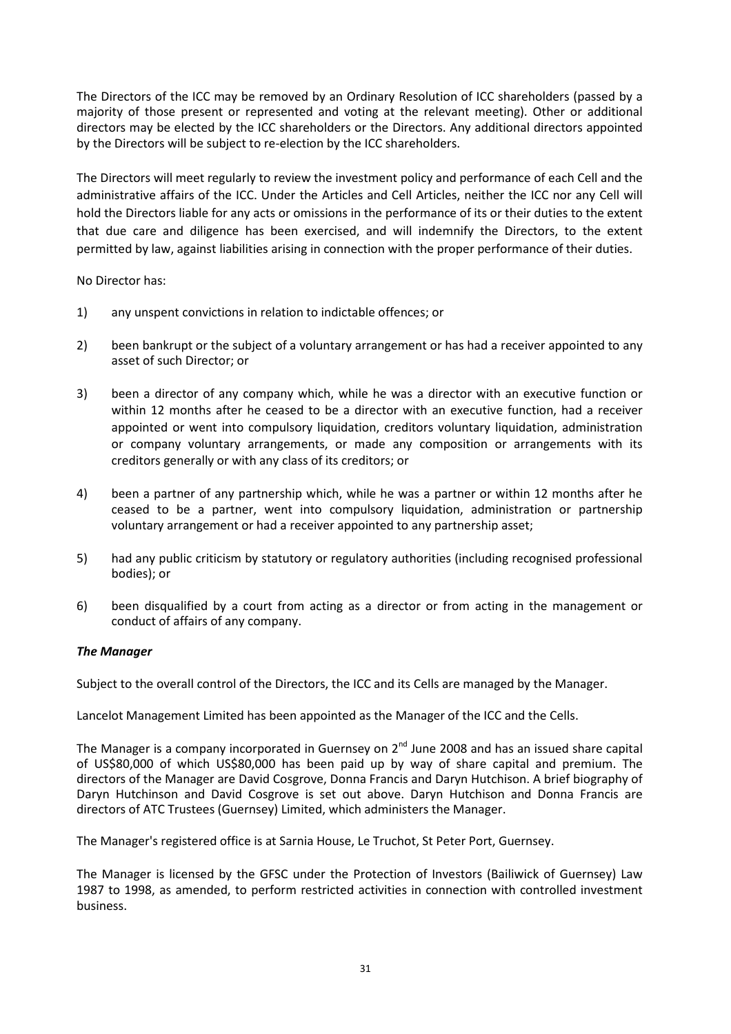The Directors of the ICC may be removed by an Ordinary Resolution of ICC shareholders (passed by a majority of those present or represented and voting at the relevant meeting). Other or additional directors may be elected by the ICC shareholders or the Directors. Any additional directors appointed by the Directors will be subject to re-election by the ICC shareholders.

The Directors will meet regularly to review the investment policy and performance of each Cell and the administrative affairs of the ICC. Under the Articles and Cell Articles, neither the ICC nor any Cell will hold the Directors liable for any acts or omissions in the performance of its or their duties to the extent that due care and diligence has been exercised, and will indemnify the Directors, to the extent permitted by law, against liabilities arising in connection with the proper performance of their duties.

No Director has:

1) any unspent convictions in relation to indictable offences; or

2) been bankrupt or the subject of a voluntary arrangement or has had a receiver appointed to any asset of such Director; or

3) been a director of any company which, while he was a director with an executive function or within 12 months after he ceased to be a director with an executive function, had a receiver appointed or went into compulsory liquidation, creditors voluntary liquidation, administration or company voluntary arrangements, or made any composition or arrangements with its creditors generally or with any class of its creditors; or

4) been a partner of any partnership which, while he was a partner or within 12 months after he ceased to be a partner, went into compulsory liquidation, administration or partnership voluntary arrangement or had a receiver appointed to any partnership asset;

5) had any public criticism by statutory or regulatory authorities (including recognised professional bodies); or

6) been disqualified by a court from acting as a director or from acting in the management or conduct of affairs of any company.

***The Manager***

Subject to the overall control of the Directors, the ICC and its Cells are managed by the Manager.

Lancelot Management Limited has been appointed as the Manager of the ICC and the Cells.

The Manager is a company incorporated in Guernsey on 2nd June 2008 and has an issued share capital of US$80,000 of which US$80,000 has been paid up by way of share capital and premium. The directors of the Manager are David Cosgrove, Donna Francis and Daryn Hutchison. A brief biography of Daryn Hutchinson and David Cosgrove is set out above. Daryn Hutchison and Donna Francis are directors of ATC Trustees (Guernsey) Limited, which administers the Manager.

The Manager's registered office is at Sarnia House, Le Truchot, St Peter Port, Guernsey.

The Manager is licensed by the GFSC under the Protection of Investors (Bailiwick of Guernsey) Law 1987 to 1998, as amended, to perform restricted activities in connection with controlled investment business.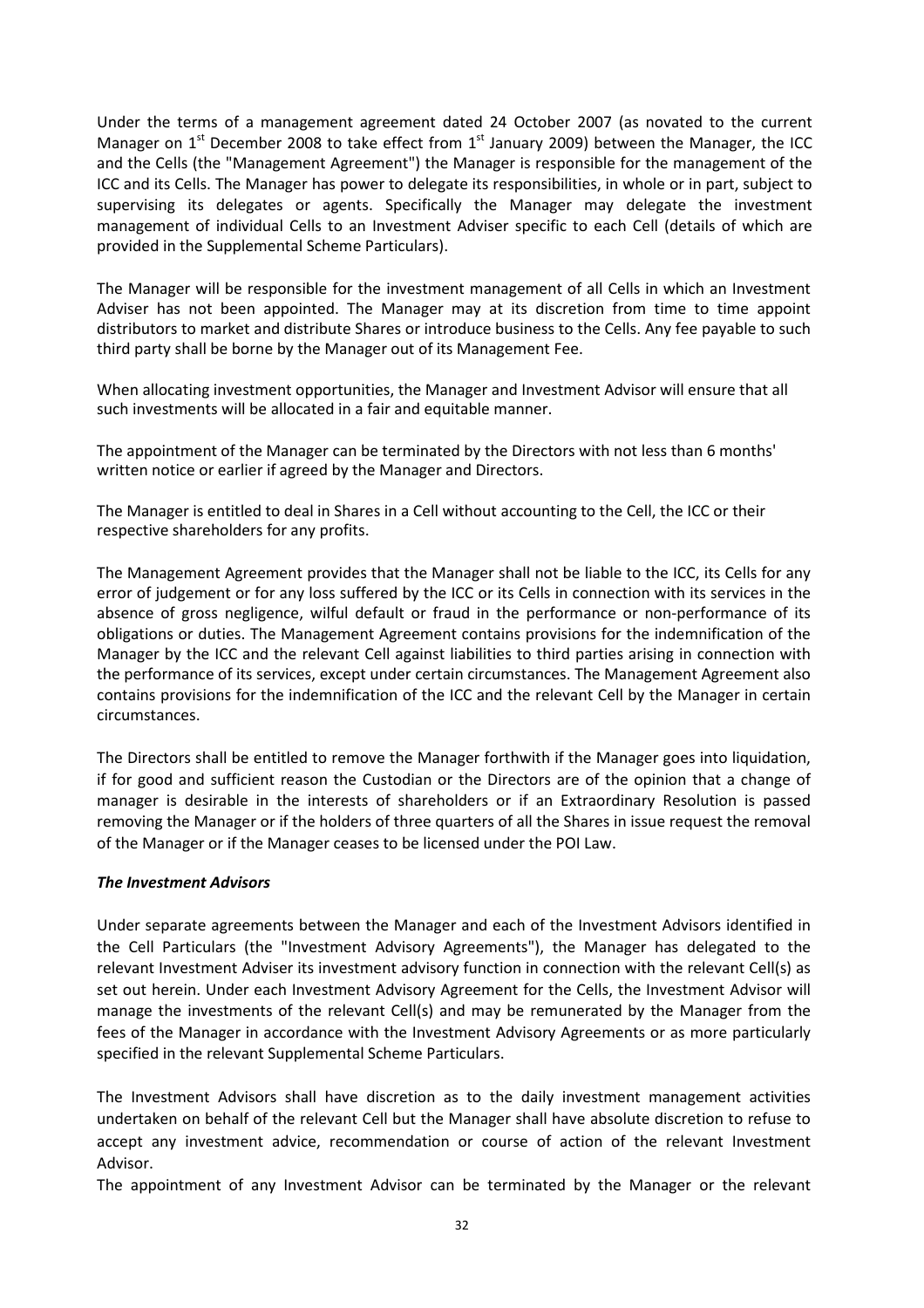Under the terms of a management agreement dated 24 October 2007 (as novated to the current Manager on 1st December 2008 to take effect from 1st January 2009) between the Manager, the ICC and the Cells (the "Management Agreement") the Manager is responsible for the management of the ICC and its Cells. The Manager has power to delegate its responsibilities, in whole or in part, subject to supervising its delegates or agents. Specifically the Manager may delegate the investment management of individual Cells to an Investment Adviser specific to each Cell (details of which are provided in the Supplemental Scheme Particulars).

The Manager will be responsible for the investment management of all Cells in which an Investment Adviser has not been appointed. The Manager may at its discretion from time to time appoint distributors to market and distribute Shares or introduce business to the Cells. Any fee payable to such third party shall be borne by the Manager out of its Management Fee.

When allocating investment opportunities, the Manager and Investment Advisor will ensure that all such investments will be allocated in a fair and equitable manner.

The appointment of the Manager can be terminated by the Directors with not less than 6 months' written notice or earlier if agreed by the Manager and Directors.

The Manager is entitled to deal in Shares in a Cell without accounting to the Cell, the ICC or their respective shareholders for any profits.

The Management Agreement provides that the Manager shall not be liable to the ICC, its Cells for any error of judgement or for any loss suffered by the ICC or its Cells in connection with its services in the absence of gross negligence, wilful default or fraud in the performance or non-performance of its obligations or duties. The Management Agreement contains provisions for the indemnification of the Manager by the ICC and the relevant Cell against liabilities to third parties arising in connection with the performance of its services, except under certain circumstances. The Management Agreement also contains provisions for the indemnification of the ICC and the relevant Cell by the Manager in certain circumstances.

The Directors shall be entitled to remove the Manager forthwith if the Manager goes into liquidation, if for good and sufficient reason the Custodian or the Directors are of the opinion that a change of manager is desirable in the interests of shareholders or if an Extraordinary Resolution is passed removing the Manager or if the holders of three quarters of all the Shares in issue request the removal of the Manager or if the Manager ceases to be licensed under the POI Law.

***The Investment Advisors***

Under separate agreements between the Manager and each of the Investment Advisors identified in the Cell Particulars (the "Investment Advisory Agreements"), the Manager has delegated to the relevant Investment Adviser its investment advisory function in connection with the relevant Cell(s) as set out herein. Under each Investment Advisory Agreement for the Cells, the Investment Advisor will manage the investments of the relevant Cell(s) and may be remunerated by the Manager from the fees of the Manager in accordance with the Investment Advisory Agreements or as more particularly specified in the relevant Supplemental Scheme Particulars.

The Investment Advisors shall have discretion as to the daily investment management activities undertaken on behalf of the relevant Cell but the Manager shall have absolute discretion to refuse to accept any investment advice, recommendation or course of action of the relevant Investment Advisor.

The appointment of any Investment Advisor can be terminated by the Manager or the relevant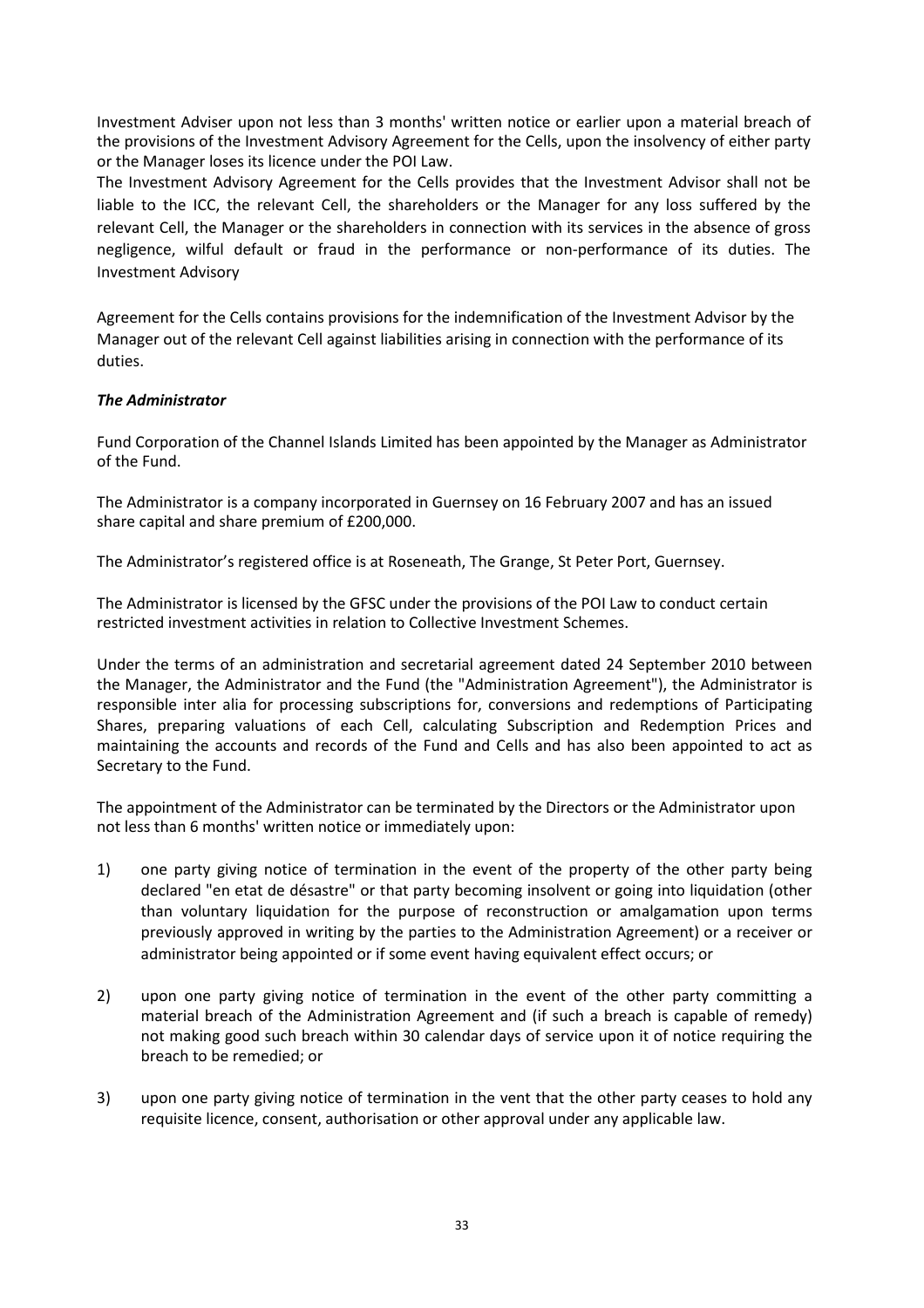Investment Adviser upon not less than 3 months' written notice or earlier upon a material breach of the provisions of the Investment Advisory Agreement for the Cells, upon the insolvency of either party or the Manager loses its licence under the POI Law.

The Investment Advisory Agreement for the Cells provides that the Investment Advisor shall not be liable to the ICC, the relevant Cell, the shareholders or the Manager for any loss suffered by the relevant Cell, the Manager or the shareholders in connection with its services in the absence of gross negligence, wilful default or fraud in the performance or non-performance of its duties. The Investment Advisory

Agreement for the Cells contains provisions for the indemnification of the Investment Advisor by the Manager out of the relevant Cell against liabilities arising in connection with the performance of its duties.

***The Administrator***

Fund Corporation of the Channel Islands Limited has been appointed by the Manager as Administrator of the Fund.

The Administrator is a company incorporated in Guernsey on 16 February 2007 and has an issued share capital and share premium of £200,000.

The Administrator's registered office is at Roseneath, The Grange, St Peter Port, Guernsey.

The Administrator is licensed by the GFSC under the provisions of the POI Law to conduct certain restricted investment activities in relation to Collective Investment Schemes.

Under the terms of an administration and secretarial agreement dated 24 September 2010 between the Manager, the Administrator and the Fund (the "Administration Agreement"), the Administrator is responsible inter alia for processing subscriptions for, conversions and redemptions of Participating Shares, preparing valuations of each Cell, calculating Subscription and Redemption Prices and maintaining the accounts and records of the Fund and Cells and has also been appointed to act as Secretary to the Fund.

The appointment of the Administrator can be terminated by the Directors or the Administrator upon not less than 6 months' written notice or immediately upon:

1) one party giving notice of termination in the event of the property of the other party being declared "en etat de désastre" or that party becoming insolvent or going into liquidation (other than voluntary liquidation for the purpose of reconstruction or amalgamation upon terms previously approved in writing by the parties to the Administration Agreement) or a receiver or administrator being appointed or if some event having equivalent effect occurs; or

2) upon one party giving notice of termination in the event of the other party committing a material breach of the Administration Agreement and (if such a breach is capable of remedy) not making good such breach within 30 calendar days of service upon it of notice requiring the breach to be remedied; or

3) upon one party giving notice of termination in the vent that the other party ceases to hold any requisite licence, consent, authorisation or other approval under any applicable law.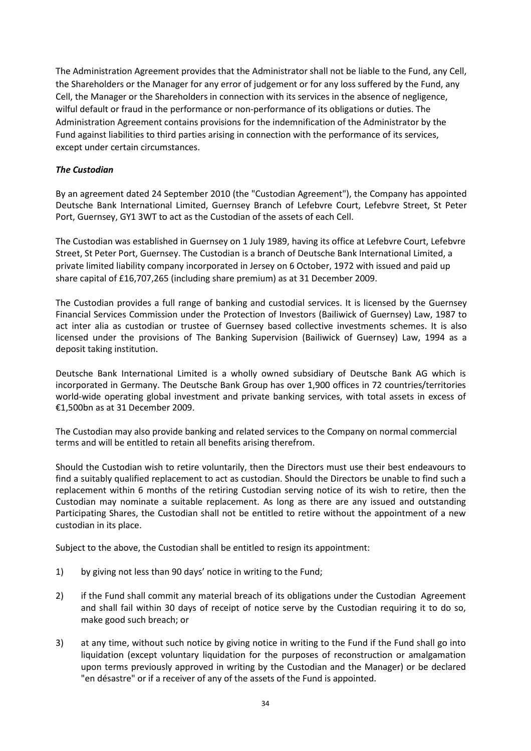The Administration Agreement provides that the Administrator shall not be liable to the Fund, any Cell, the Shareholders or the Manager for any error of judgement or for any loss suffered by the Fund, any Cell, the Manager or the Shareholders in connection with its services in the absence of negligence, wilful default or fraud in the performance or non-performance of its obligations or duties. The Administration Agreement contains provisions for the indemnification of the Administrator by the Fund against liabilities to third parties arising in connection with the performance of its services, except under certain circumstances.

***The Custodian***

By an agreement dated 24 September 2010 (the "Custodian Agreement"), the Company has appointed Deutsche Bank International Limited, Guernsey Branch of Lefebvre Court, Lefebvre Street, St Peter Port, Guernsey, GY1 3WT to act as the Custodian of the assets of each Cell.

The Custodian was established in Guernsey on 1 July 1989, having its office at Lefebvre Court, Lefebvre Street, St Peter Port, Guernsey. The Custodian is a branch of Deutsche Bank International Limited, a private limited liability company incorporated in Jersey on 6 October, 1972 with issued and paid up share capital of £16,707,265 (including share premium) as at 31 December 2009.

The Custodian provides a full range of banking and custodial services. It is licensed by the Guernsey Financial Services Commission under the Protection of Investors (Bailiwick of Guernsey) Law, 1987 to act inter alia as custodian or trustee of Guernsey based collective investments schemes. It is also licensed under the provisions of The Banking Supervision (Bailiwick of Guernsey) Law, 1994 as a deposit taking institution.

Deutsche Bank International Limited is a wholly owned subsidiary of Deutsche Bank AG which is incorporated in Germany. The Deutsche Bank Group has over 1,900 offices in 72 countries/territories world-wide operating global investment and private banking services, with total assets in excess of €1,500bn as at 31 December 2009.

The Custodian may also provide banking and related services to the Company on normal commercial terms and will be entitled to retain all benefits arising therefrom.

Should the Custodian wish to retire voluntarily, then the Directors must use their best endeavours to find a suitably qualified replacement to act as custodian. Should the Directors be unable to find such a replacement within 6 months of the retiring Custodian serving notice of its wish to retire, then the Custodian may nominate a suitable replacement. As long as there are any issued and outstanding Participating Shares, the Custodian shall not be entitled to retire without the appointment of a new custodian in its place.

Subject to the above, the Custodian shall be entitled to resign its appointment:

1) by giving not less than 90 days' notice in writing to the Fund;

2) if the Fund shall commit any material breach of its obligations under the Custodian Agreement and shall fail within 30 days of receipt of notice serve by the Custodian requiring it to do so, make good such breach; or

3) at any time, without such notice by giving notice in writing to the Fund if the Fund shall go into liquidation (except voluntary liquidation for the purposes of reconstruction or amalgamation upon terms previously approved in writing by the Custodian and the Manager) or be declared "en désastre" or if a receiver of any of the assets of the Fund is appointed.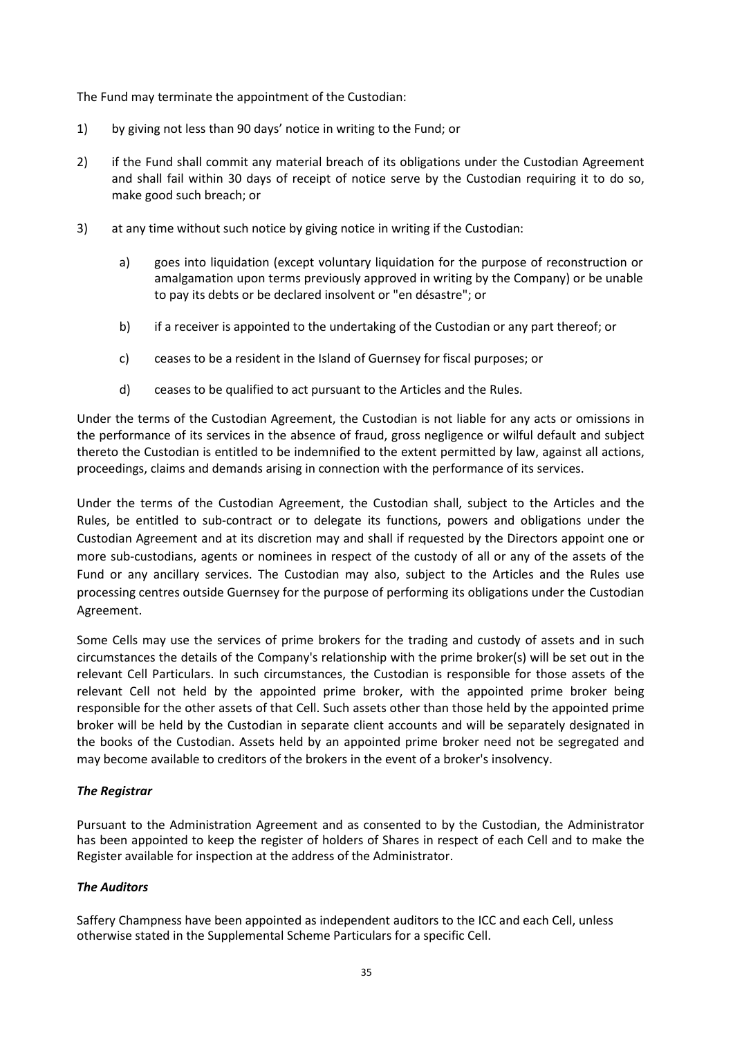The Fund may terminate the appointment of the Custodian:

1) by giving not less than 90 days' notice in writing to the Fund; or

2) if the Fund shall commit any material breach of its obligations under the Custodian Agreement and shall fail within 30 days of receipt of notice serve by the Custodian requiring it to do so, make good such breach; or

3) at any time without such notice by giving notice in writing if the Custodian:

   a) goes into liquidation (except voluntary liquidation for the purpose of reconstruction or amalgamation upon terms previously approved in writing by the Company) or be unable to pay its debts or be declared insolvent or "en désastre"; or

   b) if a receiver is appointed to the undertaking of the Custodian or any part thereof; or

   c) ceases to be a resident in the Island of Guernsey for fiscal purposes; or

   d) ceases to be qualified to act pursuant to the Articles and the Rules.

Under the terms of the Custodian Agreement, the Custodian is not liable for any acts or omissions in the performance of its services in the absence of fraud, gross negligence or wilful default and subject thereto the Custodian is entitled to be indemnified to the extent permitted by law, against all actions, proceedings, claims and demands arising in connection with the performance of its services.

Under the terms of the Custodian Agreement, the Custodian shall, subject to the Articles and the Rules, be entitled to sub-contract or to delegate its functions, powers and obligations under the Custodian Agreement and at its discretion may and shall if requested by the Directors appoint one or more sub-custodians, agents or nominees in respect of the custody of all or any of the assets of the Fund or any ancillary services. The Custodian may also, subject to the Articles and the Rules use processing centres outside Guernsey for the purpose of performing its obligations under the Custodian Agreement.

Some Cells may use the services of prime brokers for the trading and custody of assets and in such circumstances the details of the Company's relationship with the prime broker(s) will be set out in the relevant Cell Particulars. In such circumstances, the Custodian is responsible for those assets of the relevant Cell not held by the appointed prime broker, with the appointed prime broker being responsible for the other assets of that Cell. Such assets other than those held by the appointed prime broker will be held by the Custodian in separate client accounts and will be separately designated in the books of the Custodian. Assets held by an appointed prime broker need not be segregated and may become available to creditors of the brokers in the event of a broker's insolvency.

***The Registrar***

Pursuant to the Administration Agreement and as consented to by the Custodian, the Administrator has been appointed to keep the register of holders of Shares in respect of each Cell and to make the Register available for inspection at the address of the Administrator.

***The Auditors***

Saffery Champness have been appointed as independent auditors to the ICC and each Cell, unless otherwise stated in the Supplemental Scheme Particulars for a specific Cell.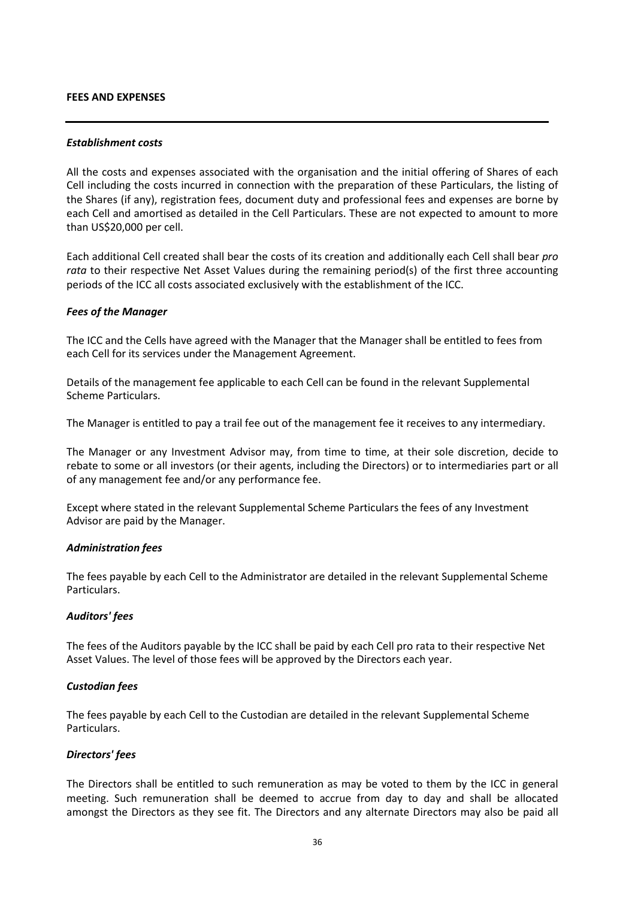## FEES AND EXPENSES

### *Establishment costs*

All the costs and expenses associated with the organisation and the initial offering of Shares of each Cell including the costs incurred in connection with the preparation of these Particulars, the listing of the Shares (if any), registration fees, document duty and professional fees and expenses are borne by each Cell and amortised as detailed in the Cell Particulars. These are not expected to amount to more than US$20,000 per cell.

Each additional Cell created shall bear the costs of its creation and additionally each Cell shall bear *pro rata* to their respective Net Asset Values during the remaining period(s) of the first three accounting periods of the ICC all costs associated exclusively with the establishment of the ICC.

### *Fees of the Manager*

The ICC and the Cells have agreed with the Manager that the Manager shall be entitled to fees from each Cell for its services under the Management Agreement.

Details of the management fee applicable to each Cell can be found in the relevant Supplemental Scheme Particulars.

The Manager is entitled to pay a trail fee out of the management fee it receives to any intermediary.

The Manager or any Investment Advisor may, from time to time, at their sole discretion, decide to rebate to some or all investors (or their agents, including the Directors) or to intermediaries part or all of any management fee and/or any performance fee.

Except where stated in the relevant Supplemental Scheme Particulars the fees of any Investment Advisor are paid by the Manager.

### *Administration fees*

The fees payable by each Cell to the Administrator are detailed in the relevant Supplemental Scheme Particulars.

### *Auditors' fees*

The fees of the Auditors payable by the ICC shall be paid by each Cell pro rata to their respective Net Asset Values. The level of those fees will be approved by the Directors each year.

### *Custodian fees*

The fees payable by each Cell to the Custodian are detailed in the relevant Supplemental Scheme Particulars.

### *Directors' fees*

The Directors shall be entitled to such remuneration as may be voted to them by the ICC in general meeting. Such remuneration shall be deemed to accrue from day to day and shall be allocated amongst the Directors as they see fit. The Directors and any alternate Directors may also be paid all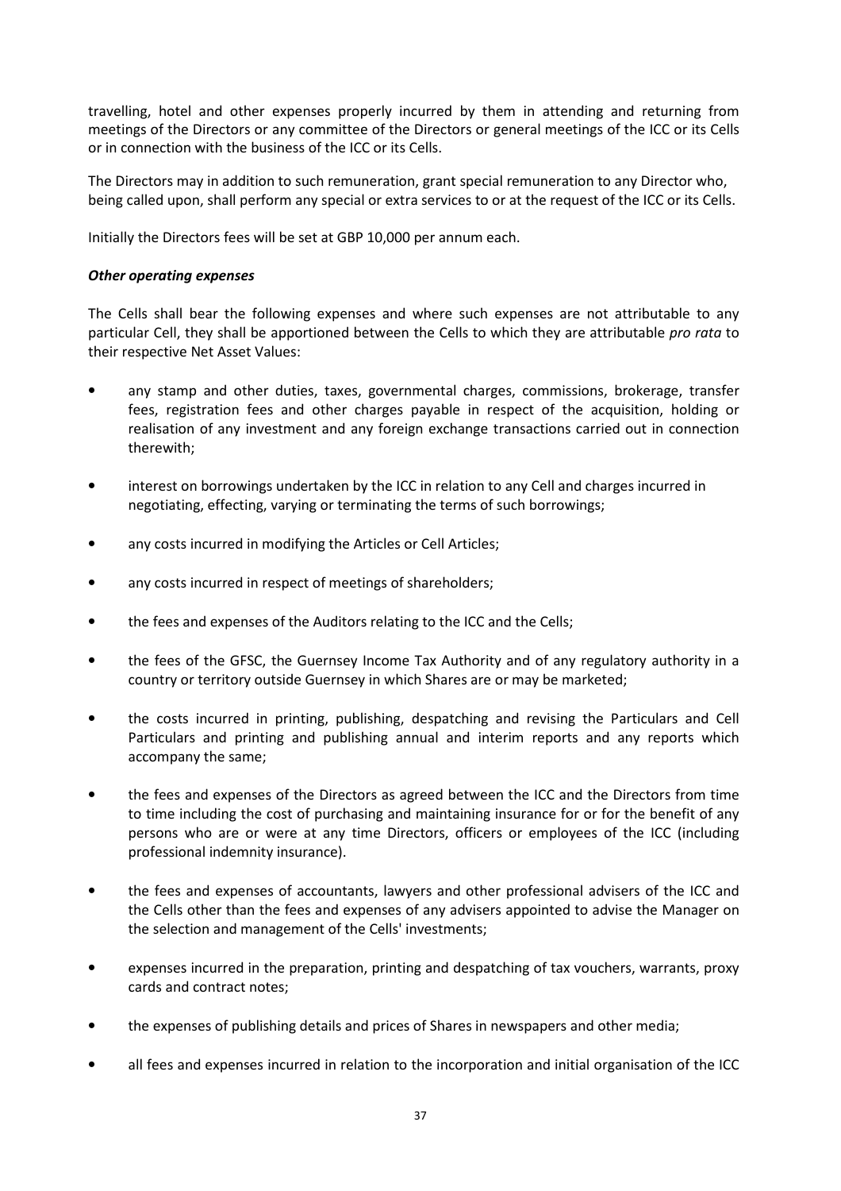travelling, hotel and other expenses properly incurred by them in attending and returning from meetings of the Directors or any committee of the Directors or general meetings of the ICC or its Cells or in connection with the business of the ICC or its Cells.

The Directors may in addition to such remuneration, grant special remuneration to any Director who, being called upon, shall perform any special or extra services to or at the request of the ICC or its Cells.

Initially the Directors fees will be set at GBP 10,000 per annum each.

***Other operating expenses***

The Cells shall bear the following expenses and where such expenses are not attributable to any particular Cell, they shall be apportioned between the Cells to which they are attributable *pro rata* to their respective Net Asset Values:

- any stamp and other duties, taxes, governmental charges, commissions, brokerage, transfer fees, registration fees and other charges payable in respect of the acquisition, holding or realisation of any investment and any foreign exchange transactions carried out in connection therewith;
- interest on borrowings undertaken by the ICC in relation to any Cell and charges incurred in negotiating, effecting, varying or terminating the terms of such borrowings;
- any costs incurred in modifying the Articles or Cell Articles;
- any costs incurred in respect of meetings of shareholders;
- the fees and expenses of the Auditors relating to the ICC and the Cells;
- the fees of the GFSC, the Guernsey Income Tax Authority and of any regulatory authority in a country or territory outside Guernsey in which Shares are or may be marketed;
- the costs incurred in printing, publishing, despatching and revising the Particulars and Cell Particulars and printing and publishing annual and interim reports and any reports which accompany the same;
- the fees and expenses of the Directors as agreed between the ICC and the Directors from time to time including the cost of purchasing and maintaining insurance for or for the benefit of any persons who are or were at any time Directors, officers or employees of the ICC (including professional indemnity insurance).
- the fees and expenses of accountants, lawyers and other professional advisers of the ICC and the Cells other than the fees and expenses of any advisers appointed to advise the Manager on the selection and management of the Cells' investments;
- expenses incurred in the preparation, printing and despatching of tax vouchers, warrants, proxy cards and contract notes;
- the expenses of publishing details and prices of Shares in newspapers and other media;
- all fees and expenses incurred in relation to the incorporation and initial organisation of the ICC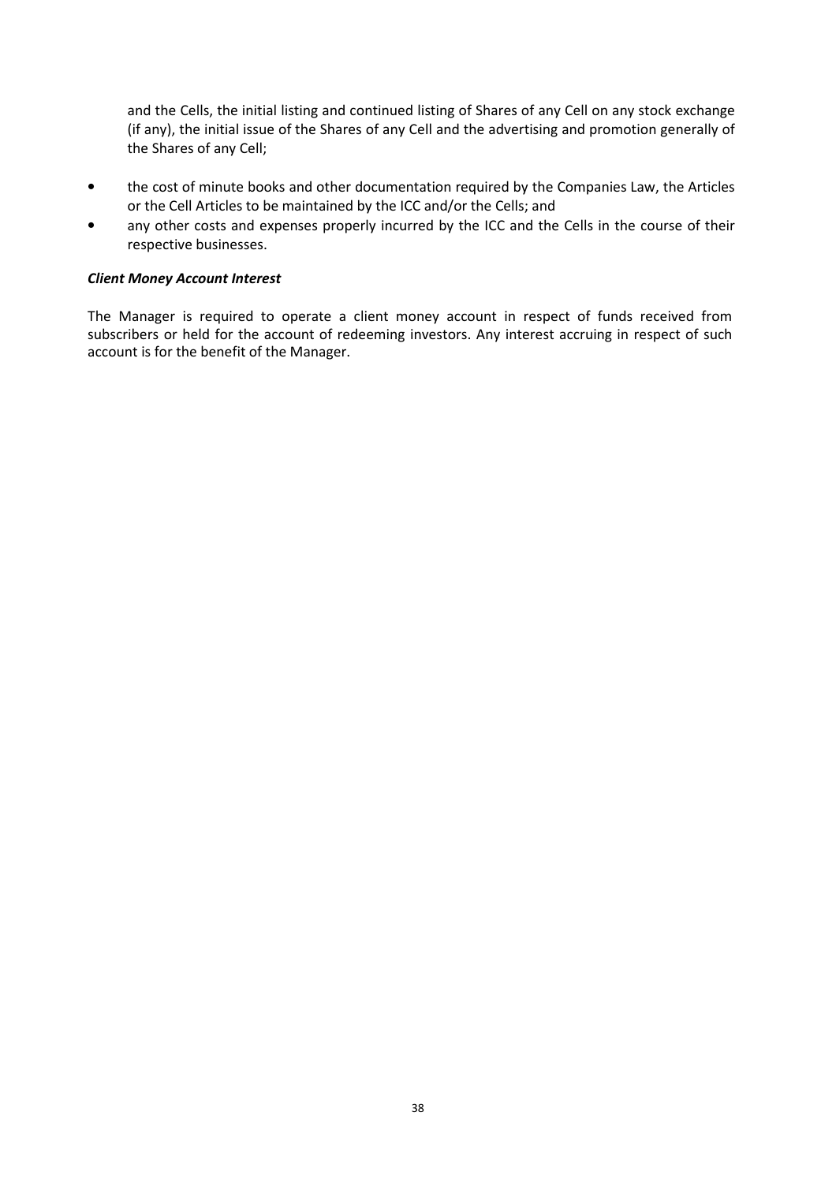and the Cells, the initial listing and continued listing of Shares of any Cell on any stock exchange (if any), the initial issue of the Shares of any Cell and the advertising and promotion generally of the Shares of any Cell;

- the cost of minute books and other documentation required by the Companies Law, the Articles or the Cell Articles to be maintained by the ICC and/or the Cells; and
- any other costs and expenses properly incurred by the ICC and the Cells in the course of their respective businesses.

***Client Money Account Interest***

The Manager is required to operate a client money account in respect of funds received from subscribers or held for the account of redeeming investors. Any interest accruing in respect of such account is for the benefit of the Manager.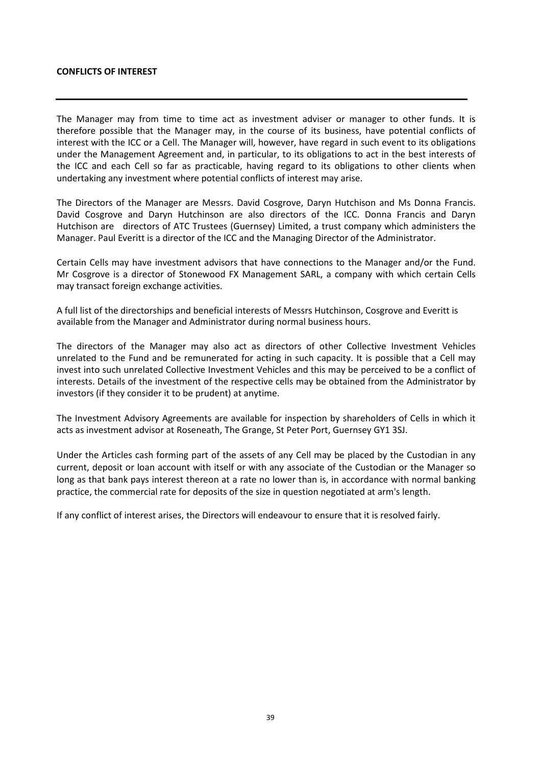**CONFLICTS OF INTEREST**

---

The Manager may from time to time act as investment adviser or manager to other funds. It is therefore possible that the Manager may, in the course of its business, have potential conflicts of interest with the ICC or a Cell. The Manager will, however, have regard in such event to its obligations under the Management Agreement and, in particular, to its obligations to act in the best interests of the ICC and each Cell so far as practicable, having regard to its obligations to other clients when undertaking any investment where potential conflicts of interest may arise.

The Directors of the Manager are Messrs. David Cosgrove, Daryn Hutchison and Ms Donna Francis. David Cosgrove and Daryn Hutchinson are also directors of the ICC. Donna Francis and Daryn Hutchison are directors of ATC Trustees (Guernsey) Limited, a trust company which administers the Manager. Paul Everitt is a director of the ICC and the Managing Director of the Administrator.

Certain Cells may have investment advisors that have connections to the Manager and/or the Fund. Mr Cosgrove is a director of Stonewood FX Management SARL, a company with which certain Cells may transact foreign exchange activities.

A full list of the directorships and beneficial interests of Messrs Hutchinson, Cosgrove and Everitt is available from the Manager and Administrator during normal business hours.

The directors of the Manager may also act as directors of other Collective Investment Vehicles unrelated to the Fund and be remunerated for acting in such capacity. It is possible that a Cell may invest into such unrelated Collective Investment Vehicles and this may be perceived to be a conflict of interests. Details of the investment of the respective cells may be obtained from the Administrator by investors (if they consider it to be prudent) at anytime.

The Investment Advisory Agreements are available for inspection by shareholders of Cells in which it acts as investment advisor at Roseneath, The Grange, St Peter Port, Guernsey GY1 3SJ.

Under the Articles cash forming part of the assets of any Cell may be placed by the Custodian in any current, deposit or loan account with itself or with any associate of the Custodian or the Manager so long as that bank pays interest thereon at a rate no lower than is, in accordance with normal banking practice, the commercial rate for deposits of the size in question negotiated at arm's length.

If any conflict of interest arises, the Directors will endeavour to ensure that it is resolved fairly.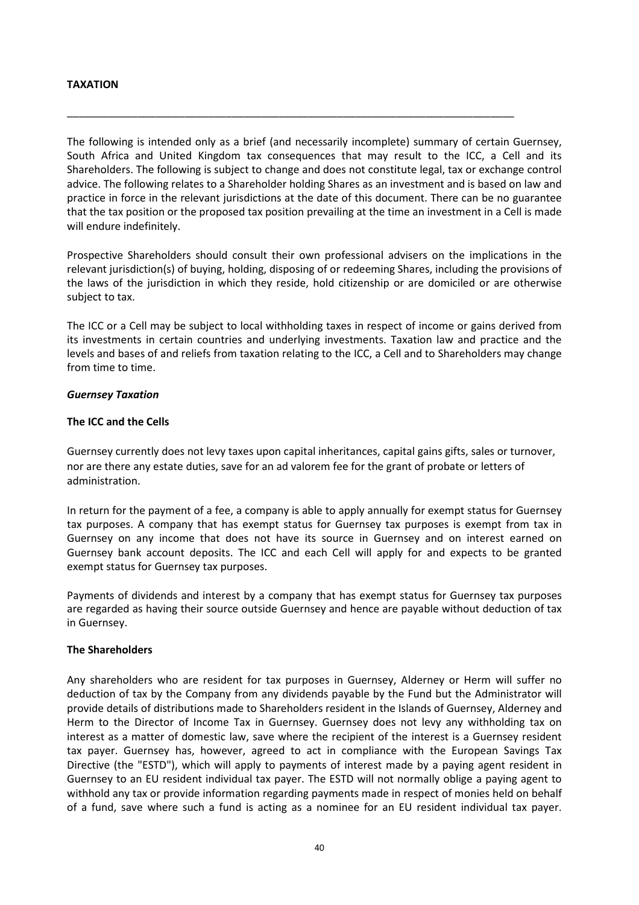# TAXATION

---

The following is intended only as a brief (and necessarily incomplete) summary of certain Guernsey, South Africa and United Kingdom tax consequences that may result to the ICC, a Cell and its Shareholders. The following is subject to change and does not constitute legal, tax or exchange control advice. The following relates to a Shareholder holding Shares as an investment and is based on law and practice in force in the relevant jurisdictions at the date of this document. There can be no guarantee that the tax position or the proposed tax position prevailing at the time an investment in a Cell is made will endure indefinitely.

Prospective Shareholders should consult their own professional advisers on the implications in the relevant jurisdiction(s) of buying, holding, disposing of or redeeming Shares, including the provisions of the laws of the jurisdiction in which they reside, hold citizenship or are domiciled or are otherwise subject to tax.

The ICC or a Cell may be subject to local withholding taxes in respect of income or gains derived from its investments in certain countries and underlying investments. Taxation law and practice and the levels and bases of and reliefs from taxation relating to the ICC, a Cell and to Shareholders may change from time to time.

## *Guernsey Taxation*

### The ICC and the Cells

Guernsey currently does not levy taxes upon capital inheritances, capital gains gifts, sales or turnover, nor are there any estate duties, save for an ad valorem fee for the grant of probate or letters of administration.

In return for the payment of a fee, a company is able to apply annually for exempt status for Guernsey tax purposes. A company that has exempt status for Guernsey tax purposes is exempt from tax in Guernsey on any income that does not have its source in Guernsey and on interest earned on Guernsey bank account deposits. The ICC and each Cell will apply for and expects to be granted exempt status for Guernsey tax purposes.

Payments of dividends and interest by a company that has exempt status for Guernsey tax purposes are regarded as having their source outside Guernsey and hence are payable without deduction of tax in Guernsey.

### The Shareholders

Any shareholders who are resident for tax purposes in Guernsey, Alderney or Herm will suffer no deduction of tax by the Company from any dividends payable by the Fund but the Administrator will provide details of distributions made to Shareholders resident in the Islands of Guernsey, Alderney and Herm to the Director of Income Tax in Guernsey. Guernsey does not levy any withholding tax on interest as a matter of domestic law, save where the recipient of the interest is a Guernsey resident tax payer. Guernsey has, however, agreed to act in compliance with the European Savings Tax Directive (the "ESTD"), which will apply to payments of interest made by a paying agent resident in Guernsey to an EU resident individual tax payer. The ESTD will not normally oblige a paying agent to withhold any tax or provide information regarding payments made in respect of monies held on behalf of a fund, save where such a fund is acting as a nominee for an EU resident individual tax payer.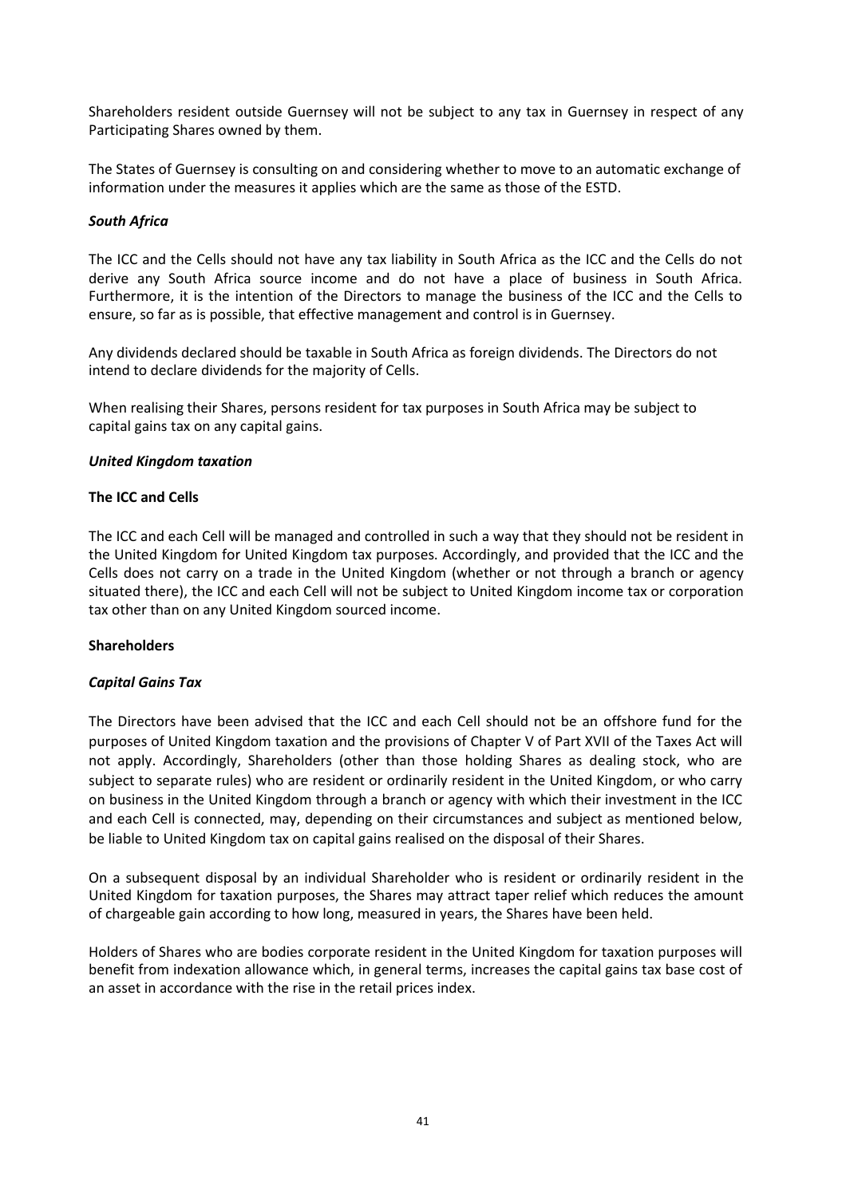Shareholders resident outside Guernsey will not be subject to any tax in Guernsey in respect of any Participating Shares owned by them.

The States of Guernsey is consulting on and considering whether to move to an automatic exchange of information under the measures it applies which are the same as those of the ESTD.

***South Africa***

The ICC and the Cells should not have any tax liability in South Africa as the ICC and the Cells do not derive any South Africa source income and do not have a place of business in South Africa. Furthermore, it is the intention of the Directors to manage the business of the ICC and the Cells to ensure, so far as is possible, that effective management and control is in Guernsey.

Any dividends declared should be taxable in South Africa as foreign dividends. The Directors do not intend to declare dividends for the majority of Cells.

When realising their Shares, persons resident for tax purposes in South Africa may be subject to capital gains tax on any capital gains.

***United Kingdom taxation***

**The ICC and Cells**

The ICC and each Cell will be managed and controlled in such a way that they should not be resident in the United Kingdom for United Kingdom tax purposes. Accordingly, and provided that the ICC and the Cells does not carry on a trade in the United Kingdom (whether or not through a branch or agency situated there), the ICC and each Cell will not be subject to United Kingdom income tax or corporation tax other than on any United Kingdom sourced income.

**Shareholders**

***Capital Gains Tax***

The Directors have been advised that the ICC and each Cell should not be an offshore fund for the purposes of United Kingdom taxation and the provisions of Chapter V of Part XVII of the Taxes Act will not apply. Accordingly, Shareholders (other than those holding Shares as dealing stock, who are subject to separate rules) who are resident or ordinarily resident in the United Kingdom, or who carry on business in the United Kingdom through a branch or agency with which their investment in the ICC and each Cell is connected, may, depending on their circumstances and subject as mentioned below, be liable to United Kingdom tax on capital gains realised on the disposal of their Shares.

On a subsequent disposal by an individual Shareholder who is resident or ordinarily resident in the United Kingdom for taxation purposes, the Shares may attract taper relief which reduces the amount of chargeable gain according to how long, measured in years, the Shares have been held.

Holders of Shares who are bodies corporate resident in the United Kingdom for taxation purposes will benefit from indexation allowance which, in general terms, increases the capital gains tax base cost of an asset in accordance with the rise in the retail prices index.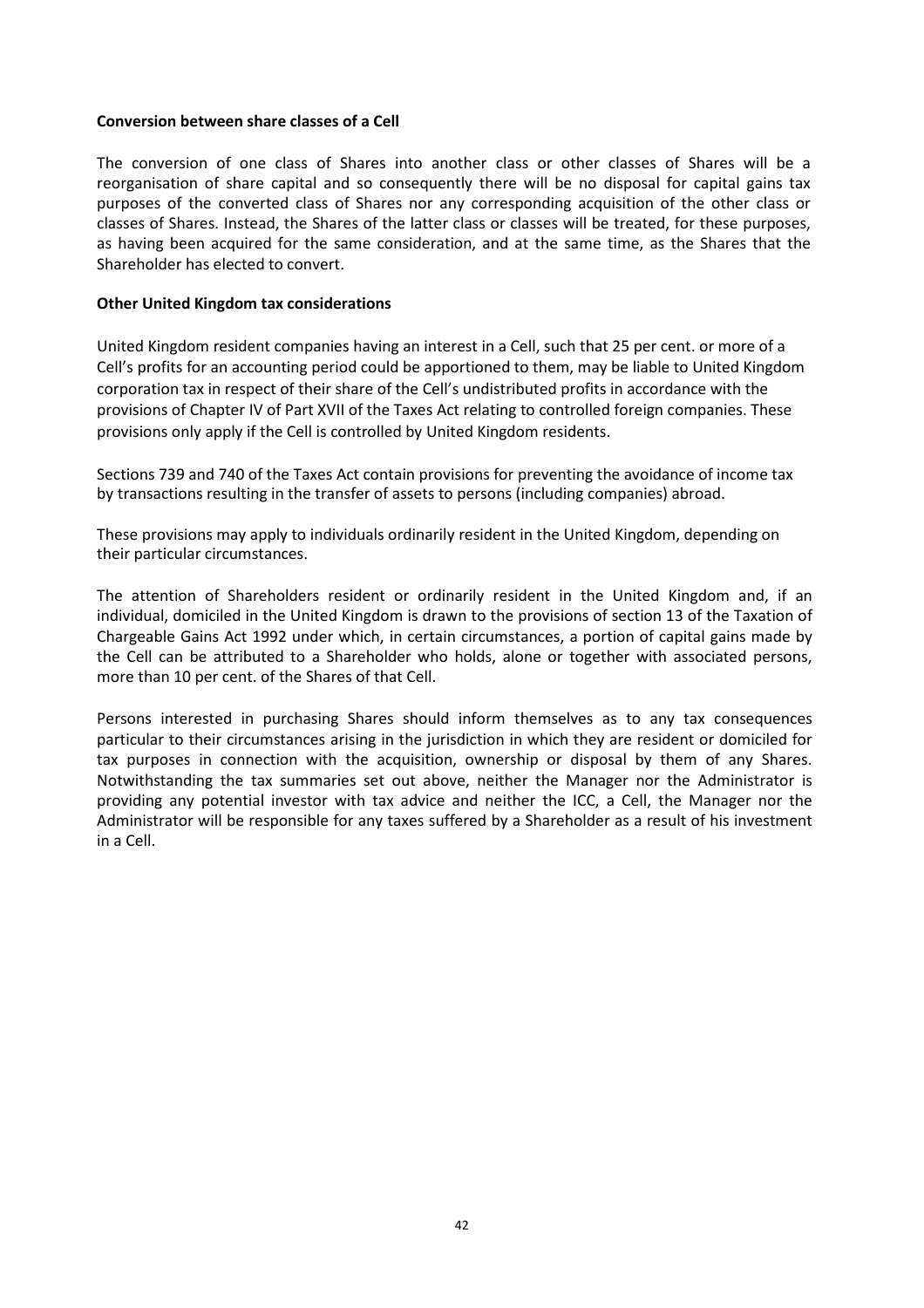**Conversion between share classes of a Cell**

The conversion of one class of Shares into another class or other classes of Shares will be a reorganisation of share capital and so consequently there will be no disposal for capital gains tax purposes of the converted class of Shares nor any corresponding acquisition of the other class or classes of Shares. Instead, the Shares of the latter class or classes will be treated, for these purposes, as having been acquired for the same consideration, and at the same time, as the Shares that the Shareholder has elected to convert.

**Other United Kingdom tax considerations**

United Kingdom resident companies having an interest in a Cell, such that 25 per cent. or more of a Cell's profits for an accounting period could be apportioned to them, may be liable to United Kingdom corporation tax in respect of their share of the Cell's undistributed profits in accordance with the provisions of Chapter IV of Part XVII of the Taxes Act relating to controlled foreign companies. These provisions only apply if the Cell is controlled by United Kingdom residents.

Sections 739 and 740 of the Taxes Act contain provisions for preventing the avoidance of income tax by transactions resulting in the transfer of assets to persons (including companies) abroad.

These provisions may apply to individuals ordinarily resident in the United Kingdom, depending on their particular circumstances.

The attention of Shareholders resident or ordinarily resident in the United Kingdom and, if an individual, domiciled in the United Kingdom is drawn to the provisions of section 13 of the Taxation of Chargeable Gains Act 1992 under which, in certain circumstances, a portion of capital gains made by the Cell can be attributed to a Shareholder who holds, alone or together with associated persons, more than 10 per cent. of the Shares of that Cell.

Persons interested in purchasing Shares should inform themselves as to any tax consequences particular to their circumstances arising in the jurisdiction in which they are resident or domiciled for tax purposes in connection with the acquisition, ownership or disposal by them of any Shares. Notwithstanding the tax summaries set out above, neither the Manager nor the Administrator is providing any potential investor with tax advice and neither the ICC, a Cell, the Manager nor the Administrator will be responsible for any taxes suffered by a Shareholder as a result of his investment in a Cell.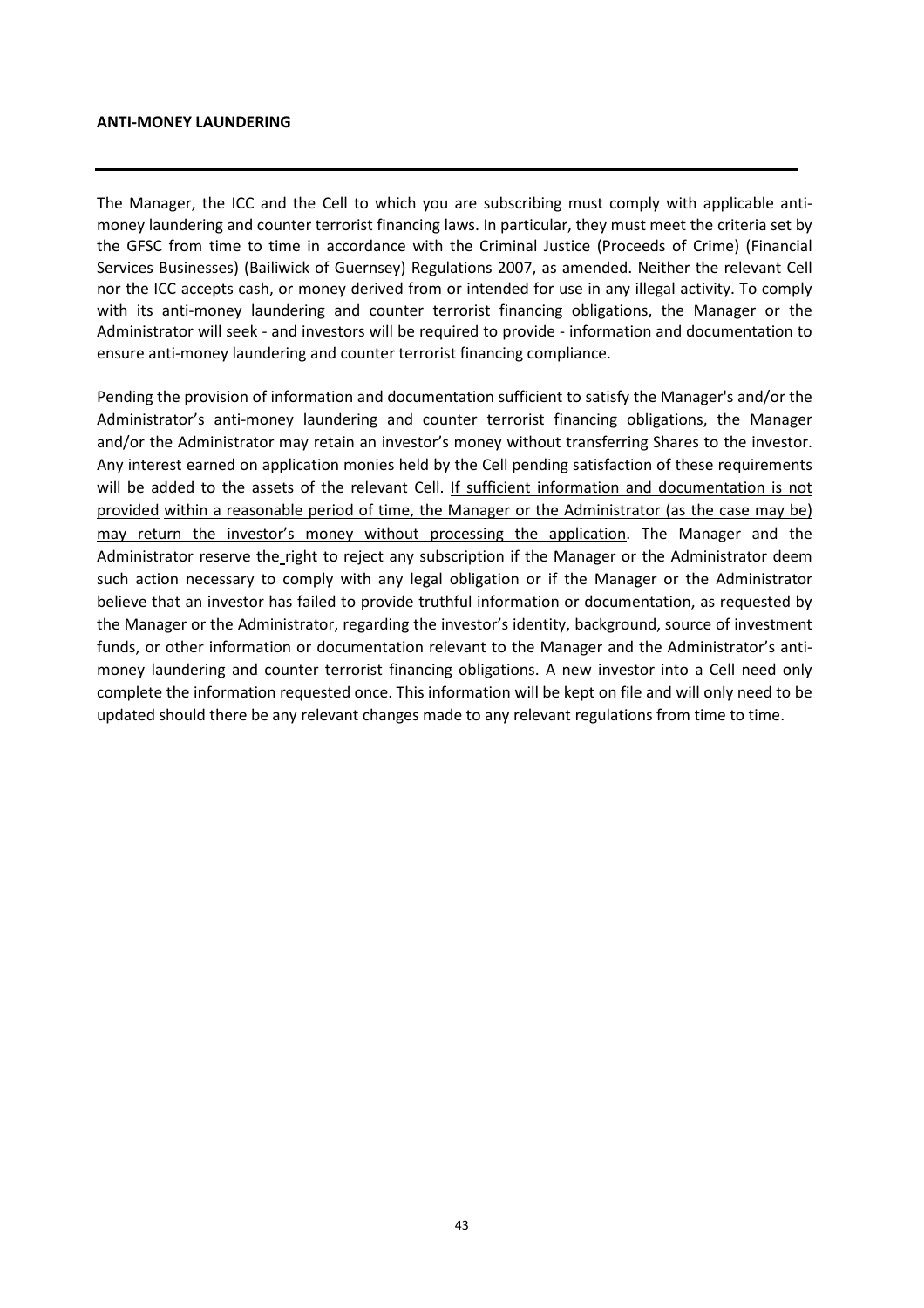## ANTI-MONEY LAUNDERING

---

The Manager, the ICC and the Cell to which you are subscribing must comply with applicable anti-money laundering and counter terrorist financing laws. In particular, they must meet the criteria set by the GFSC from time to time in accordance with the Criminal Justice (Proceeds of Crime) (Financial Services Businesses) (Bailiwick of Guernsey) Regulations 2007, as amended. Neither the relevant Cell nor the ICC accepts cash, or money derived from or intended for use in any illegal activity. To comply with its anti-money laundering and counter terrorist financing obligations, the Manager or the Administrator will seek - and investors will be required to provide - information and documentation to ensure anti-money laundering and counter terrorist financing compliance.

Pending the provision of information and documentation sufficient to satisfy the Manager's and/or the Administrator's anti-money laundering and counter terrorist financing obligations, the Manager and/or the Administrator may retain an investor's money without transferring Shares to the investor. Any interest earned on application monies held by the Cell pending satisfaction of these requirements will be added to the assets of the relevant Cell. <u>If sufficient information and documentation is not provided within a reasonable period of time, the Manager or the Administrator (as the case may be) may return the investor's money without processing the application</u>. The Manager and the Administrator reserve the right to reject any subscription if the Manager or the Administrator deem such action necessary to comply with any legal obligation or if the Manager or the Administrator believe that an investor has failed to provide truthful information or documentation, as requested by the Manager or the Administrator, regarding the investor's identity, background, source of investment funds, or other information or documentation relevant to the Manager and the Administrator's anti-money laundering and counter terrorist financing obligations. A new investor into a Cell need only complete the information requested once. This information will be kept on file and will only need to be updated should there be any relevant changes made to any relevant regulations from time to time.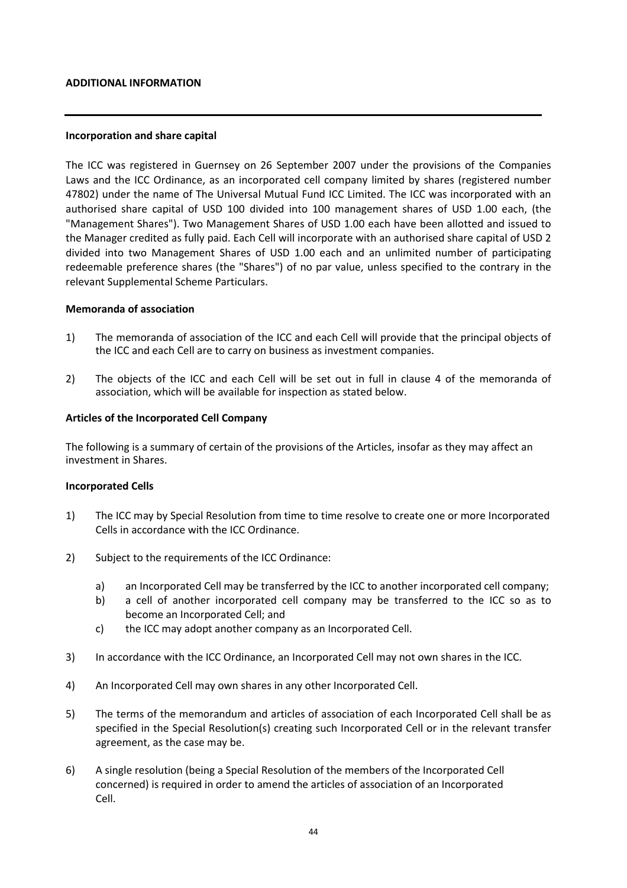# ADDITIONAL INFORMATION

---

**Incorporation and share capital**

The ICC was registered in Guernsey on 26 September 2007 under the provisions of the Companies Laws and the ICC Ordinance, as an incorporated cell company limited by shares (registered number 47802) under the name of The Universal Mutual Fund ICC Limited. The ICC was incorporated with an authorised share capital of USD 100 divided into 100 management shares of USD 1.00 each, (the "Management Shares"). Two Management Shares of USD 1.00 each have been allotted and issued to the Manager credited as fully paid. Each Cell will incorporate with an authorised share capital of USD 2 divided into two Management Shares of USD 1.00 each and an unlimited number of participating redeemable preference shares (the "Shares") of no par value, unless specified to the contrary in the relevant Supplemental Scheme Particulars.

**Memoranda of association**

1) The memoranda of association of the ICC and each Cell will provide that the principal objects of the ICC and each Cell are to carry on business as investment companies.

2) The objects of the ICC and each Cell will be set out in full in clause 4 of the memoranda of association, which will be available for inspection as stated below.

**Articles of the Incorporated Cell Company**

The following is a summary of certain of the provisions of the Articles, insofar as they may affect an investment in Shares.

**Incorporated Cells**

1) The ICC may by Special Resolution from time to time resolve to create one or more Incorporated Cells in accordance with the ICC Ordinance.

2) Subject to the requirements of the ICC Ordinance:

   a) an Incorporated Cell may be transferred by the ICC to another incorporated cell company;
   b) a cell of another incorporated cell company may be transferred to the ICC so as to become an Incorporated Cell; and
   c) the ICC may adopt another company as an Incorporated Cell.

3) In accordance with the ICC Ordinance, an Incorporated Cell may not own shares in the ICC.

4) An Incorporated Cell may own shares in any other Incorporated Cell.

5) The terms of the memorandum and articles of association of each Incorporated Cell shall be as specified in the Special Resolution(s) creating such Incorporated Cell or in the relevant transfer agreement, as the case may be.

6) A single resolution (being a Special Resolution of the members of the Incorporated Cell concerned) is required in order to amend the articles of association of an Incorporated Cell.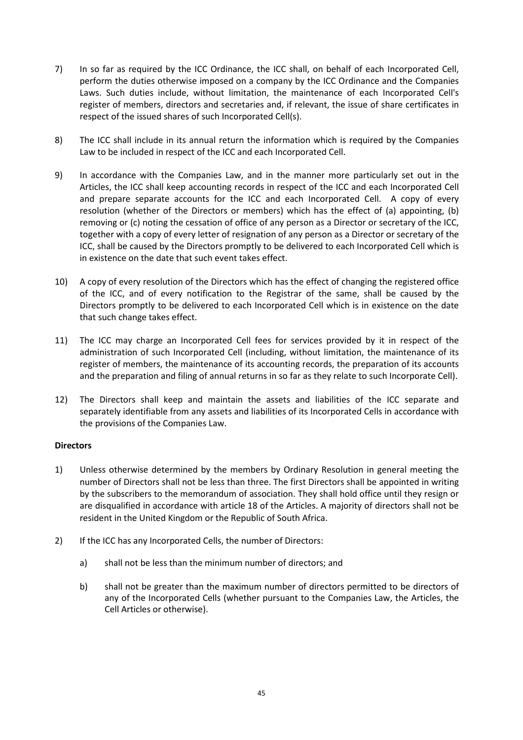7) In so far as required by the ICC Ordinance, the ICC shall, on behalf of each Incorporated Cell, perform the duties otherwise imposed on a company by the ICC Ordinance and the Companies Laws. Such duties include, without limitation, the maintenance of each Incorporated Cell's register of members, directors and secretaries and, if relevant, the issue of share certificates in respect of the issued shares of such Incorporated Cell(s).

8) The ICC shall include in its annual return the information which is required by the Companies Law to be included in respect of the ICC and each Incorporated Cell.

9) In accordance with the Companies Law, and in the manner more particularly set out in the Articles, the ICC shall keep accounting records in respect of the ICC and each Incorporated Cell and prepare separate accounts for the ICC and each Incorporated Cell. A copy of every resolution (whether of the Directors or members) which has the effect of (a) appointing, (b) removing or (c) noting the cessation of office of any person as a Director or secretary of the ICC, together with a copy of every letter of resignation of any person as a Director or secretary of the ICC, shall be caused by the Directors promptly to be delivered to each Incorporated Cell which is in existence on the date that such event takes effect.

10) A copy of every resolution of the Directors which has the effect of changing the registered office of the ICC, and of every notification to the Registrar of the same, shall be caused by the Directors promptly to be delivered to each Incorporated Cell which is in existence on the date that such change takes effect.

11) The ICC may charge an Incorporated Cell fees for services provided by it in respect of the administration of such Incorporated Cell (including, without limitation, the maintenance of its register of members, the maintenance of its accounting records, the preparation of its accounts and the preparation and filing of annual returns in so far as they relate to such Incorporate Cell).

12) The Directors shall keep and maintain the assets and liabilities of the ICC separate and separately identifiable from any assets and liabilities of its Incorporated Cells in accordance with the provisions of the Companies Law.

**Directors**

1) Unless otherwise determined by the members by Ordinary Resolution in general meeting the number of Directors shall not be less than three. The first Directors shall be appointed in writing by the subscribers to the memorandum of association. They shall hold office until they resign or are disqualified in accordance with article 18 of the Articles. A majority of directors shall not be resident in the United Kingdom or the Republic of South Africa.

2) If the ICC has any Incorporated Cells, the number of Directors:

   a) shall not be less than the minimum number of directors; and

   b) shall not be greater than the maximum number of directors permitted to be directors of any of the Incorporated Cells (whether pursuant to the Companies Law, the Articles, the Cell Articles or otherwise).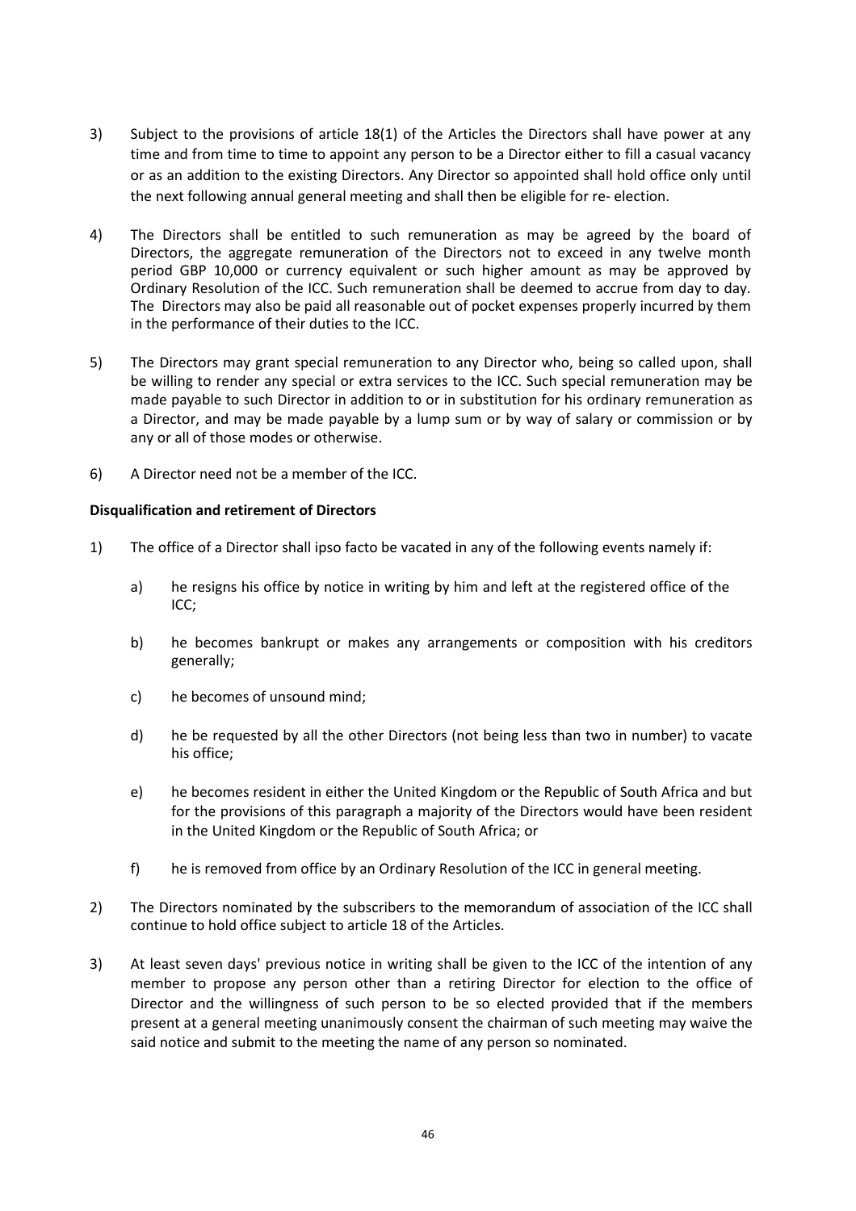3) Subject to the provisions of article 18(1) of the Articles the Directors shall have power at any time and from time to time to appoint any person to be a Director either to fill a casual vacancy or as an addition to the existing Directors. Any Director so appointed shall hold office only until the next following annual general meeting and shall then be eligible for re- election.

4) The Directors shall be entitled to such remuneration as may be agreed by the board of Directors, the aggregate remuneration of the Directors not to exceed in any twelve month period GBP 10,000 or currency equivalent or such higher amount as may be approved by Ordinary Resolution of the ICC. Such remuneration shall be deemed to accrue from day to day. The Directors may also be paid all reasonable out of pocket expenses properly incurred by them in the performance of their duties to the ICC.

5) The Directors may grant special remuneration to any Director who, being so called upon, shall be willing to render any special or extra services to the ICC. Such special remuneration may be made payable to such Director in addition to or in substitution for his ordinary remuneration as a Director, and may be made payable by a lump sum or by way of salary or commission or by any or all of those modes or otherwise.

6) A Director need not be a member of the ICC.

**Disqualification and retirement of Directors**

1) The office of a Director shall ipso facto be vacated in any of the following events namely if:

   a) he resigns his office by notice in writing by him and left at the registered office of the ICC;

   b) he becomes bankrupt or makes any arrangements or composition with his creditors generally;

   c) he becomes of unsound mind;

   d) he be requested by all the other Directors (not being less than two in number) to vacate his office;

   e) he becomes resident in either the United Kingdom or the Republic of South Africa and but for the provisions of this paragraph a majority of the Directors would have been resident in the United Kingdom or the Republic of South Africa; or

   f) he is removed from office by an Ordinary Resolution of the ICC in general meeting.

2) The Directors nominated by the subscribers to the memorandum of association of the ICC shall continue to hold office subject to article 18 of the Articles.

3) At least seven days' previous notice in writing shall be given to the ICC of the intention of any member to propose any person other than a retiring Director for election to the office of Director and the willingness of such person to be so elected provided that if the members present at a general meeting unanimously consent the chairman of such meeting may waive the said notice and submit to the meeting the name of any person so nominated.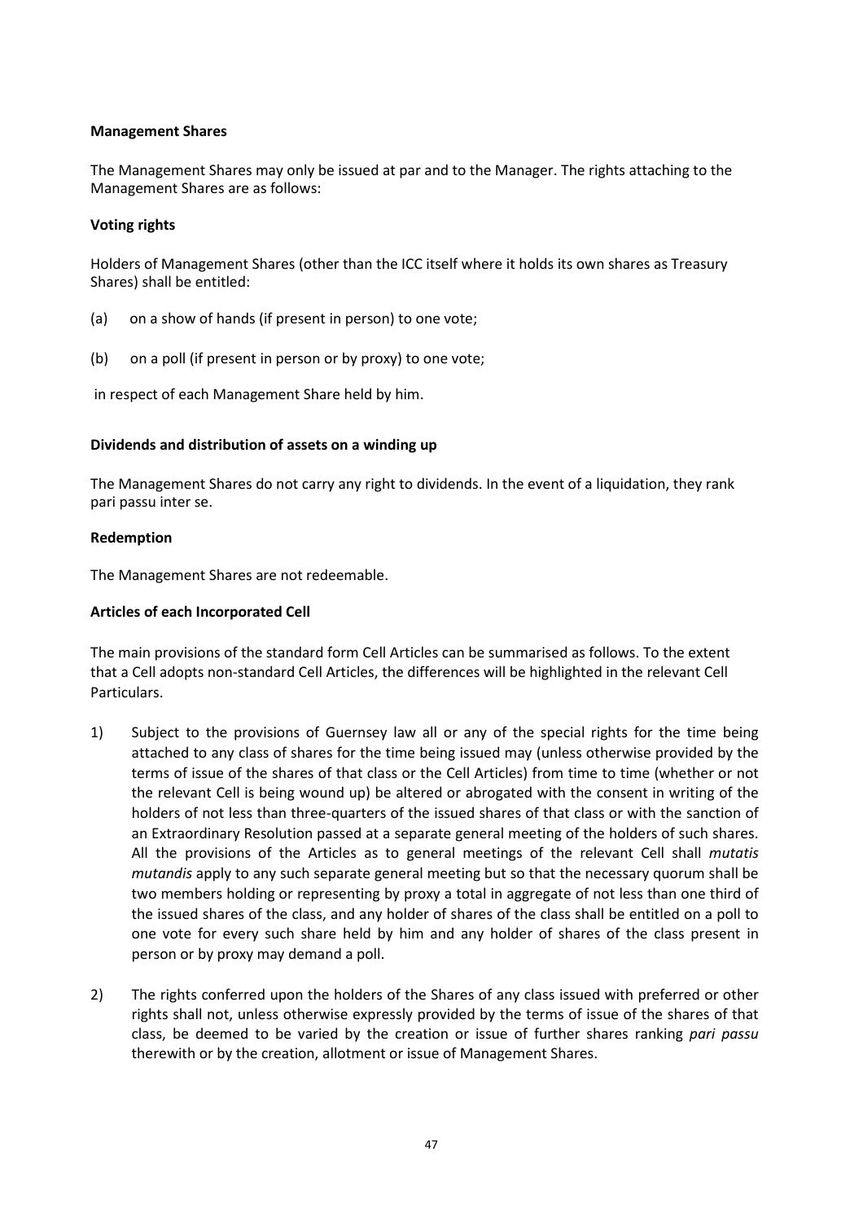**Management Shares**

The Management Shares may only be issued at par and to the Manager. The rights attaching to the Management Shares are as follows:

**Voting rights**

Holders of Management Shares (other than the ICC itself where it holds its own shares as Treasury Shares) shall be entitled:

(a) on a show of hands (if present in person) to one vote;

(b) on a poll (if present in person or by proxy) to one vote;

in respect of each Management Share held by him.

**Dividends and distribution of assets on a winding up**

The Management Shares do not carry any right to dividends. In the event of a liquidation, they rank pari passu inter se.

**Redemption**

The Management Shares are not redeemable.

**Articles of each Incorporated Cell**

The main provisions of the standard form Cell Articles can be summarised as follows. To the extent that a Cell adopts non-standard Cell Articles, the differences will be highlighted in the relevant Cell Particulars.

1) Subject to the provisions of Guernsey law all or any of the special rights for the time being attached to any class of shares for the time being issued may (unless otherwise provided by the terms of issue of the shares of that class or the Cell Articles) from time to time (whether or not the relevant Cell is being wound up) be altered or abrogated with the consent in writing of the holders of not less than three-quarters of the issued shares of that class or with the sanction of an Extraordinary Resolution passed at a separate general meeting of the holders of such shares. All the provisions of the Articles as to general meetings of the relevant Cell shall *mutatis mutandis* apply to any such separate general meeting but so that the necessary quorum shall be two members holding or representing by proxy a total in aggregate of not less than one third of the issued shares of the class, and any holder of shares of the class shall be entitled on a poll to one vote for every such share held by him and any holder of shares of the class present in person or by proxy may demand a poll.

2) The rights conferred upon the holders of the Shares of any class issued with preferred or other rights shall not, unless otherwise expressly provided by the terms of issue of the shares of that class, be deemed to be varied by the creation or issue of further shares ranking *pari passu* therewith or by the creation, allotment or issue of Management Shares.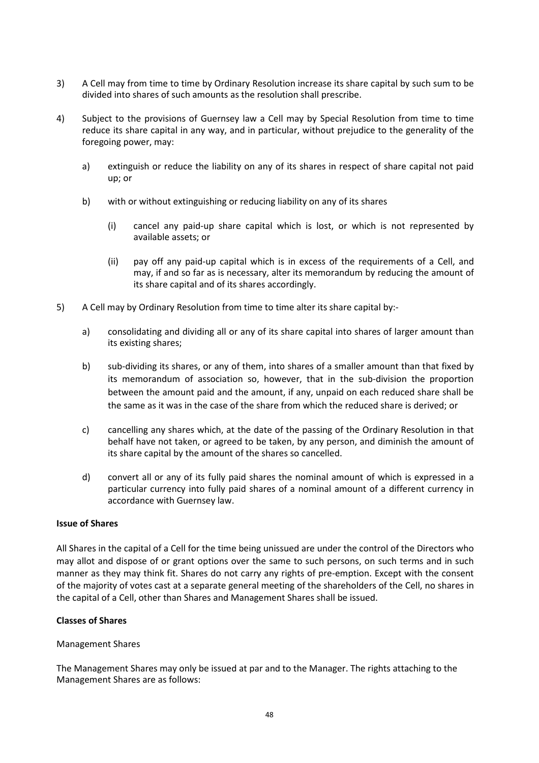3) A Cell may from time to time by Ordinary Resolution increase its share capital by such sum to be divided into shares of such amounts as the resolution shall prescribe.

4) Subject to the provisions of Guernsey law a Cell may by Special Resolution from time to time reduce its share capital in any way, and in particular, without prejudice to the generality of the foregoing power, may:

   a) extinguish or reduce the liability on any of its shares in respect of share capital not paid up; or

   b) with or without extinguishing or reducing liability on any of its shares

      (i) cancel any paid-up share capital which is lost, or which is not represented by available assets; or

      (ii) pay off any paid-up capital which is in excess of the requirements of a Cell, and may, if and so far as is necessary, alter its memorandum by reducing the amount of its share capital and of its shares accordingly.

5) A Cell may by Ordinary Resolution from time to time alter its share capital by:-

   a) consolidating and dividing all or any of its share capital into shares of larger amount than its existing shares;

   b) sub-dividing its shares, or any of them, into shares of a smaller amount than that fixed by its memorandum of association so, however, that in the sub-division the proportion between the amount paid and the amount, if any, unpaid on each reduced share shall be the same as it was in the case of the share from which the reduced share is derived; or

   c) cancelling any shares which, at the date of the passing of the Ordinary Resolution in that behalf have not taken, or agreed to be taken, by any person, and diminish the amount of its share capital by the amount of the shares so cancelled.

   d) convert all or any of its fully paid shares the nominal amount of which is expressed in a particular currency into fully paid shares of a nominal amount of a different currency in accordance with Guernsey law.

**Issue of Shares**

All Shares in the capital of a Cell for the time being unissued are under the control of the Directors who may allot and dispose of or grant options over the same to such persons, on such terms and in such manner as they may think fit. Shares do not carry any rights of pre-emption. Except with the consent of the majority of votes cast at a separate general meeting of the shareholders of the Cell, no shares in the capital of a Cell, other than Shares and Management Shares shall be issued.

**Classes of Shares**

Management Shares

The Management Shares may only be issued at par and to the Manager. The rights attaching to the Management Shares are as follows: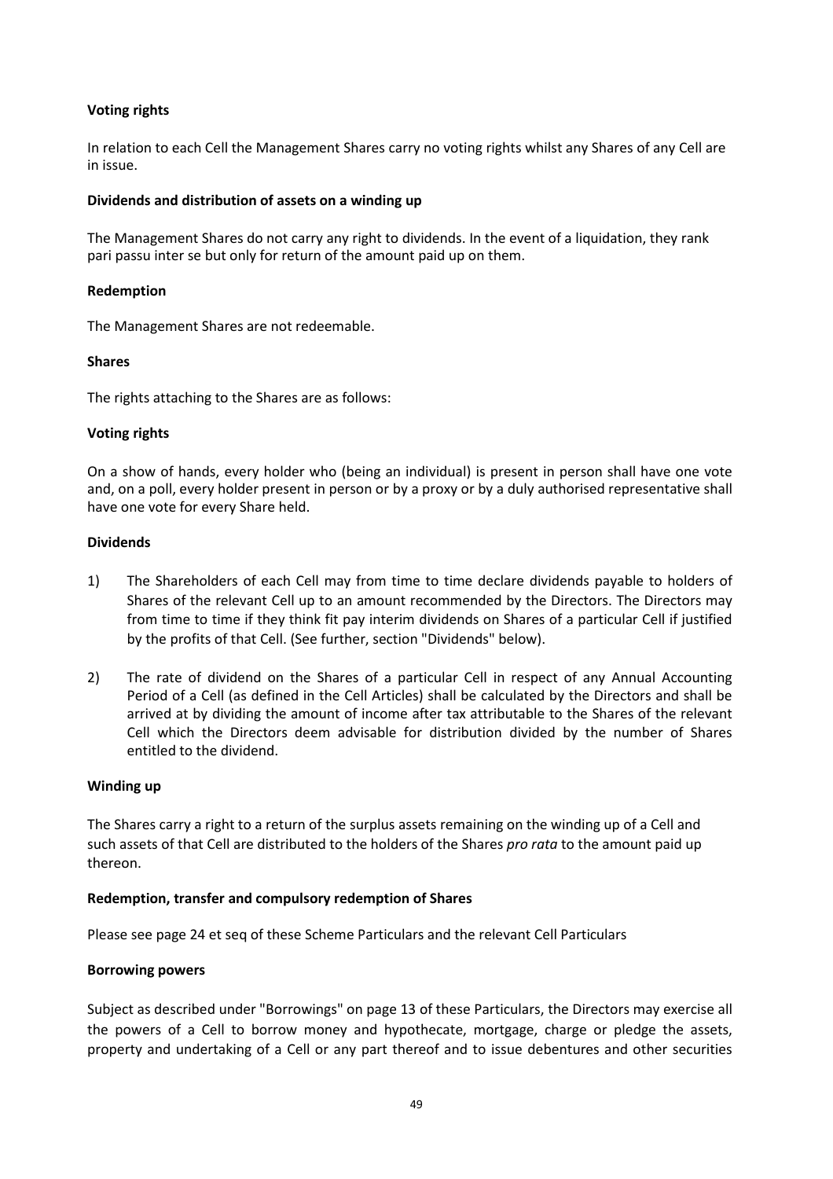**Voting rights**

In relation to each Cell the Management Shares carry no voting rights whilst any Shares of any Cell are in issue.

**Dividends and distribution of assets on a winding up**

The Management Shares do not carry any right to dividends. In the event of a liquidation, they rank pari passu inter se but only for return of the amount paid up on them.

**Redemption**

The Management Shares are not redeemable.

**Shares**

The rights attaching to the Shares are as follows:

**Voting rights**

On a show of hands, every holder who (being an individual) is present in person shall have one vote and, on a poll, every holder present in person or by a proxy or by a duly authorised representative shall have one vote for every Share held.

**Dividends**

1) The Shareholders of each Cell may from time to time declare dividends payable to holders of Shares of the relevant Cell up to an amount recommended by the Directors. The Directors may from time to time if they think fit pay interim dividends on Shares of a particular Cell if justified by the profits of that Cell. (See further, section "Dividends" below).

2) The rate of dividend on the Shares of a particular Cell in respect of any Annual Accounting Period of a Cell (as defined in the Cell Articles) shall be calculated by the Directors and shall be arrived at by dividing the amount of income after tax attributable to the Shares of the relevant Cell which the Directors deem advisable for distribution divided by the number of Shares entitled to the dividend.

**Winding up**

The Shares carry a right to a return of the surplus assets remaining on the winding up of a Cell and such assets of that Cell are distributed to the holders of the Shares *pro rata* to the amount paid up thereon.

**Redemption, transfer and compulsory redemption of Shares**

Please see page 24 et seq of these Scheme Particulars and the relevant Cell Particulars

**Borrowing powers**

Subject as described under "Borrowings" on page 13 of these Particulars, the Directors may exercise all the powers of a Cell to borrow money and hypothecate, mortgage, charge or pledge the assets, property and undertaking of a Cell or any part thereof and to issue debentures and other securities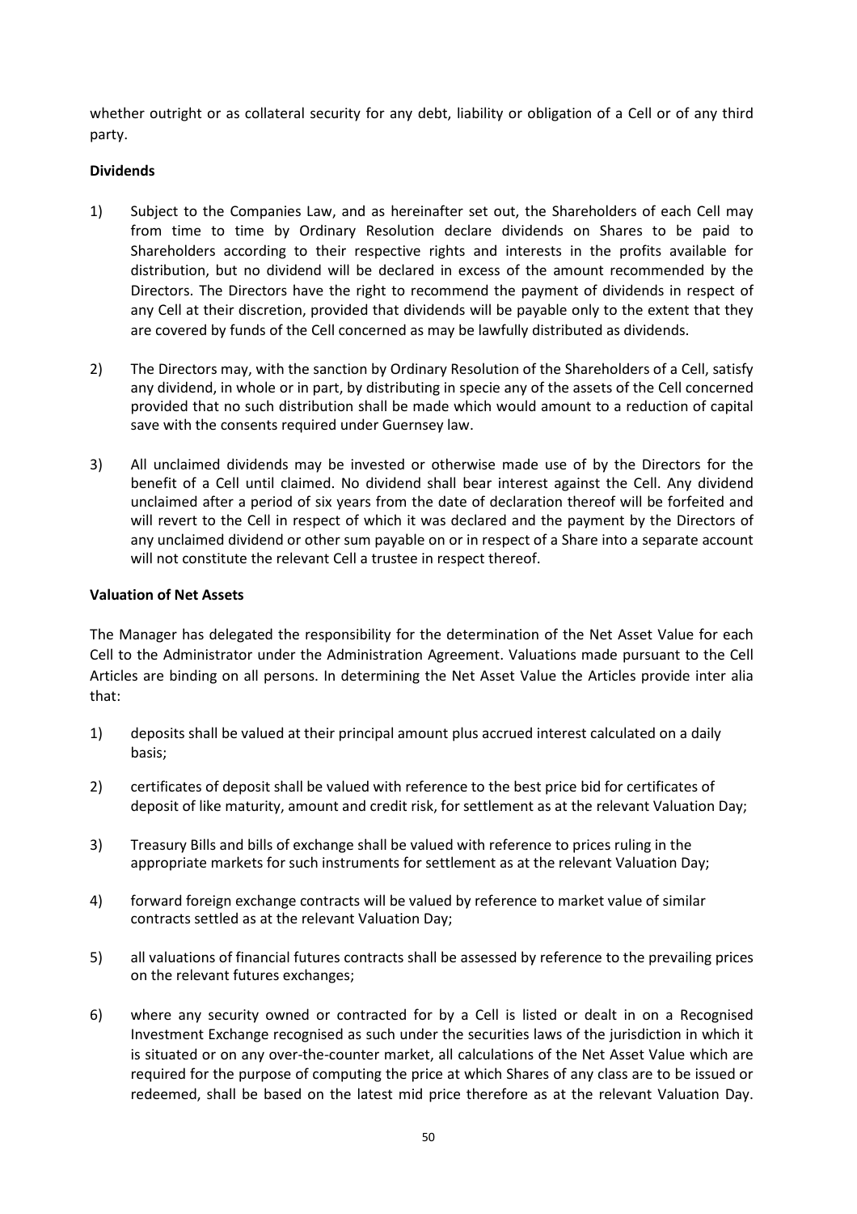whether outright or as collateral security for any debt, liability or obligation of a Cell or of any third party.

**Dividends**

1) Subject to the Companies Law, and as hereinafter set out, the Shareholders of each Cell may from time to time by Ordinary Resolution declare dividends on Shares to be paid to Shareholders according to their respective rights and interests in the profits available for distribution, but no dividend will be declared in excess of the amount recommended by the Directors. The Directors have the right to recommend the payment of dividends in respect of any Cell at their discretion, provided that dividends will be payable only to the extent that they are covered by funds of the Cell concerned as may be lawfully distributed as dividends.

2) The Directors may, with the sanction by Ordinary Resolution of the Shareholders of a Cell, satisfy any dividend, in whole or in part, by distributing in specie any of the assets of the Cell concerned provided that no such distribution shall be made which would amount to a reduction of capital save with the consents required under Guernsey law.

3) All unclaimed dividends may be invested or otherwise made use of by the Directors for the benefit of a Cell until claimed. No dividend shall bear interest against the Cell. Any dividend unclaimed after a period of six years from the date of declaration thereof will be forfeited and will revert to the Cell in respect of which it was declared and the payment by the Directors of any unclaimed dividend or other sum payable on or in respect of a Share into a separate account will not constitute the relevant Cell a trustee in respect thereof.

**Valuation of Net Assets**

The Manager has delegated the responsibility for the determination of the Net Asset Value for each Cell to the Administrator under the Administration Agreement. Valuations made pursuant to the Cell Articles are binding on all persons. In determining the Net Asset Value the Articles provide inter alia that:

1) deposits shall be valued at their principal amount plus accrued interest calculated on a daily basis;

2) certificates of deposit shall be valued with reference to the best price bid for certificates of deposit of like maturity, amount and credit risk, for settlement as at the relevant Valuation Day;

3) Treasury Bills and bills of exchange shall be valued with reference to prices ruling in the appropriate markets for such instruments for settlement as at the relevant Valuation Day;

4) forward foreign exchange contracts will be valued by reference to market value of similar contracts settled as at the relevant Valuation Day;

5) all valuations of financial futures contracts shall be assessed by reference to the prevailing prices on the relevant futures exchanges;

6) where any security owned or contracted for by a Cell is listed or dealt in on a Recognised Investment Exchange recognised as such under the securities laws of the jurisdiction in which it is situated or on any over-the-counter market, all calculations of the Net Asset Value which are required for the purpose of computing the price at which Shares of any class are to be issued or redeemed, shall be based on the latest mid price therefore as at the relevant Valuation Day.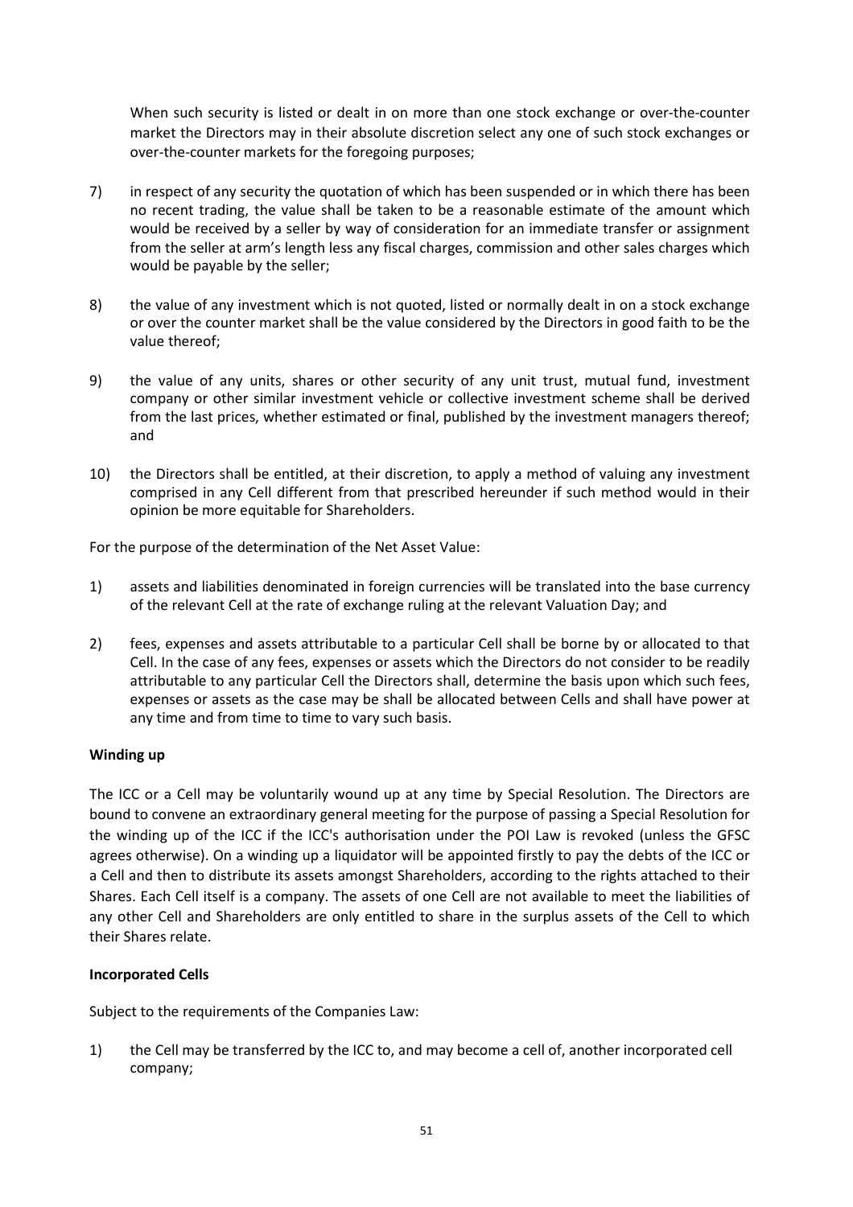When such security is listed or dealt in on more than one stock exchange or over-the-counter market the Directors may in their absolute discretion select any one of such stock exchanges or over-the-counter markets for the foregoing purposes;

7) in respect of any security the quotation of which has been suspended or in which there has been no recent trading, the value shall be taken to be a reasonable estimate of the amount which would be received by a seller by way of consideration for an immediate transfer or assignment from the seller at arm's length less any fiscal charges, commission and other sales charges which would be payable by the seller;

8) the value of any investment which is not quoted, listed or normally dealt in on a stock exchange or over the counter market shall be the value considered by the Directors in good faith to be the value thereof;

9) the value of any units, shares or other security of any unit trust, mutual fund, investment company or other similar investment vehicle or collective investment scheme shall be derived from the last prices, whether estimated or final, published by the investment managers thereof; and

10) the Directors shall be entitled, at their discretion, to apply a method of valuing any investment comprised in any Cell different from that prescribed hereunder if such method would in their opinion be more equitable for Shareholders.

For the purpose of the determination of the Net Asset Value:

1) assets and liabilities denominated in foreign currencies will be translated into the base currency of the relevant Cell at the rate of exchange ruling at the relevant Valuation Day; and

2) fees, expenses and assets attributable to a particular Cell shall be borne by or allocated to that Cell. In the case of any fees, expenses or assets which the Directors do not consider to be readily attributable to any particular Cell the Directors shall, determine the basis upon which such fees, expenses or assets as the case may be shall be allocated between Cells and shall have power at any time and from time to time to vary such basis.

**Winding up**

The ICC or a Cell may be voluntarily wound up at any time by Special Resolution. The Directors are bound to convene an extraordinary general meeting for the purpose of passing a Special Resolution for the winding up of the ICC if the ICC's authorisation under the POI Law is revoked (unless the GFSC agrees otherwise). On a winding up a liquidator will be appointed firstly to pay the debts of the ICC or a Cell and then to distribute its assets amongst Shareholders, according to the rights attached to their Shares. Each Cell itself is a company. The assets of one Cell are not available to meet the liabilities of any other Cell and Shareholders are only entitled to share in the surplus assets of the Cell to which their Shares relate.

**Incorporated Cells**

Subject to the requirements of the Companies Law:

1) the Cell may be transferred by the ICC to, and may become a cell of, another incorporated cell company;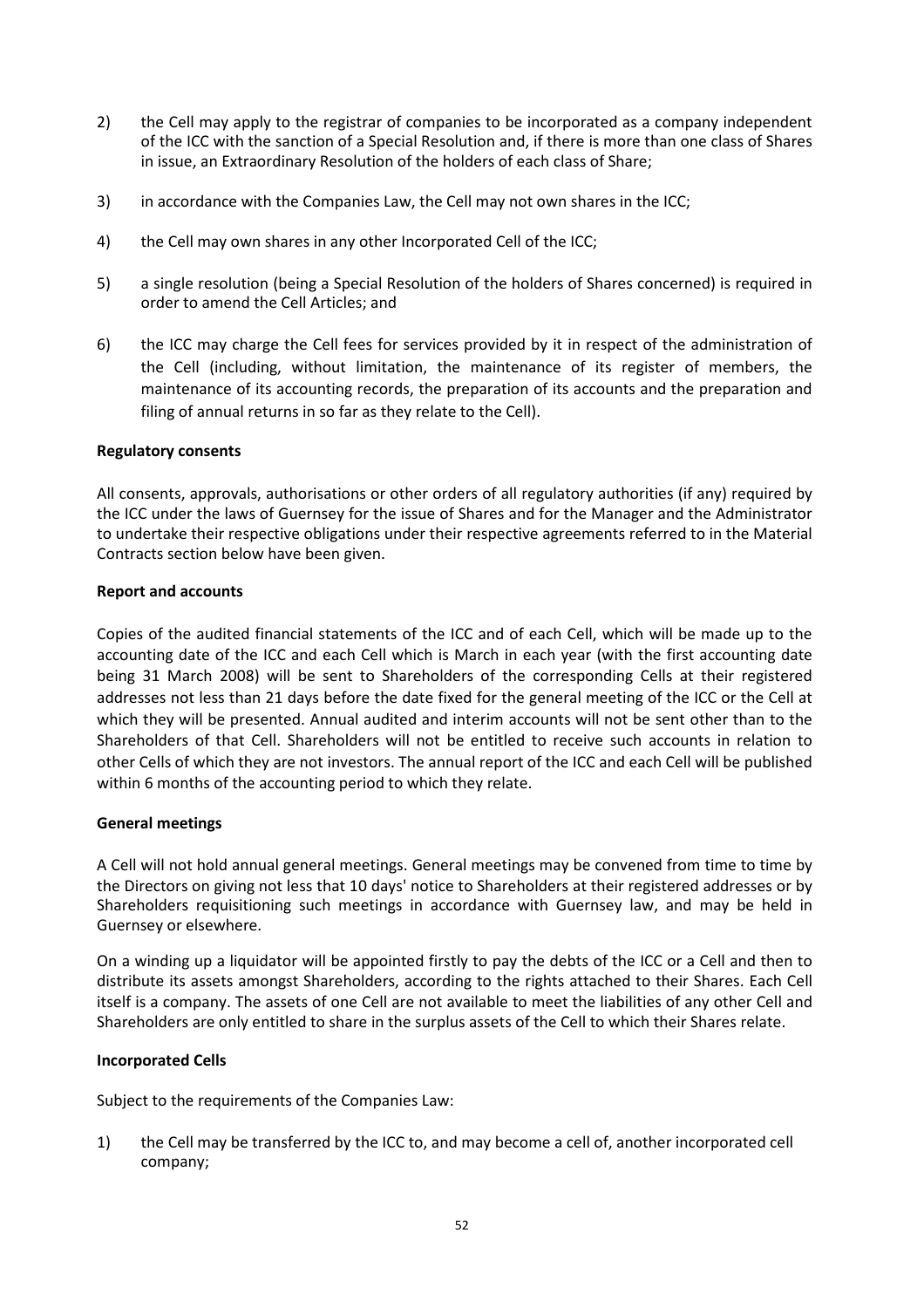2) the Cell may apply to the registrar of companies to be incorporated as a company independent of the ICC with the sanction of a Special Resolution and, if there is more than one class of Shares in issue, an Extraordinary Resolution of the holders of each class of Share;

3) in accordance with the Companies Law, the Cell may not own shares in the ICC;

4) the Cell may own shares in any other Incorporated Cell of the ICC;

5) a single resolution (being a Special Resolution of the holders of Shares concerned) is required in order to amend the Cell Articles; and

6) the ICC may charge the Cell fees for services provided by it in respect of the administration of the Cell (including, without limitation, the maintenance of its register of members, the maintenance of its accounting records, the preparation of its accounts and the preparation and filing of annual returns in so far as they relate to the Cell).

**Regulatory consents**

All consents, approvals, authorisations or other orders of all regulatory authorities (if any) required by the ICC under the laws of Guernsey for the issue of Shares and for the Manager and the Administrator to undertake their respective obligations under their respective agreements referred to in the Material Contracts section below have been given.

**Report and accounts**

Copies of the audited financial statements of the ICC and of each Cell, which will be made up to the accounting date of the ICC and each Cell which is March in each year (with the first accounting date being 31 March 2008) will be sent to Shareholders of the corresponding Cells at their registered addresses not less than 21 days before the date fixed for the general meeting of the ICC or the Cell at which they will be presented. Annual audited and interim accounts will not be sent other than to the Shareholders of that Cell. Shareholders will not be entitled to receive such accounts in relation to other Cells of which they are not investors. The annual report of the ICC and each Cell will be published within 6 months of the accounting period to which they relate.

**General meetings**

A Cell will not hold annual general meetings. General meetings may be convened from time to time by the Directors on giving not less that 10 days' notice to Shareholders at their registered addresses or by Shareholders requisitioning such meetings in accordance with Guernsey law, and may be held in Guernsey or elsewhere.

On a winding up a liquidator will be appointed firstly to pay the debts of the ICC or a Cell and then to distribute its assets amongst Shareholders, according to the rights attached to their Shares. Each Cell itself is a company. The assets of one Cell are not available to meet the liabilities of any other Cell and Shareholders are only entitled to share in the surplus assets of the Cell to which their Shares relate.

**Incorporated Cells**

Subject to the requirements of the Companies Law:

1) the Cell may be transferred by the ICC to, and may become a cell of, another incorporated cell company;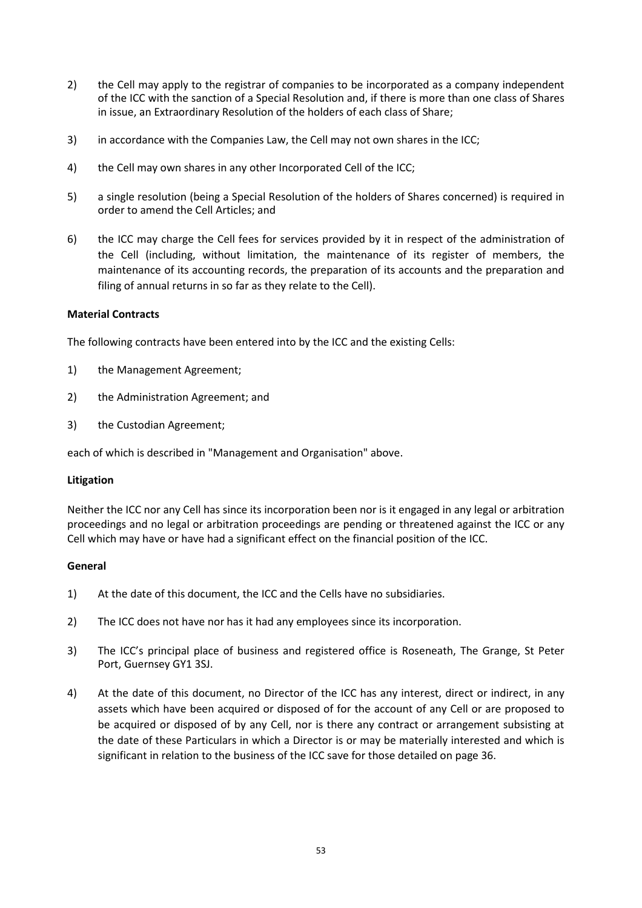2) the Cell may apply to the registrar of companies to be incorporated as a company independent of the ICC with the sanction of a Special Resolution and, if there is more than one class of Shares in issue, an Extraordinary Resolution of the holders of each class of Share;

3) in accordance with the Companies Law, the Cell may not own shares in the ICC;

4) the Cell may own shares in any other Incorporated Cell of the ICC;

5) a single resolution (being a Special Resolution of the holders of Shares concerned) is required in order to amend the Cell Articles; and

6) the ICC may charge the Cell fees for services provided by it in respect of the administration of the Cell (including, without limitation, the maintenance of its register of members, the maintenance of its accounting records, the preparation of its accounts and the preparation and filing of annual returns in so far as they relate to the Cell).

**Material Contracts**

The following contracts have been entered into by the ICC and the existing Cells:

1) the Management Agreement;

2) the Administration Agreement; and

3) the Custodian Agreement;

each of which is described in "Management and Organisation" above.

**Litigation**

Neither the ICC nor any Cell has since its incorporation been nor is it engaged in any legal or arbitration proceedings and no legal or arbitration proceedings are pending or threatened against the ICC or any Cell which may have or have had a significant effect on the financial position of the ICC.

**General**

1) At the date of this document, the ICC and the Cells have no subsidiaries.

2) The ICC does not have nor has it had any employees since its incorporation.

3) The ICC's principal place of business and registered office is Roseneath, The Grange, St Peter Port, Guernsey GY1 3SJ.

4) At the date of this document, no Director of the ICC has any interest, direct or indirect, in any assets which have been acquired or disposed of for the account of any Cell or are proposed to be acquired or disposed of by any Cell, nor is there any contract or arrangement subsisting at the date of these Particulars in which a Director is or may be materially interested and which is significant in relation to the business of the ICC save for those detailed on page 36.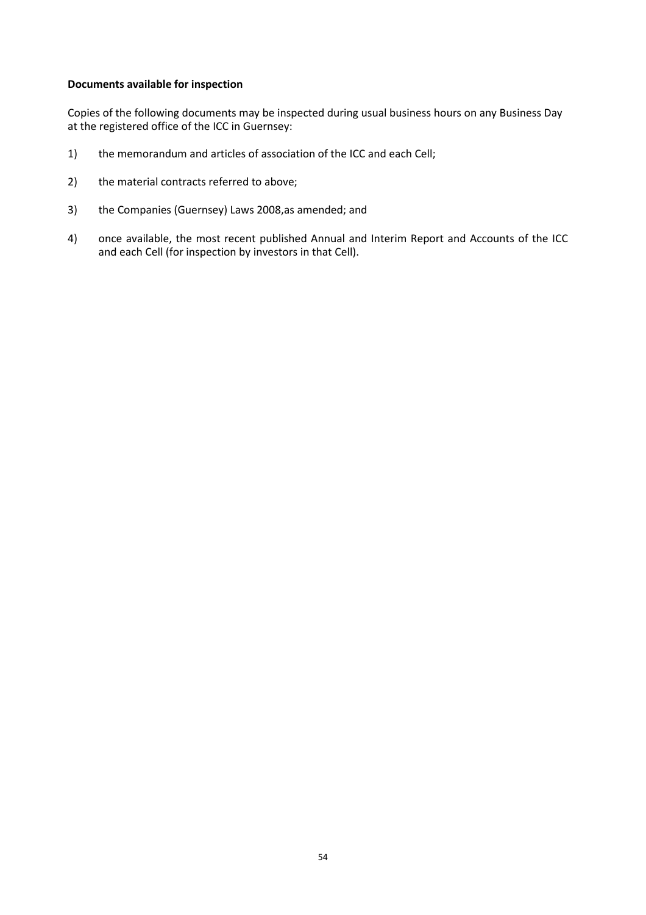**Documents available for inspection**

Copies of the following documents may be inspected during usual business hours on any Business Day at the registered office of the ICC in Guernsey:

1) the memorandum and articles of association of the ICC and each Cell;

2) the material contracts referred to above;

3) the Companies (Guernsey) Laws 2008,as amended; and

4) once available, the most recent published Annual and Interim Report and Accounts of the ICC and each Cell (for inspection by investors in that Cell).